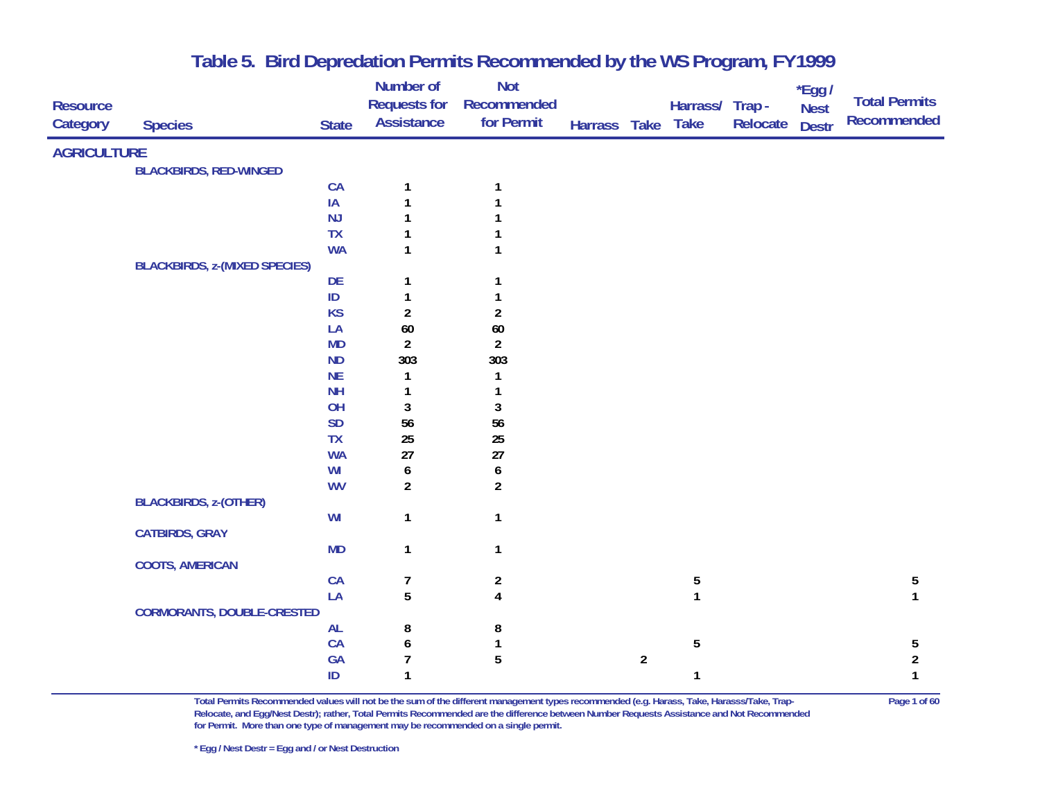# Table 5. Bird Depredation Permits Recommended by the WS Program, FY1999

| Resource Category | Species | State | Number of Requests for Assistance | Not Recommended for Permit | Harrass | Take | Harrass/ Take | Trap - Relocate | *Egg / Nest Destr | Total Permits Recommended |
|---|---|---|---|---|---|---|---|---|---|---|
| AGRICULTURE | | | | | | | | | | |
| | BLACKBIRDS, RED-WINGED | | | | | | | | | |
| | | CA | 1 | 1 | | | | | | |
| | | IA | 1 | 1 | | | | | | |
| | | NJ | 1 | 1 | | | | | | |
| | | TX | 1 | 1 | | | | | | |
| | | WA | 1 | 1 | | | | | | |
| | BLACKBIRDS, z-(MIXED SPECIES) | | | | | | | | | |
| | | DE | 1 | 1 | | | | | | |
| | | ID | 1 | 1 | | | | | | |
| | | KS | 2 | 2 | | | | | | |
| | | LA | 60 | 60 | | | | | | |
| | | MD | 2 | 2 | | | | | | |
| | | ND | 303 | 303 | | | | | | |
| | | NE | 1 | 1 | | | | | | |
| | | NH | 1 | 1 | | | | | | |
| | | OH | 3 | 3 | | | | | | |
| | | SD | 56 | 56 | | | | | | |
| | | TX | 25 | 25 | | | | | | |
| | | WA | 27 | 27 | | | | | | |
| | | WI | 6 | 6 | | | | | | |
| | | WV | 2 | 2 | | | | | | |
| | BLACKBIRDS, z-(OTHER) | | | | | | | | | |
| | | WI | 1 | 1 | | | | | | |
| | CATBIRDS, GRAY | | | | | | | | | |
| | | MD | 1 | 1 | | | | | | |
| | COOTS, AMERICAN | | | | | | | | | |
| | | CA | 7 | 2 | | | 5 | | | 5 |
| | | LA | 5 | 4 | | | 1 | | | 1 |
| | CORMORANTS, DOUBLE-CRESTED | | | | | | | | | |
| | | AL | 8 | 8 | | | | | | |
| | | CA | 6 | 1 | | | 5 | | | 5 |
| | | GA | 7 | 5 | | 2 | | | | 2 |
| | | ID | 1 | | | | 1 | | | 1 |

Total Permits Recommended values will not be the sum of the different management types recommended (e.g. Harass, Take, Harasss/Take, Trap-Relocate, and Egg/Nest Destr); rather, Total Permits Recommended are the difference between Number Requests Assistance and Not Recommended for Permit. More than one type of management may be recommended on a single permit.

* Egg / Nest Destr = Egg and / or Nest Destruction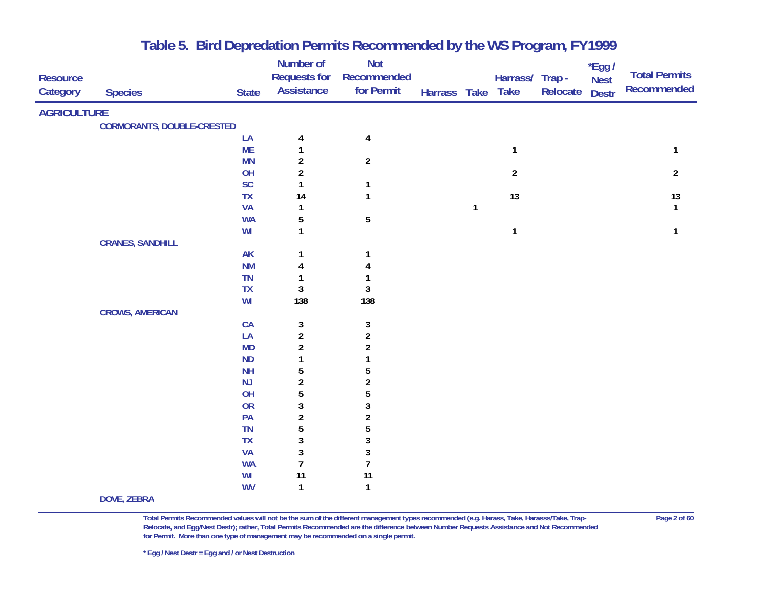# Table 5. Bird Depredation Permits Recommended by the WS Program, FY1999

| Resource Category | Species | State | Number of Requests for Assistance | Not Recommended for Permit | Harrass | Take | Harrass/ Take | Trap - Relocate | *Egg / Nest Destr | Total Permits Recommended |
|---|---|---|---|---|---|---|---|---|---|---|
| **AGRICULTURE** | | | | | | | | | | |
| | **CORMORANTS, DOUBLE-CRESTED** | | | | | | | | | |
| | | LA | 4 | 4 | | | | | | |
| | | ME | 1 | | | | 1 | | | 1 |
| | | MN | 2 | 2 | | | | | | |
| | | OH | 2 | | | | 2 | | | 2 |
| | | SC | 1 | 1 | | | | | | |
| | | TX | 14 | 1 | | | 13 | | | 13 |
| | | VA | 1 | | | 1 | | | | 1 |
| | | WA | 5 | 5 | | | | | | |
| | | WI | 1 | | | | 1 | | | 1 |
| | **CRANES, SANDHILL** | | | | | | | | | |
| | | AK | 1 | 1 | | | | | | |
| | | NM | 4 | 4 | | | | | | |
| | | TN | 1 | 1 | | | | | | |
| | | TX | 3 | 3 | | | | | | |
| | | WI | 138 | 138 | | | | | | |
| | **CROWS, AMERICAN** | | | | | | | | | |
| | | CA | 3 | 3 | | | | | | |
| | | LA | 2 | 2 | | | | | | |
| | | MD | 2 | 2 | | | | | | |
| | | ND | 1 | 1 | | | | | | |
| | | NH | 5 | 5 | | | | | | |
| | | NJ | 2 | 2 | | | | | | |
| | | OH | 5 | 5 | | | | | | |
| | | OR | 3 | 3 | | | | | | |
| | | PA | 2 | 2 | | | | | | |
| | | TN | 5 | 5 | | | | | | |
| | | TX | 3 | 3 | | | | | | |
| | | VA | 3 | 3 | | | | | | |
| | | WA | 7 | 7 | | | | | | |
| | | WI | 11 | 11 | | | | | | |
| | | WV | 1 | 1 | | | | | | |
| | **DOVE, ZEBRA** | | | | | | | | | |

Total Permits Recommended values will not be the sum of the different management types recommended (e.g. Harass, Take, Harasss/Take, Trap-Relocate, and Egg/Nest Destr); rather, Total Permits Recommended are the difference between Number Requests Assistance and Not Recommended for Permit. More than one type of management may be recommended on a single permit.

* Egg / Nest Destr = Egg and / or Nest Destruction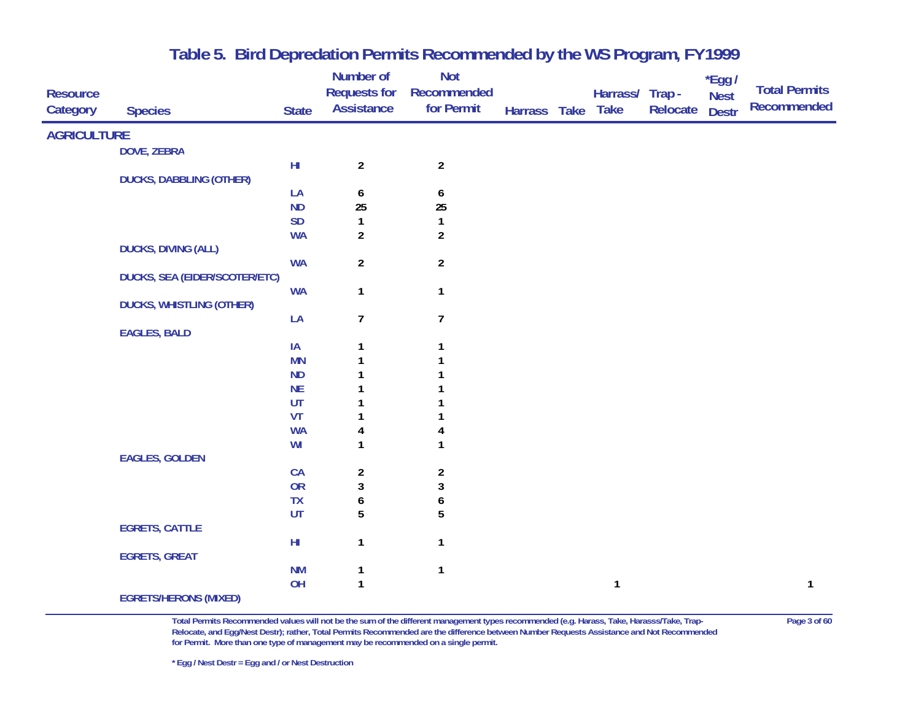# Table 5. Bird Depredation Permits Recommended by the WS Program, FY1999

| Resource Category | Species | State | Number of Requests for Assistance | Not Recommended for Permit | Harrass | Take | Harrass/ Take | Trap - Relocate | *Egg / Nest Destr | Total Permits Recommended |
|---|---|---|---|---|---|---|---|---|---|---|
| AGRICULTURE | | | | | | | | | | |
| | DOVE, ZEBRA | | | | | | | | | |
| | | HI | 2 | 2 | | | | | | |
| | DUCKS, DABBLING (OTHER) | | | | | | | | | |
| | | LA | 6 | 6 | | | | | | |
| | | ND | 25 | 25 | | | | | | |
| | | SD | 1 | 1 | | | | | | |
| | | WA | 2 | 2 | | | | | | |
| | DUCKS, DIVING (ALL) | | | | | | | | | |
| | | WA | 2 | 2 | | | | | | |
| | DUCKS, SEA (EIDER/SCOTER/ETC) | | | | | | | | | |
| | | WA | 1 | 1 | | | | | | |
| | DUCKS, WHISTLING (OTHER) | | | | | | | | | |
| | | LA | 7 | 7 | | | | | | |
| | EAGLES, BALD | | | | | | | | | |
| | | IA | 1 | 1 | | | | | | |
| | | MN | 1 | 1 | | | | | | |
| | | ND | 1 | 1 | | | | | | |
| | | NE | 1 | 1 | | | | | | |
| | | UT | 1 | 1 | | | | | | |
| | | VT | 1 | 1 | | | | | | |
| | | WA | 4 | 4 | | | | | | |
| | | WI | 1 | 1 | | | | | | |
| | EAGLES, GOLDEN | | | | | | | | | |
| | | CA | 2 | 2 | | | | | | |
| | | OR | 3 | 3 | | | | | | |
| | | TX | 6 | 6 | | | | | | |
| | | UT | 5 | 5 | | | | | | |
| | EGRETS, CATTLE | | | | | | | | | |
| | | HI | 1 | 1 | | | | | | |
| | EGRETS, GREAT | | | | | | | | | |
| | | NM | 1 | 1 | | | | | | |
| | | OH | 1 | | | | 1 | | | 1 |
| | EGRETS/HERONS (MIXED) | | | | | | | | | |

Total Permits Recommended values will not be the sum of the different management types recommended (e.g. Harass, Take, Harasss/Take, Trap-Relocate, and Egg/Nest Destr); rather, Total Permits Recommended are the difference between Number Requests Assistance and Not Recommended for Permit. More than one type of management may be recommended on a single permit.

\* Egg / Nest Destr = Egg and / or Nest Destruction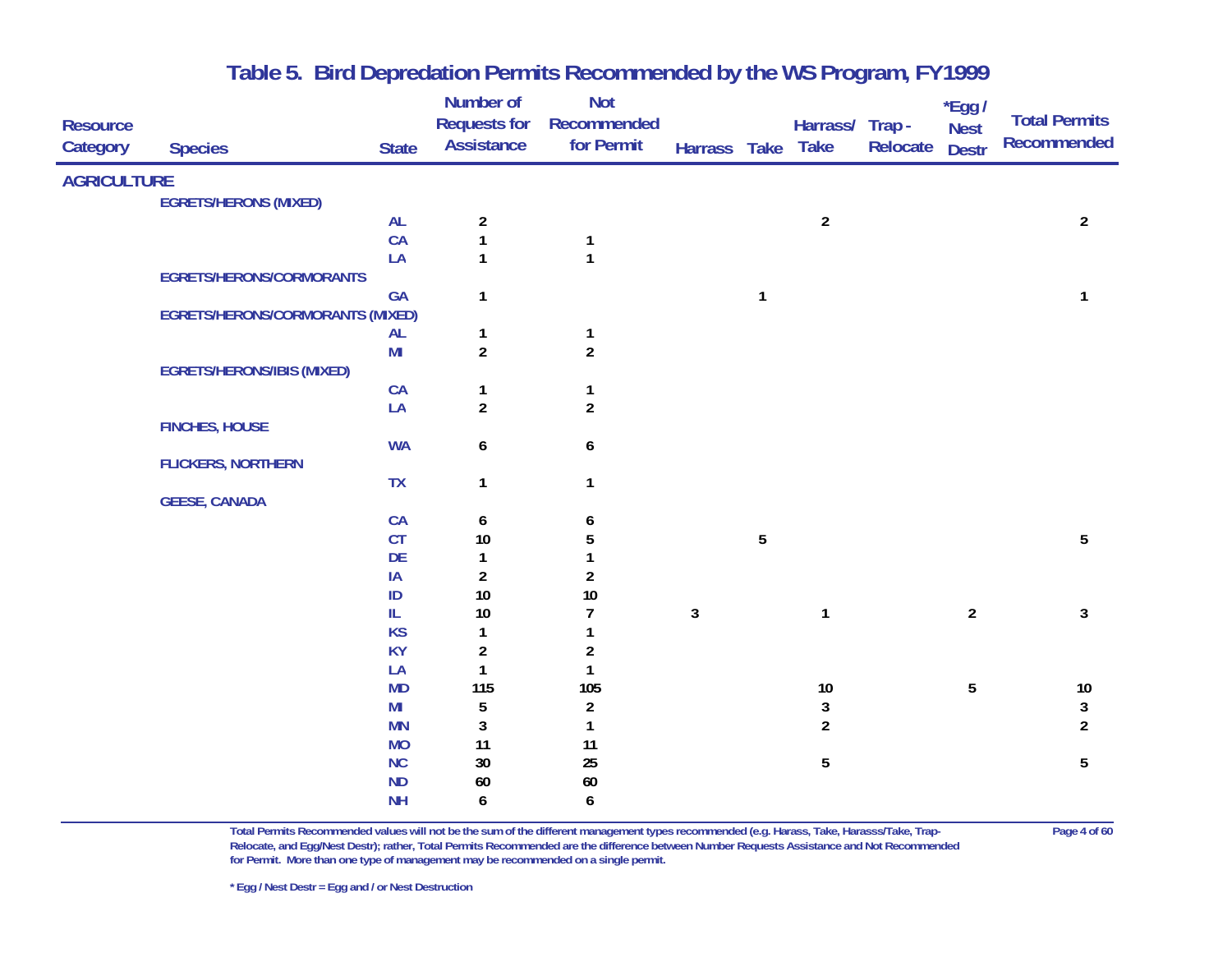# Table 5. Bird Depredation Permits Recommended by the WS Program, FY1999

| Resource Category | Species | State | Number of Requests for Assistance | Not Recommended for Permit | Harrass | Take | Harrass/ Take | Trap - Relocate | *Egg / Nest Destr | Total Permits Recommended |
|---|---|---|---|---|---|---|---|---|---|---|
| **AGRICULTURE** | | | | | | | | | | |
| | **EGRETS/HERONS (MIXED)** | | | | | | | | | |
| | | AL | 2 | | | | 2 | | | 2 |
| | | CA | 1 | 1 | | | | | | |
| | | LA | 1 | 1 | | | | | | |
| | **EGRETS/HERONS/CORMORANTS** | | | | | | | | | |
| | | GA | 1 | | | 1 | | | | 1 |
| | **EGRETS/HERONS/CORMORANTS (MIXED)** | | | | | | | | | |
| | | AL | 1 | 1 | | | | | | |
| | | MI | 2 | 2 | | | | | | |
| | **EGRETS/HERONS/IBIS (MIXED)** | | | | | | | | | |
| | | CA | 1 | 1 | | | | | | |
| | | LA | 2 | 2 | | | | | | |
| | **FINCHES, HOUSE** | | | | | | | | | |
| | | WA | 6 | 6 | | | | | | |
| | **FLICKERS, NORTHERN** | | | | | | | | | |
| | | TX | 1 | 1 | | | | | | |
| | **GEESE, CANADA** | | | | | | | | | |
| | | CA | 6 | 6 | | | | | | |
| | | CT | 10 | 5 | | 5 | | | | 5 |
| | | DE | 1 | 1 | | | | | | |
| | | IA | 2 | 2 | | | | | | |
| | | ID | 10 | 10 | | | | | | |
| | | IL | 10 | 7 | 3 | | 1 | | 2 | 3 |
| | | KS | 1 | 1 | | | | | | |
| | | KY | 2 | 2 | | | | | | |
| | | LA | 1 | 1 | | | | | | |
| | | MD | 115 | 105 | | | 10 | | 5 | 10 |
| | | MI | 5 | 2 | | | 3 | | | 3 |
| | | MN | 3 | 1 | | | 2 | | | 2 |
| | | MO | 11 | 11 | | | | | | |
| | | NC | 30 | 25 | | | 5 | | | 5 |
| | | ND | 60 | 60 | | | | | | |
| | | NH | 6 | 6 | | | | | | |

Total Permits Recommended values will not be the sum of the different management types recommended (e.g. Harass, Take, Harasss/Take, Trap-Relocate, and Egg/Nest Destr); rather, Total Permits Recommended are the difference between Number Requests Assistance and Not Recommended for Permit. More than one type of management may be recommended on a single permit.

* Egg / Nest Destr = Egg and / or Nest Destruction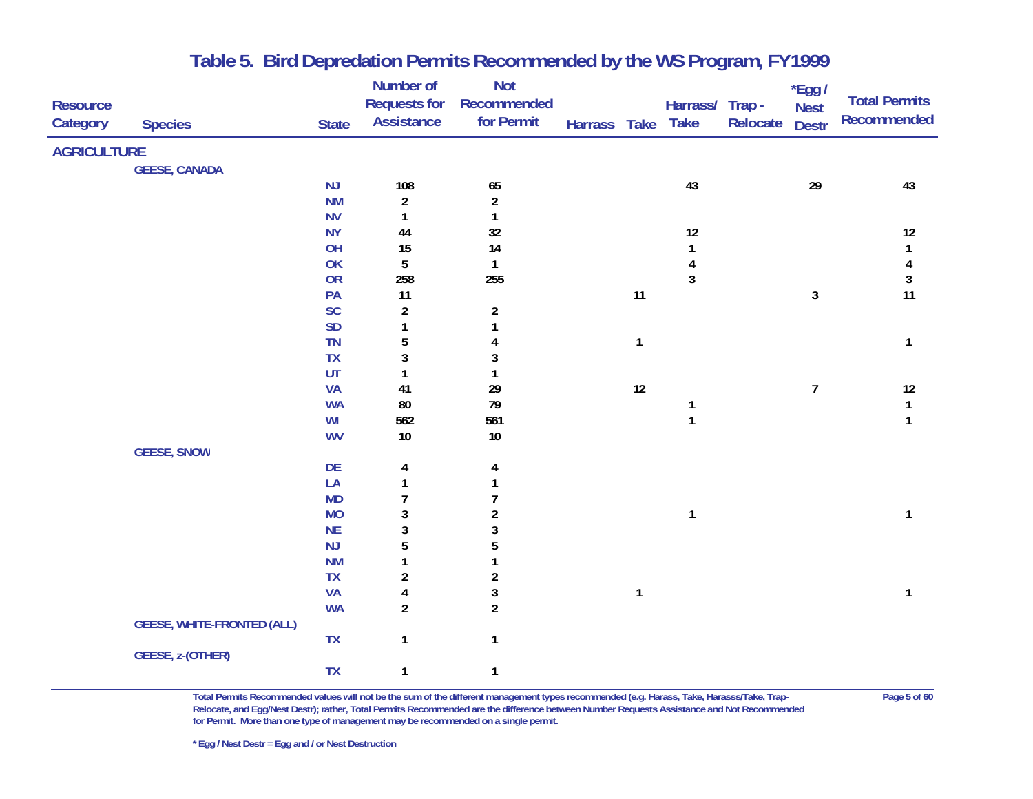# Table 5. Bird Depredation Permits Recommended by the WS Program, FY1999

| Resource Category | Species | State | Number of Requests for Assistance | Not Recommended for Permit | Harrass | Take | Harrass/ Take | Trap - Relocate | *Egg / Nest Destr | Total Permits Recommended |
|---|---|---|---|---|---|---|---|---|---|---|
| **AGRICULTURE** | | | | | | | | | | |
| | **GEESE, CANADA** | | | | | | | | | |
| | | NJ | 108 | 65 | | | 43 | | 29 | 43 |
| | | NM | 2 | 2 | | | | | | |
| | | NV | 1 | 1 | | | | | | |
| | | NY | 44 | 32 | | | 12 | | | 12 |
| | | OH | 15 | 14 | | | 1 | | | 1 |
| | | OK | 5 | 1 | | | 4 | | | 4 |
| | | OR | 258 | 255 | | | 3 | | | 3 |
| | | PA | 11 | | | 11 | | | 3 | 11 |
| | | SC | 2 | 2 | | | | | | |
| | | SD | 1 | 1 | | | | | | |
| | | TN | 5 | 4 | | 1 | | | | 1 |
| | | TX | 3 | 3 | | | | | | |
| | | UT | 1 | 1 | | | | | | |
| | | VA | 41 | 29 | | 12 | | | 7 | 12 |
| | | WA | 80 | 79 | | | 1 | | | 1 |
| | | WI | 562 | 561 | | | 1 | | | 1 |
| | | WV | 10 | 10 | | | | | | |
| | **GEESE, SNOW** | | | | | | | | | |
| | | DE | 4 | 4 | | | | | | |
| | | LA | 1 | 1 | | | | | | |
| | | MD | 7 | 7 | | | | | | |
| | | MO | 3 | 2 | | | 1 | | | 1 |
| | | NE | 3 | 3 | | | | | | |
| | | NJ | 5 | 5 | | | | | | |
| | | NM | 1 | 1 | | | | | | |
| | | TX | 2 | 2 | | | | | | |
| | | VA | 4 | 3 | | 1 | | | | 1 |
| | | WA | 2 | 2 | | | | | | |
| | **GEESE, WHITE-FRONTED (ALL)** | | | | | | | | | |
| | | TX | 1 | 1 | | | | | | |
| | **GEESE, z-(OTHER)** | | | | | | | | | |
| | | TX | 1 | 1 | | | | | | |

Total Permits Recommended values will not be the sum of the different management types recommended (e.g. Harass, Take, Harasss/Take, Trap-Relocate, and Egg/Nest Destr); rather, Total Permits Recommended are the difference between Number Requests Assistance and Not Recommended for Permit. More than one type of management may be recommended on a single permit.

\* Egg / Nest Destr = Egg and / or Nest Destruction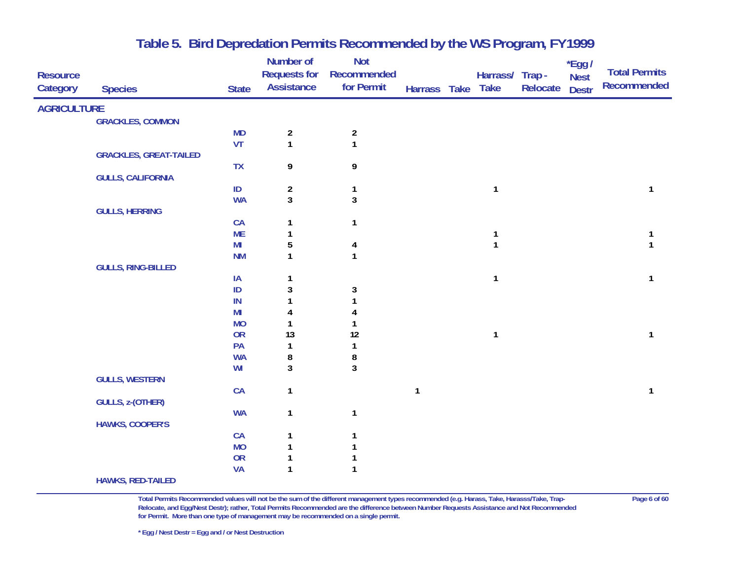# Table 5. Bird Depredation Permits Recommended by the WS Program, FY1999

| Resource Category | Species | State | Number of Requests for Assistance | Not Recommended for Permit | Harrass | Take | Harrass/ Take | Trap - Relocate | *Egg / Nest Destr | Total Permits Recommended |
|---|---|---|---|---|---|---|---|---|---|---|
| **AGRICULTURE** | | | | | | | | | | |
| | GRACKLES, COMMON | | | | | | | | | |
| | | MD | 2 | 2 | | | | | | |
| | | VT | 1 | 1 | | | | | | |
| | GRACKLES, GREAT-TAILED | | | | | | | | | |
| | | TX | 9 | 9 | | | | | | |
| | GULLS, CALIFORNIA | | | | | | | | | |
| | | ID | 2 | 1 | | | 1 | | | 1 |
| | | WA | 3 | 3 | | | | | | |
| | GULLS, HERRING | | | | | | | | | |
| | | CA | 1 | 1 | | | | | | |
| | | ME | 1 | | | | 1 | | | 1 |
| | | MI | 5 | 4 | | | 1 | | | 1 |
| | | NM | 1 | 1 | | | | | | |
| | GULLS, RING-BILLED | | | | | | | | | |
| | | IA | 1 | | | | 1 | | | 1 |
| | | ID | 3 | 3 | | | | | | |
| | | IN | 1 | 1 | | | | | | |
| | | MI | 4 | 4 | | | | | | |
| | | MO | 1 | 1 | | | | | | |
| | | OR | 13 | 12 | | | 1 | | | 1 |
| | | PA | 1 | 1 | | | | | | |
| | | WA | 8 | 8 | | | | | | |
| | | WI | 3 | 3 | | | | | | |
| | GULLS, WESTERN | | | | | | | | | |
| | | CA | 1 | | 1 | | | | | 1 |
| | GULLS, z-(OTHER) | | | | | | | | | |
| | | WA | 1 | 1 | | | | | | |
| | HAWKS, COOPER'S | | | | | | | | | |
| | | CA | 1 | 1 | | | | | | |
| | | MO | 1 | 1 | | | | | | |
| | | OR | 1 | 1 | | | | | | |
| | | VA | 1 | 1 | | | | | | |
| | HAWKS, RED-TAILED | | | | | | | | | |

Total Permits Recommended values will not be the sum of the different management types recommended (e.g. Harass, Take, Harasss/Take, Trap-Relocate, and Egg/Nest Destr); rather, Total Permits Recommended are the difference between Number Requests Assistance and Not Recommended for Permit. More than one type of management may be recommended on a single permit.

\* Egg / Nest Destr = Egg and / or Nest Destruction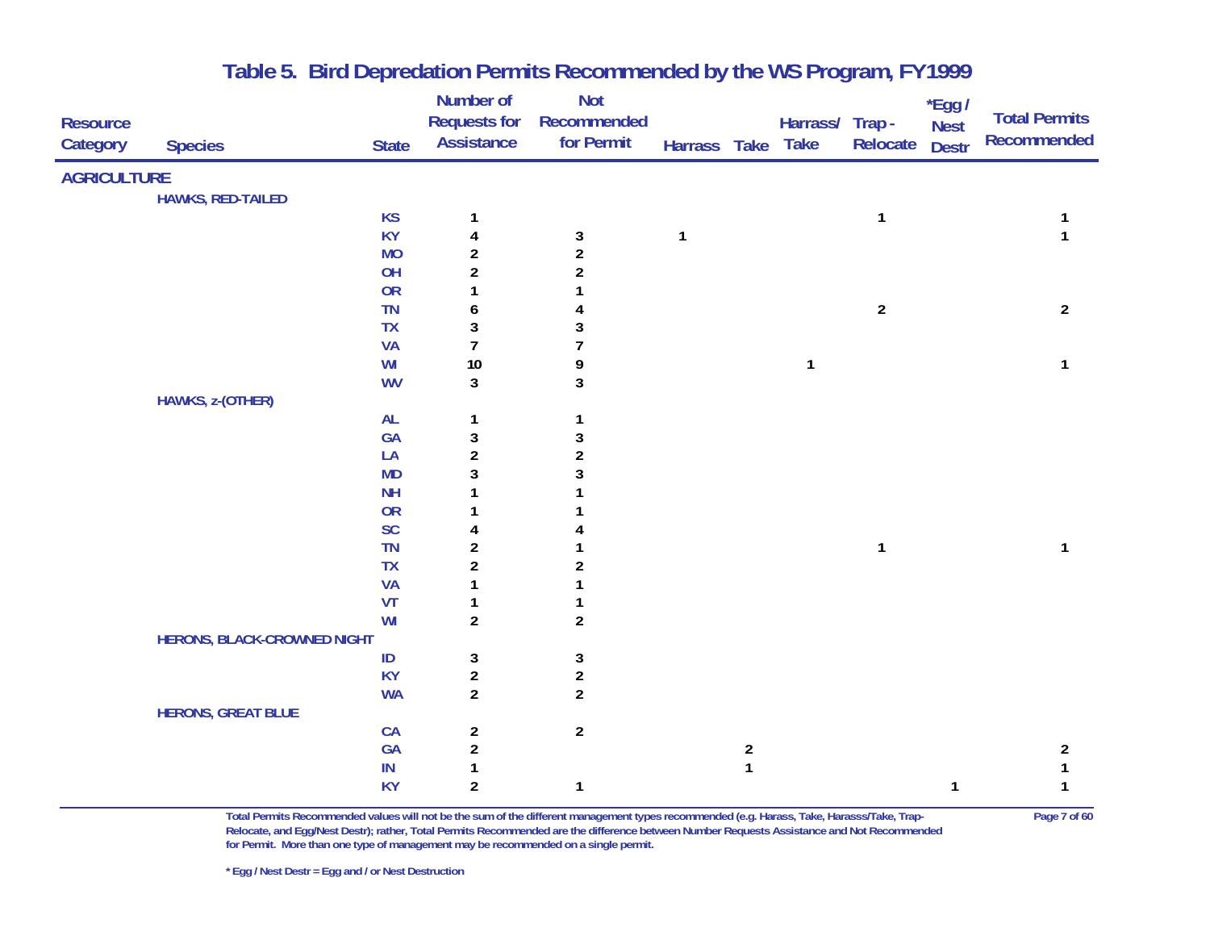# Table 5. Bird Depredation Permits Recommended by the WS Program, FY1999

| Resource Category | Species | State | Number of Requests for Assistance | Not Recommended for Permit | Harrass | Take | Harrass/ Take | Trap - Relocate | *Egg / Nest Destr | Total Permits Recommended |
|---|---|---|---|---|---|---|---|---|---|---|
| AGRICULTURE | | | | | | | | | | |
| | HAWKS, RED-TAILED | | | | | | | | | |
| | | KS | 1 | | | | | 1 | | 1 |
| | | KY | 4 | 3 | 1 | | | | | 1 |
| | | MO | 2 | 2 | | | | | | |
| | | OH | 2 | 2 | | | | | | |
| | | OR | 1 | 1 | | | | | | |
| | | TN | 6 | 4 | | | | 2 | | 2 |
| | | TX | 3 | 3 | | | | | | |
| | | VA | 7 | 7 | | | | | | |
| | | WI | 10 | 9 | | | 1 | | | 1 |
| | | WV | 3 | 3 | | | | | | |
| | HAWKS, z-(OTHER) | | | | | | | | | |
| | | AL | 1 | 1 | | | | | | |
| | | GA | 3 | 3 | | | | | | |
| | | LA | 2 | 2 | | | | | | |
| | | MD | 3 | 3 | | | | | | |
| | | NH | 1 | 1 | | | | | | |
| | | OR | 1 | 1 | | | | | | |
| | | SC | 4 | 4 | | | | | | |
| | | TN | 2 | 1 | | | | 1 | | 1 |
| | | TX | 2 | 2 | | | | | | |
| | | VA | 1 | 1 | | | | | | |
| | | VT | 1 | 1 | | | | | | |
| | | WI | 2 | 2 | | | | | | |
| | HERONS, BLACK-CROWNED NIGHT | | | | | | | | | |
| | | ID | 3 | 3 | | | | | | |
| | | KY | 2 | 2 | | | | | | |
| | | WA | 2 | 2 | | | | | | |
| | HERONS, GREAT BLUE | | | | | | | | | |
| | | CA | 2 | 2 | | | | | | |
| | | GA | 2 | | | 2 | | | | 2 |
| | | IN | 1 | | | 1 | | | | 1 |
| | | KY | 2 | 1 | | | | | 1 | 1 |

Total Permits Recommended values will not be the sum of the different management types recommended (e.g. Harass, Take, Harasss/Take, Trap-Relocate, and Egg/Nest Destr); rather, Total Permits Recommended are the difference between Number Requests Assistance and Not Recommended for Permit. More than one type of management may be recommended on a single permit.

* Egg / Nest Destr = Egg and / or Nest Destruction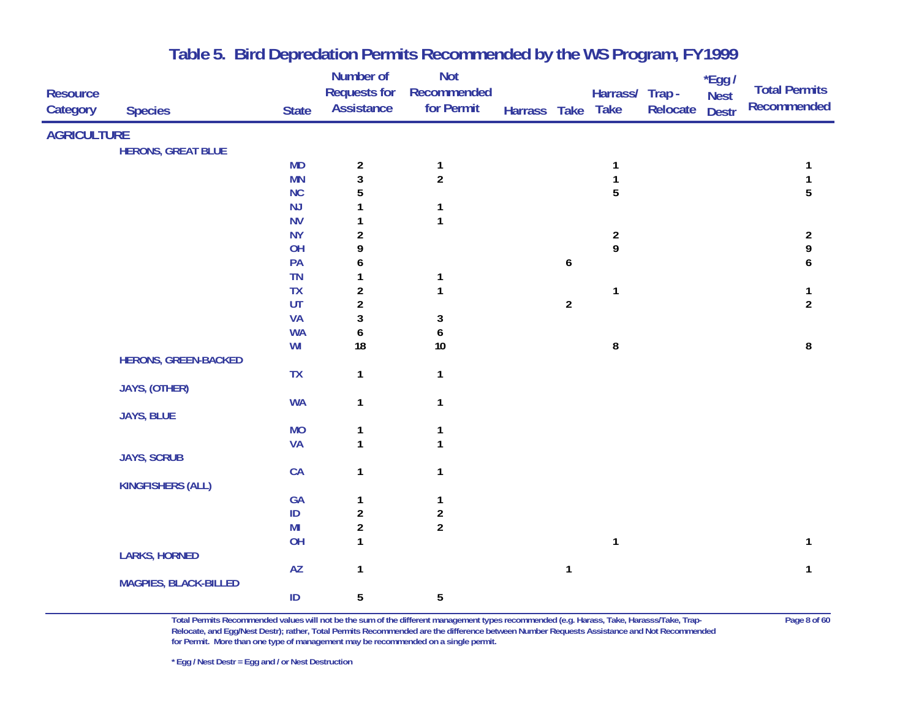# Table 5. Bird Depredation Permits Recommended by the WS Program, FY1999

| Resource Category | Species | State | Number of Requests for Assistance | Not Recommended for Permit | Harrass | Take | Harrass/ Take | Trap - Relocate | *Egg / Nest Destr | Total Permits Recommended |
|---|---|---|---|---|---|---|---|---|---|---|
| AGRICULTURE | | | | | | | | | | |
| | HERONS, GREAT BLUE | | | | | | | | | |
| | | MD | 2 | 1 | | | 1 | | | 1 |
| | | MN | 3 | 2 | | | 1 | | | 1 |
| | | NC | 5 | | | | 5 | | | 5 |
| | | NJ | 1 | 1 | | | | | | |
| | | NV | 1 | 1 | | | | | | |
| | | NY | 2 | | | | 2 | | | 2 |
| | | OH | 9 | | | | 9 | | | 9 |
| | | PA | 6 | | | 6 | | | | 6 |
| | | TN | 1 | 1 | | | | | | |
| | | TX | 2 | 1 | | | 1 | | | 1 |
| | | UT | 2 | | | 2 | | | | 2 |
| | | VA | 3 | 3 | | | | | | |
| | | WA | 6 | 6 | | | | | | |
| | | WI | 18 | 10 | | | 8 | | | 8 |
| | HERONS, GREEN-BACKED | | | | | | | | | |
| | | TX | 1 | 1 | | | | | | |
| | JAYS, (OTHER) | | | | | | | | | |
| | | WA | 1 | 1 | | | | | | |
| | JAYS, BLUE | | | | | | | | | |
| | | MO | 1 | 1 | | | | | | |
| | | VA | 1 | 1 | | | | | | |
| | JAYS, SCRUB | | | | | | | | | |
| | | CA | 1 | 1 | | | | | | |
| | KINGFISHERS (ALL) | | | | | | | | | |
| | | GA | 1 | 1 | | | | | | |
| | | ID | 2 | 2 | | | | | | |
| | | MI | 2 | 2 | | | | | | |
| | | OH | 1 | | | | 1 | | | 1 |
| | LARKS, HORNED | | | | | | | | | |
| | | AZ | 1 | | | 1 | | | | 1 |
| | MAGPIES, BLACK-BILLED | | | | | | | | | |
| | | ID | 5 | 5 | | | | | | |

Total Permits Recommended values will not be the sum of the different management types recommended (e.g. Harass, Take, Harasss/Take, Trap-Relocate, and Egg/Nest Destr); rather, Total Permits Recommended are the difference between Number Requests Assistance and Not Recommended for Permit. More than one type of management may be recommended on a single permit.

\* Egg / Nest Destr = Egg and / or Nest Destruction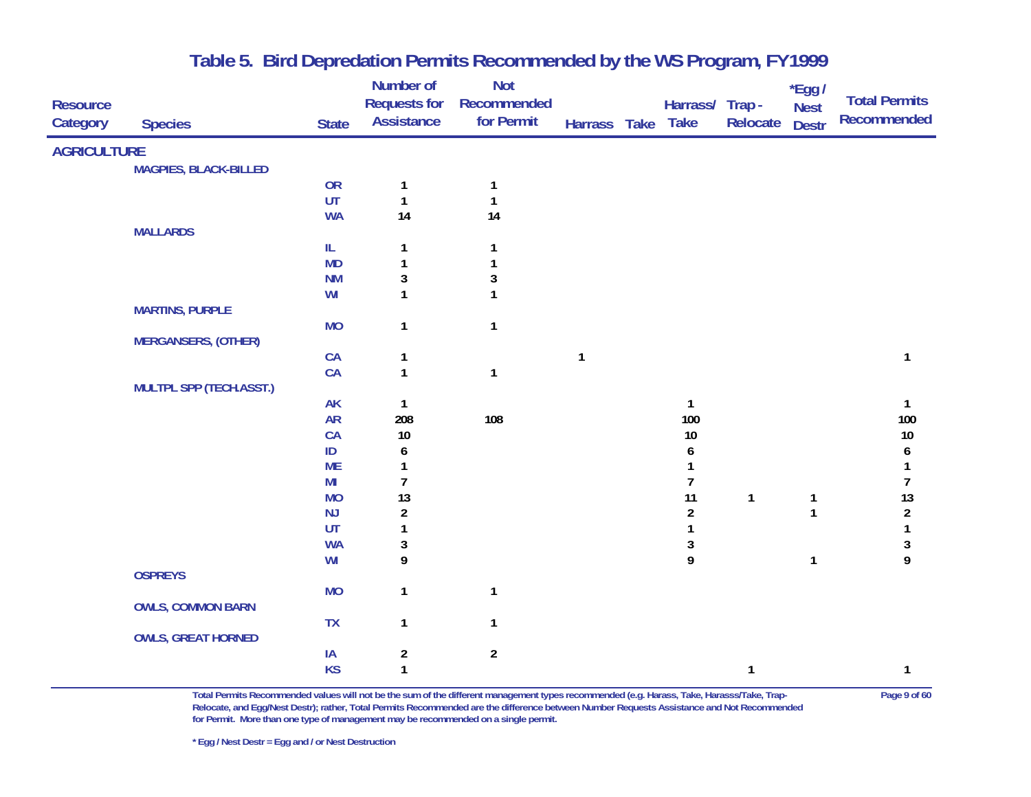# Table 5. Bird Depredation Permits Recommended by the WS Program, FY1999

| Resource Category | Species | State | Number of Requests for Assistance | Not Recommended for Permit | Harrass | Take | Harrass/ Take | Trap - Relocate | *Egg / Nest Destr | Total Permits Recommended |
|---|---|---|---|---|---|---|---|---|---|---|
| **AGRICULTURE** | | | | | | | | | | |
| | **MAGPIES, BLACK-BILLED** | | | | | | | | | |
| | | OR | 1 | 1 | | | | | | |
| | | UT | 1 | 1 | | | | | | |
| | | WA | 14 | 14 | | | | | | |
| | **MALLARDS** | | | | | | | | | |
| | | IL | 1 | 1 | | | | | | |
| | | MD | 1 | 1 | | | | | | |
| | | NM | 3 | 3 | | | | | | |
| | | WI | 1 | 1 | | | | | | |
| | **MARTINS, PURPLE** | | | | | | | | | |
| | | MO | 1 | 1 | | | | | | |
| | **MERGANSERS, (OTHER)** | | | | | | | | | |
| | | CA | 1 | | 1 | | | | | 1 |
| | | CA | 1 | 1 | | | | | | |
| | **MULTPL SPP (TECH.ASST.)** | | | | | | | | | |
| | | AK | 1 | | | | 1 | | | 1 |
| | | AR | 208 | 108 | | | 100 | | | 100 |
| | | CA | 10 | | | | 10 | | | 10 |
| | | ID | 6 | | | | 6 | | | 6 |
| | | ME | 1 | | | | 1 | | | 1 |
| | | MI | 7 | | | | 7 | | | 7 |
| | | MO | 13 | | | | 11 | 1 | 1 | 13 |
| | | NJ | 2 | | | | 2 | | 1 | 2 |
| | | UT | 1 | | | | 1 | | | 1 |
| | | WA | 3 | | | | 3 | | | 3 |
| | | WI | 9 | | | | 9 | | 1 | 9 |
| | **OSPREYS** | | | | | | | | | |
| | | MO | 1 | 1 | | | | | | |
| | **OWLS, COMMON BARN** | | | | | | | | | |
| | | TX | 1 | 1 | | | | | | |
| | **OWLS, GREAT HORNED** | | | | | | | | | |
| | | IA | 2 | 2 | | | | | | |
| | | KS | 1 | | | | | 1 | | 1 |

Total Permits Recommended values will not be the sum of the different management types recommended (e.g. Harass, Take, Harasss/Take, Trap-Relocate, and Egg/Nest Destr); rather, Total Permits Recommended are the difference between Number Requests Assistance and Not Recommended for Permit. More than one type of management may be recommended on a single permit.

* Egg / Nest Destr = Egg and / or Nest Destruction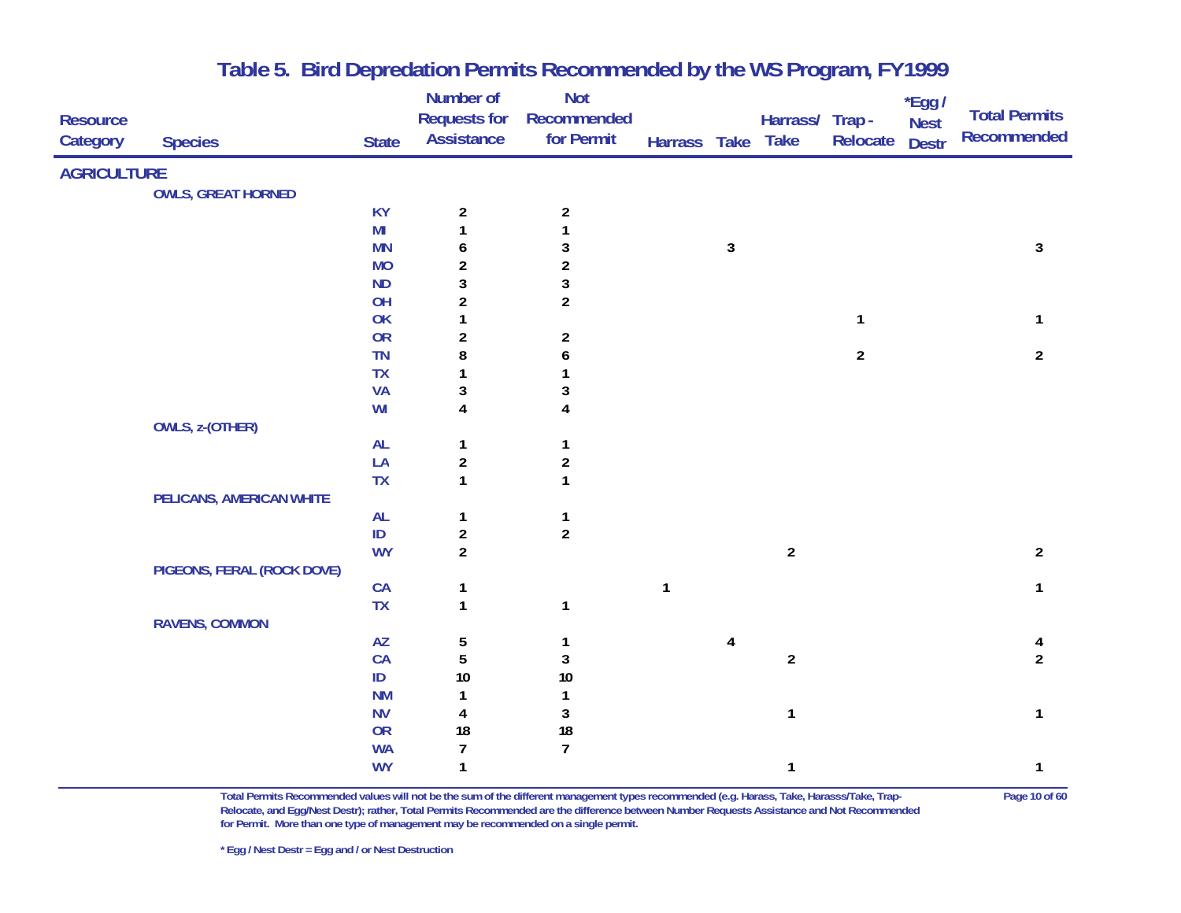# Table 5. Bird Depredation Permits Recommended by the WS Program, FY1999

| Resource Category | Species | State | Number of Requests for Assistance | Not Recommended for Permit | Harrass | Take | Harrass/ Take | Trap - Relocate | *Egg / Nest Destr | Total Permits Recommended |
|---|---|---|---|---|---|---|---|---|---|---|
| **AGRICULTURE** | | | | | | | | | | |
| | **OWLS, GREAT HORNED** | | | | | | | | | |
| | | KY | 2 | 2 | | | | | | |
| | | MI | 1 | 1 | | | | | | |
| | | MN | 6 | 3 | | 3 | | | | 3 |
| | | MO | 2 | 2 | | | | | | |
| | | ND | 3 | 3 | | | | | | |
| | | OH | 2 | 2 | | | | | | |
| | | OK | 1 | | | | | 1 | | 1 |
| | | OR | 2 | 2 | | | | | | |
| | | TN | 8 | 6 | | | | 2 | | 2 |
| | | TX | 1 | 1 | | | | | | |
| | | VA | 3 | 3 | | | | | | |
| | | WI | 4 | 4 | | | | | | |
| | **OWLS, z-(OTHER)** | | | | | | | | | |
| | | AL | 1 | 1 | | | | | | |
| | | LA | 2 | 2 | | | | | | |
| | | TX | 1 | 1 | | | | | | |
| | **PELICANS, AMERICAN WHITE** | | | | | | | | | |
| | | AL | 1 | 1 | | | | | | |
| | | ID | 2 | 2 | | | | | | |
| | | WY | 2 | | | | 2 | | | 2 |
| | **PIGEONS, FERAL (ROCK DOVE)** | | | | | | | | | |
| | | CA | 1 | | 1 | | | | | 1 |
| | | TX | 1 | 1 | | | | | | |
| | **RAVENS, COMMON** | | | | | | | | | |
| | | AZ | 5 | 1 | | 4 | | | | 4 |
| | | CA | 5 | 3 | | | 2 | | | 2 |
| | | ID | 10 | 10 | | | | | | |
| | | NM | 1 | 1 | | | | | | |
| | | NV | 4 | 3 | | | 1 | | | 1 |
| | | OR | 18 | 18 | | | | | | |
| | | WA | 7 | 7 | | | | | | |
| | | WY | 1 | | | | 1 | | | 1 |

Total Permits Recommended values will not be the sum of the different management types recommended (e.g. Harass, Take, Harasss/Take, Trap-Relocate, and Egg/Nest Destr); rather, Total Permits Recommended are the difference between Number Requests Assistance and Not Recommended for Permit. More than one type of management may be recommended on a single permit.

* Egg / Nest Destr = Egg and / or Nest Destruction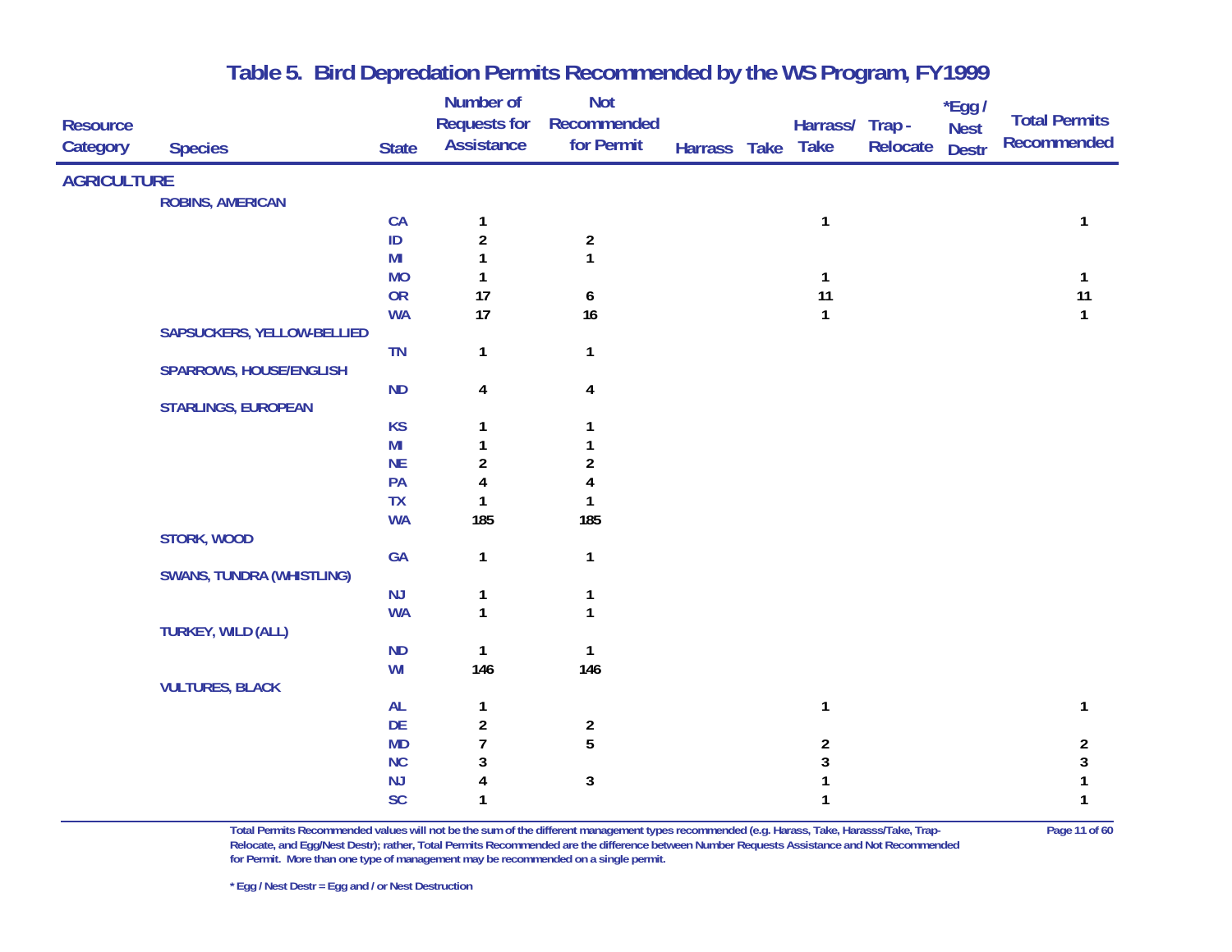# Table 5. Bird Depredation Permits Recommended by the WS Program, FY1999

| Resource Category | Species | State | Number of Requests for Assistance | Not Recommended for Permit | Harrass | Take | Harrass/ Take | Trap - Relocate | *Egg / Nest Destr | Total Permits Recommended |
|---|---|---|---|---|---|---|---|---|---|---|
| **AGRICULTURE** | | | | | | | | | | |
| | ROBINS, AMERICAN | | | | | | | | | |
| | | CA | 1 | | | | 1 | | | 1 |
| | | ID | 2 | 2 | | | | | | |
| | | MI | 1 | 1 | | | | | | |
| | | MO | 1 | | | | 1 | | | 1 |
| | | OR | 17 | 6 | | | 11 | | | 11 |
| | | WA | 17 | 16 | | | 1 | | | 1 |
| | SAPSUCKERS, YELLOW-BELLIED | | | | | | | | | |
| | | TN | 1 | 1 | | | | | | |
| | SPARROWS, HOUSE/ENGLISH | | | | | | | | | |
| | | ND | 4 | 4 | | | | | | |
| | STARLINGS, EUROPEAN | | | | | | | | | |
| | | KS | 1 | 1 | | | | | | |
| | | MI | 1 | 1 | | | | | | |
| | | NE | 2 | 2 | | | | | | |
| | | PA | 4 | 4 | | | | | | |
| | | TX | 1 | 1 | | | | | | |
| | | WA | 185 | 185 | | | | | | |
| | STORK, WOOD | | | | | | | | | |
| | | GA | 1 | 1 | | | | | | |
| | SWANS, TUNDRA (WHISTLING) | | | | | | | | | |
| | | NJ | 1 | 1 | | | | | | |
| | | WA | 1 | 1 | | | | | | |
| | TURKEY, WILD (ALL) | | | | | | | | | |
| | | ND | 1 | 1 | | | | | | |
| | | WI | 146 | 146 | | | | | | |
| | VULTURES, BLACK | | | | | | | | | |
| | | AL | 1 | | | | 1 | | | 1 |
| | | DE | 2 | 2 | | | | | | |
| | | MD | 7 | 5 | | | 2 | | | 2 |
| | | NC | 3 | | | | 3 | | | 3 |
| | | NJ | 4 | 3 | | | 1 | | | 1 |
| | | SC | 1 | | | | 1 | | | 1 |

Total Permits Recommended values will not be the sum of the different management types recommended (e.g. Harass, Take, Harasss/Take, Trap-Relocate, and Egg/Nest Destr); rather, Total Permits Recommended are the difference between Number Requests Assistance and Not Recommended for Permit. More than one type of management may be recommended on a single permit.

\* Egg / Nest Destr = Egg and / or Nest Destruction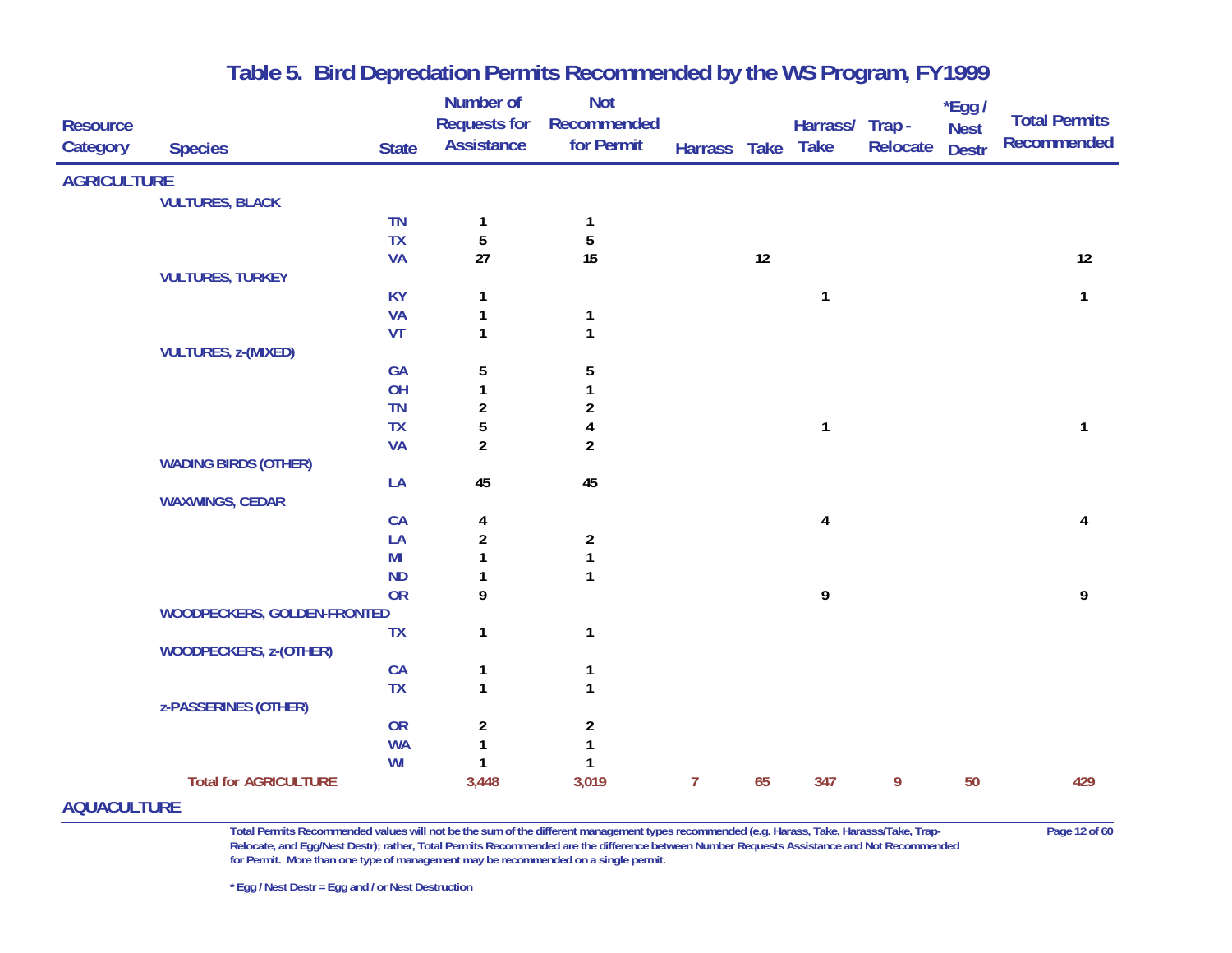# Table 5. Bird Depredation Permits Recommended by the WS Program, FY1999

| Resource Category | Species | State | Number of Requests for Assistance | Not Recommended for Permit | Harrass | Take | Harrass/ Take | Trap - Relocate | *Egg / Nest Destr | Total Permits Recommended |
|---|---|---|---|---|---|---|---|---|---|---|
| **AGRICULTURE** | | | | | | | | | | |
| | VULTURES, BLACK | | | | | | | | | |
| | | TN | 1 | 1 | | | | | | |
| | | TX | 5 | 5 | | | | | | |
| | | VA | 27 | 15 | | 12 | | | | 12 |
| | VULTURES, TURKEY | | | | | | | | | |
| | | KY | 1 | | | | 1 | | | 1 |
| | | VA | 1 | 1 | | | | | | |
| | | VT | 1 | 1 | | | | | | |
| | VULTURES, z-(MIXED) | | | | | | | | | |
| | | GA | 5 | 5 | | | | | | |
| | | OH | 1 | 1 | | | | | | |
| | | TN | 2 | 2 | | | | | | |
| | | TX | 5 | 4 | | | 1 | | | 1 |
| | | VA | 2 | 2 | | | | | | |
| | WADING BIRDS (OTHER) | | | | | | | | | |
| | | LA | 45 | 45 | | | | | | |
| | WAXWINGS, CEDAR | | | | | | | | | |
| | | CA | 4 | | | | 4 | | | 4 |
| | | LA | 2 | 2 | | | | | | |
| | | MI | 1 | 1 | | | | | | |
| | | ND | 1 | 1 | | | | | | |
| | | OR | 9 | | | | 9 | | | 9 |
| | WOODPECKERS, GOLDEN-FRONTED | | | | | | | | | |
| | | TX | 1 | 1 | | | | | | |
| | WOODPECKERS, z-(OTHER) | | | | | | | | | |
| | | CA | 1 | 1 | | | | | | |
| | | TX | 1 | 1 | | | | | | |
| | z-PASSERINES (OTHER) | | | | | | | | | |
| | | OR | 2 | 2 | | | | | | |
| | | WA | 1 | 1 | | | | | | |
| | | WI | 1 | 1 | | | | | | |
| | **Total for AGRICULTURE** | | **3,448** | **3,019** | **7** | **65** | **347** | **9** | **50** | **429** |
| **AQUACULTURE** | | | | | | | | | | |

Total Permits Recommended values will not be the sum of the different management types recommended (e.g. Harass, Take, Harasss/Take, Trap-Relocate, and Egg/Nest Destr); rather, Total Permits Recommended are the difference between Number Requests Assistance and Not Recommended for Permit. More than one type of management may be recommended on a single permit.

* Egg / Nest Destr = Egg and / or Nest Destruction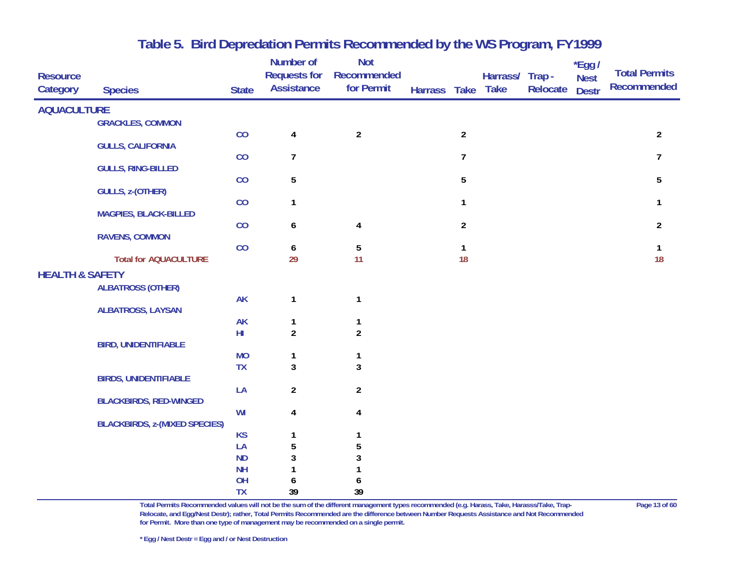# Table 5. Bird Depredation Permits Recommended by the WS Program, FY1999

| Resource Category | Species | State | Number of Requests for Assistance | Not Recommended for Permit | Harrass | Take | Harrass/ Take | Trap - Relocate | *Egg / Nest Destr | Total Permits Recommended |
|---|---|---|---|---|---|---|---|---|---|---|
| **AQUACULTURE** | | | | | | | | | | |
| | GRACKLES, COMMON | | | | | | | | | |
| | | CO | 4 | 2 | | 2 | | | | 2 |
| | GULLS, CALIFORNIA | | | | | | | | | |
| | | CO | 7 | | | 7 | | | | 7 |
| | GULLS, RING-BILLED | | | | | | | | | |
| | | CO | 5 | | | 5 | | | | 5 |
| | GULLS, z-(OTHER) | | | | | | | | | |
| | | CO | 1 | | | 1 | | | | 1 |
| | MAGPIES, BLACK-BILLED | | | | | | | | | |
| | | CO | 6 | 4 | | 2 | | | | 2 |
| | RAVENS, COMMON | | | | | | | | | |
| | | CO | 6 | 5 | | 1 | | | | 1 |
| | **Total for AQUACULTURE** | | **29** | **11** | | **18** | | | | **18** |
| **HEALTH & SAFETY** | | | | | | | | | | |
| | ALBATROSS (OTHER) | | | | | | | | | |
| | | AK | 1 | 1 | | | | | | |
| | ALBATROSS, LAYSAN | | | | | | | | | |
| | | AK | 1 | 1 | | | | | | |
| | | HI | 2 | 2 | | | | | | |
| | BIRD, UNIDENTIFIABLE | | | | | | | | | |
| | | MO | 1 | 1 | | | | | | |
| | | TX | 3 | 3 | | | | | | |
| | BIRDS, UNIDENTIFIABLE | | | | | | | | | |
| | | LA | 2 | 2 | | | | | | |
| | BLACKBIRDS, RED-WINGED | | | | | | | | | |
| | | WI | 4 | 4 | | | | | | |
| | BLACKBIRDS, z-(MIXED SPECIES) | | | | | | | | | |
| | | KS | 1 | 1 | | | | | | |
| | | LA | 5 | 5 | | | | | | |
| | | ND | 3 | 3 | | | | | | |
| | | NH | 1 | 1 | | | | | | |
| | | OH | 6 | 6 | | | | | | |
| | | TX | 39 | 39 | | | | | | |

Total Permits Recommended values will not be the sum of the different management types recommended (e.g. Harass, Take, Harasss/Take, Trap-Relocate, and Egg/Nest Destr); rather, Total Permits Recommended are the difference between Number Requests Assistance and Not Recommended for Permit. More than one type of management may be recommended on a single permit.

* Egg / Nest Destr = Egg and / or Nest Destruction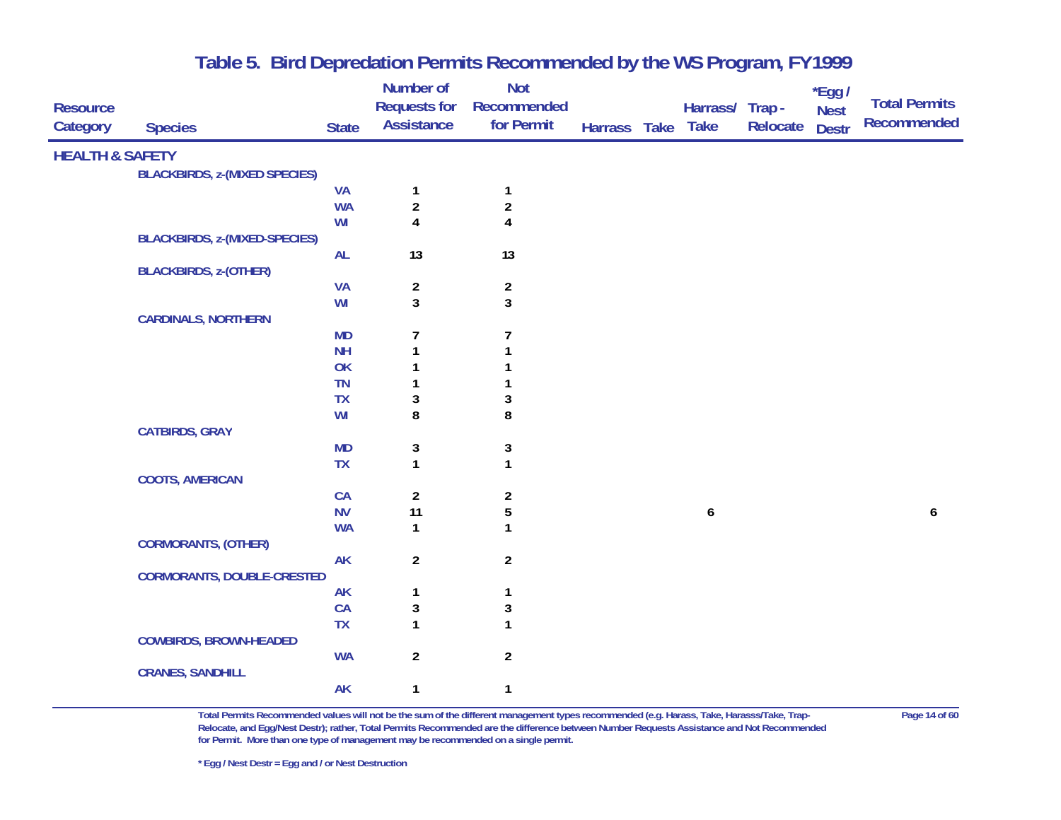# Table 5. Bird Depredation Permits Recommended by the WS Program, FY1999

| Resource Category | Species | State | Number of Requests for Assistance | Not Recommended for Permit | Harrass | Take | Harrass/ Take | Trap - Relocate | *Egg / Nest Destr | Total Permits Recommended |
|---|---|---|---|---|---|---|---|---|---|---|
| **HEALTH & SAFETY** | | | | | | | | | | |
| | BLACKBIRDS, z-(MIXED SPECIES) | | | | | | | | | |
| | | VA | 1 | 1 | | | | | | |
| | | WA | 2 | 2 | | | | | | |
| | | WI | 4 | 4 | | | | | | |
| | BLACKBIRDS, z-(MIXED-SPECIES) | | | | | | | | | |
| | | AL | 13 | 13 | | | | | | |
| | BLACKBIRDS, z-(OTHER) | | | | | | | | | |
| | | VA | 2 | 2 | | | | | | |
| | | WI | 3 | 3 | | | | | | |
| | CARDINALS, NORTHERN | | | | | | | | | |
| | | MD | 7 | 7 | | | | | | |
| | | NH | 1 | 1 | | | | | | |
| | | OK | 1 | 1 | | | | | | |
| | | TN | 1 | 1 | | | | | | |
| | | TX | 3 | 3 | | | | | | |
| | | WI | 8 | 8 | | | | | | |
| | CATBIRDS, GRAY | | | | | | | | | |
| | | MD | 3 | 3 | | | | | | |
| | | TX | 1 | 1 | | | | | | |
| | COOTS, AMERICAN | | | | | | | | | |
| | | CA | 2 | 2 | | | | | | |
| | | NV | 11 | 5 | | | 6 | | | 6 |
| | | WA | 1 | 1 | | | | | | |
| | CORMORANTS, (OTHER) | | | | | | | | | |
| | | AK | 2 | 2 | | | | | | |
| | CORMORANTS, DOUBLE-CRESTED | | | | | | | | | |
| | | AK | 1 | 1 | | | | | | |
| | | CA | 3 | 3 | | | | | | |
| | | TX | 1 | 1 | | | | | | |
| | COWBIRDS, BROWN-HEADED | | | | | | | | | |
| | | WA | 2 | 2 | | | | | | |
| | CRANES, SANDHILL | | | | | | | | | |
| | | AK | 1 | 1 | | | | | | |

Total Permits Recommended values will not be the sum of the different management types recommended (e.g. Harass, Take, Harasss/Take, Trap-Relocate, and Egg/Nest Destr); rather, Total Permits Recommended are the difference between Number Requests Assistance and Not Recommended for Permit. More than one type of management may be recommended on a single permit.

* Egg / Nest Destr = Egg and / or Nest Destruction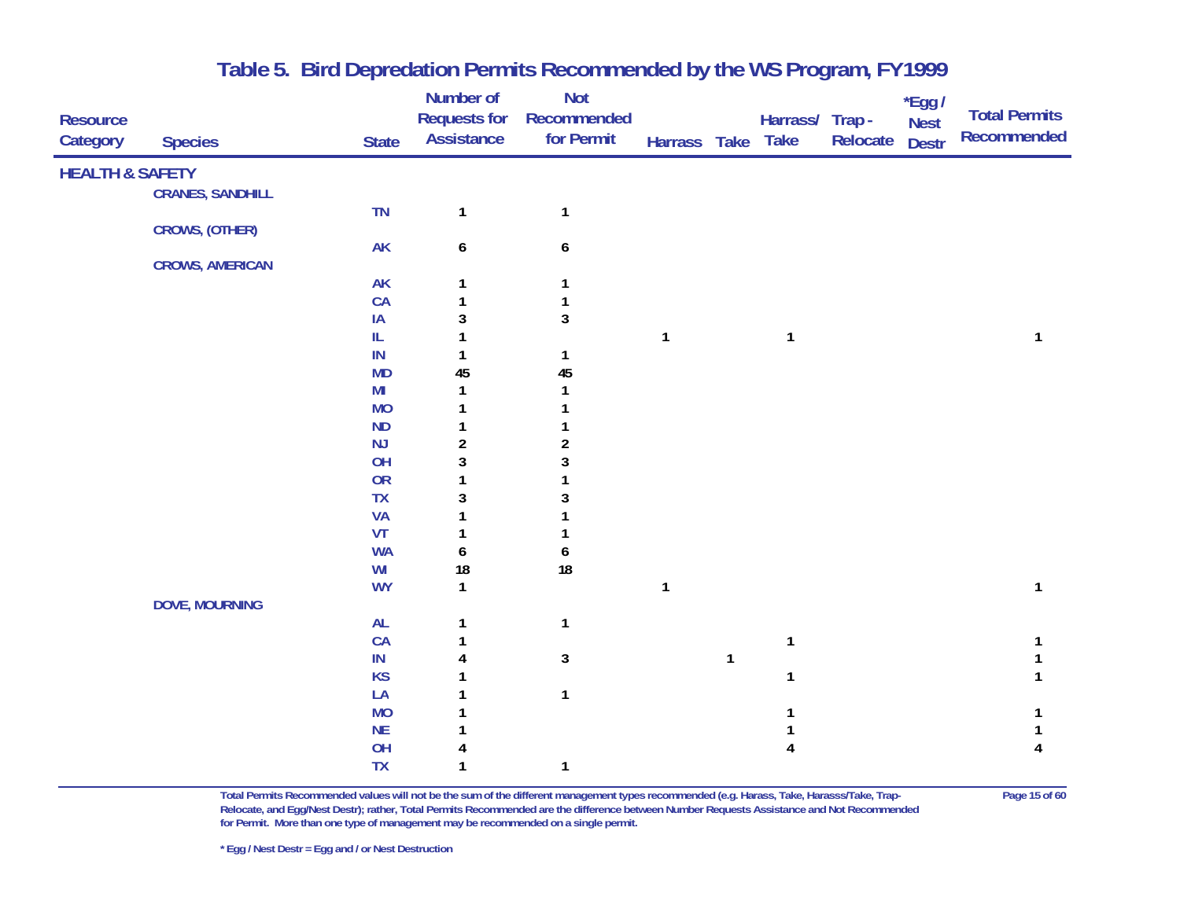# Table 5. Bird Depredation Permits Recommended by the WS Program, FY1999

| Resource Category | Species | State | Number of Requests for Assistance | Not Recommended for Permit | Harrass | Take | Harrass/ Take | Trap - Relocate | *Egg / Nest Destr | Total Permits Recommended |
|---|---|---|---|---|---|---|---|---|---|---|
| **HEALTH & SAFETY** | | | | | | | | | | |
| | CRANES, SANDHILL | | | | | | | | | |
| | | TN | 1 | 1 | | | | | | |
| | CROWS, (OTHER) | | | | | | | | | |
| | | AK | 6 | 6 | | | | | | |
| | CROWS, AMERICAN | | | | | | | | | |
| | | AK | 1 | 1 | | | | | | |
| | | CA | 1 | 1 | | | | | | |
| | | IA | 3 | 3 | | | | | | |
| | | IL | 1 | | 1 | | 1 | | | 1 |
| | | IN | 1 | 1 | | | | | | |
| | | MD | 45 | 45 | | | | | | |
| | | MI | 1 | 1 | | | | | | |
| | | MO | 1 | 1 | | | | | | |
| | | ND | 1 | 1 | | | | | | |
| | | NJ | 2 | 2 | | | | | | |
| | | OH | 3 | 3 | | | | | | |
| | | OR | 1 | 1 | | | | | | |
| | | TX | 3 | 3 | | | | | | |
| | | VA | 1 | 1 | | | | | | |
| | | VT | 1 | 1 | | | | | | |
| | | WA | 6 | 6 | | | | | | |
| | | WI | 18 | 18 | | | | | | |
| | | WY | 1 | | 1 | | | | | 1 |
| | DOVE, MOURNING | | | | | | | | | |
| | | AL | 1 | 1 | | | | | | |
| | | CA | 1 | | | | 1 | | | 1 |
| | | IN | 4 | 3 | | 1 | | | | 1 |
| | | KS | 1 | | | | 1 | | | 1 |
| | | LA | 1 | 1 | | | | | | |
| | | MO | 1 | | | | 1 | | | 1 |
| | | NE | 1 | | | | 1 | | | 1 |
| | | OH | 4 | | | | 4 | | | 4 |
| | | TX | 1 | 1 | | | | | | |

Total Permits Recommended values will not be the sum of the different management types recommended (e.g. Harass, Take, Harasss/Take, Trap-Relocate, and Egg/Nest Destr); rather, Total Permits Recommended are the difference between Number Requests Assistance and Not Recommended for Permit. More than one type of management may be recommended on a single permit.

\* Egg / Nest Destr = Egg and / or Nest Destruction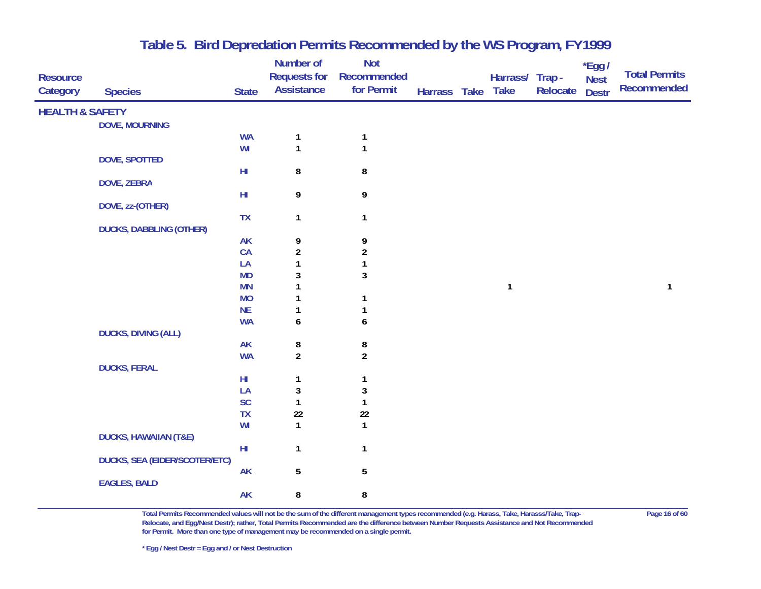## Table 5. Bird Depredation Permits Recommended by the WS Program, FY1999

| Resource Category | Species | State | Number of Requests for Assistance | Not Recommended for Permit | Harrass | Take | Harrass/ Take | Trap - Relocate | *Egg / Nest Destr | Total Permits Recommended |
|---|---|---|---|---|---|---|---|---|---|---|
| **HEALTH & SAFETY** | | | | | | | | | | |
| | DOVE, MOURNING | | | | | | | | | |
| | | WA | 1 | 1 | | | | | | |
| | | WI | 1 | 1 | | | | | | |
| | DOVE, SPOTTED | | | | | | | | | |
| | | HI | 8 | 8 | | | | | | |
| | DOVE, ZEBRA | | | | | | | | | |
| | | HI | 9 | 9 | | | | | | |
| | DOVE, zz-(OTHER) | | | | | | | | | |
| | | TX | 1 | 1 | | | | | | |
| | DUCKS, DABBLING (OTHER) | | | | | | | | | |
| | | AK | 9 | 9 | | | | | | |
| | | CA | 2 | 2 | | | | | | |
| | | LA | 1 | 1 | | | | | | |
| | | MD | 3 | 3 | | | | | | |
| | | MN | 1 | | | | 1 | | | 1 |
| | | MO | 1 | 1 | | | | | | |
| | | NE | 1 | 1 | | | | | | |
| | | WA | 6 | 6 | | | | | | |
| | DUCKS, DIVING (ALL) | | | | | | | | | |
| | | AK | 8 | 8 | | | | | | |
| | | WA | 2 | 2 | | | | | | |
| | DUCKS, FERAL | | | | | | | | | |
| | | HI | 1 | 1 | | | | | | |
| | | LA | 3 | 3 | | | | | | |
| | | SC | 1 | 1 | | | | | | |
| | | TX | 22 | 22 | | | | | | |
| | | WI | 1 | 1 | | | | | | |
| | DUCKS, HAWAIIAN (T&E) | | | | | | | | | |
| | | HI | 1 | 1 | | | | | | |
| | DUCKS, SEA (EIDER/SCOTER/ETC) | | | | | | | | | |
| | | AK | 5 | 5 | | | | | | |
| | EAGLES, BALD | | | | | | | | | |
| | | AK | 8 | 8 | | | | | | |

Total Permits Recommended values will not be the sum of the different management types recommended (e.g. Harass, Take, Harasss/Take, Trap-Relocate, and Egg/Nest Destr); rather, Total Permits Recommended are the difference between Number Requests Assistance and Not Recommended for Permit. More than one type of management may be recommended on a single permit.

* Egg / Nest Destr = Egg and / or Nest Destruction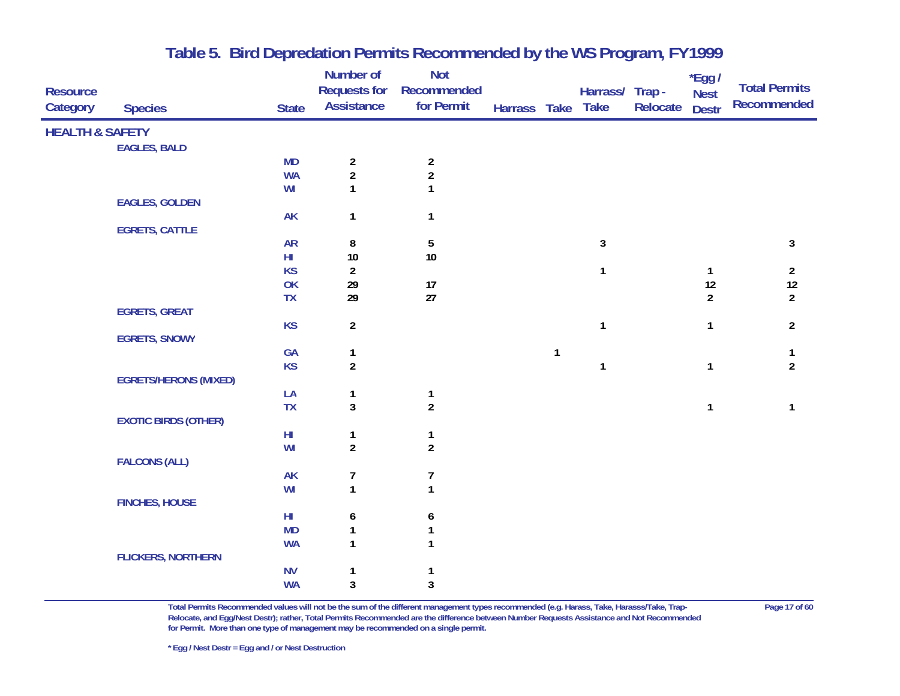# Table 5. Bird Depredation Permits Recommended by the WS Program, FY1999

| Resource Category | Species | State | Number of Requests for Assistance | Not Recommended for Permit | Harrass | Take | Harrass/ Take | Trap - Relocate | *Egg / Nest Destr | Total Permits Recommended |
|---|---|---|---|---|---|---|---|---|---|---|
| **HEALTH & SAFETY** | | | | | | | | | | |
| | **EAGLES, BALD** | | | | | | | | | |
| | | MD | 2 | 2 | | | | | | |
| | | WA | 2 | 2 | | | | | | |
| | | WI | 1 | 1 | | | | | | |
| | **EAGLES, GOLDEN** | | | | | | | | | |
| | | AK | 1 | 1 | | | | | | |
| | **EGRETS, CATTLE** | | | | | | | | | |
| | | AR | 8 | 5 | | | 3 | | | 3 |
| | | HI | 10 | 10 | | | | | | |
| | | KS | 2 | | | | 1 | | 1 | 2 |
| | | OK | 29 | 17 | | | | | 12 | 12 |
| | | TX | 29 | 27 | | | | | 2 | 2 |
| | **EGRETS, GREAT** | | | | | | | | | |
| | | KS | 2 | | | | 1 | | 1 | 2 |
| | **EGRETS, SNOWY** | | | | | | | | | |
| | | GA | 1 | | | 1 | | | | 1 |
| | | KS | 2 | | | | 1 | | 1 | 2 |
| | **EGRETS/HERONS (MIXED)** | | | | | | | | | |
| | | LA | 1 | 1 | | | | | | |
| | | TX | 3 | 2 | | | | | 1 | 1 |
| | **EXOTIC BIRDS (OTHER)** | | | | | | | | | |
| | | HI | 1 | 1 | | | | | | |
| | | WI | 2 | 2 | | | | | | |
| | **FALCONS (ALL)** | | | | | | | | | |
| | | AK | 7 | 7 | | | | | | |
| | | WI | 1 | 1 | | | | | | |
| | **FINCHES, HOUSE** | | | | | | | | | |
| | | HI | 6 | 6 | | | | | | |
| | | MD | 1 | 1 | | | | | | |
| | | WA | 1 | 1 | | | | | | |
| | **FLICKERS, NORTHERN** | | | | | | | | | |
| | | NV | 1 | 1 | | | | | | |
| | | WA | 3 | 3 | | | | | | |

Total Permits Recommended values will not be the sum of the different management types recommended (e.g. Harass, Take, Harasss/Take, Trap-Relocate, and Egg/Nest Destr); rather, Total Permits Recommended are the difference between Number Requests Assistance and Not Recommended for Permit. More than one type of management may be recommended on a single permit.

* Egg / Nest Destr = Egg and / or Nest Destruction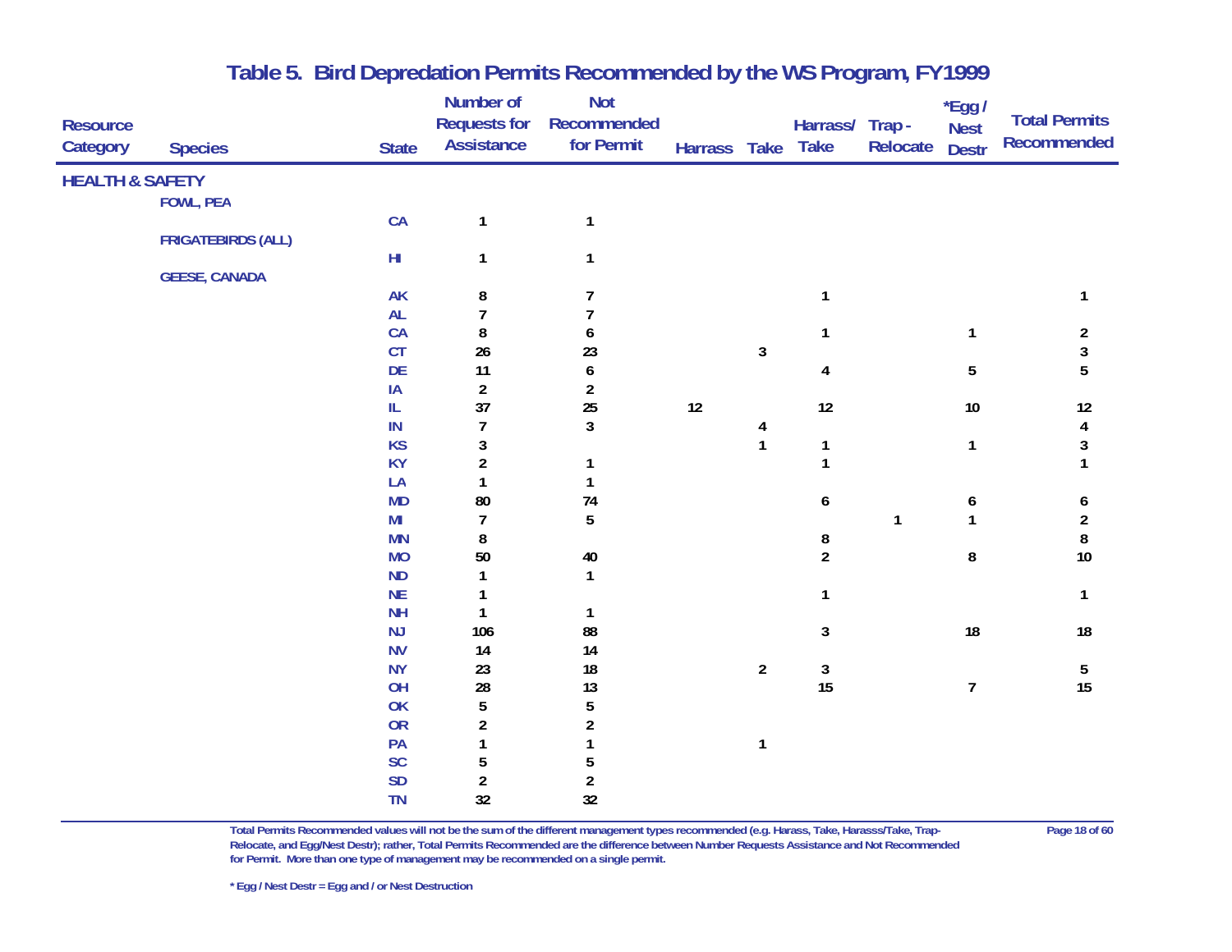## Table 5. Bird Depredation Permits Recommended by the WS Program, FY1999

| Resource Category | Species | State | Number of Requests for Assistance | Not Recommended for Permit | Harrass | Take | Harrass/ Take | Trap - Relocate | *Egg / Nest Destr | Total Permits Recommended |
|---|---|---|---|---|---|---|---|---|---|---|
| **HEALTH & SAFETY** | | | | | | | | | | |
| | **FOWL, PEA** | | | | | | | | | |
| | | CA | 1 | 1 | | | | | | |
| | **FRIGATEBIRDS (ALL)** | | | | | | | | | |
| | | HI | 1 | 1 | | | | | | |
| | **GEESE, CANADA** | | | | | | | | | |
| | | AK | 8 | 7 | | | 1 | | | 1 |
| | | AL | 7 | 7 | | | | | | |
| | | CA | 8 | 6 | | | 1 | | 1 | 2 |
| | | CT | 26 | 23 | | 3 | | | | 3 |
| | | DE | 11 | 6 | | | 4 | | 5 | 5 |
| | | IA | 2 | 2 | | | | | | |
| | | IL | 37 | 25 | 12 | | 12 | | 10 | 12 |
| | | IN | 7 | 3 | | 4 | | | | 4 |
| | | KS | 3 | | | 1 | 1 | | 1 | 3 |
| | | KY | 2 | 1 | | | 1 | | | 1 |
| | | LA | 1 | 1 | | | | | | |
| | | MD | 80 | 74 | | | 6 | | 6 | 6 |
| | | MI | 7 | 5 | | | | 1 | 1 | 2 |
| | | MN | 8 | | | | 8 | | | 8 |
| | | MO | 50 | 40 | | | 2 | | 8 | 10 |
| | | ND | 1 | 1 | | | | | | |
| | | NE | 1 | | | | 1 | | | 1 |
| | | NH | 1 | 1 | | | | | | |
| | | NJ | 106 | 88 | | | 3 | | 18 | 18 |
| | | NV | 14 | 14 | | | | | | |
| | | NY | 23 | 18 | | 2 | 3 | | | 5 |
| | | OH | 28 | 13 | | | 15 | | 7 | 15 |
| | | OK | 5 | 5 | | | | | | |
| | | OR | 2 | 2 | | | | | | |
| | | PA | 1 | 1 | | 1 | | | | |
| | | SC | 5 | 5 | | | | | | |
| | | SD | 2 | 2 | | | | | | |
| | | TN | 32 | 32 | | | | | | |

Total Permits Recommended values will not be the sum of the different management types recommended (e.g. Harass, Take, Harasss/Take, Trap-Relocate, and Egg/Nest Destr); rather, Total Permits Recommended are the difference between Number Requests Assistance and Not Recommended for Permit. More than one type of management may be recommended on a single permit.

* Egg / Nest Destr = Egg and / or Nest Destruction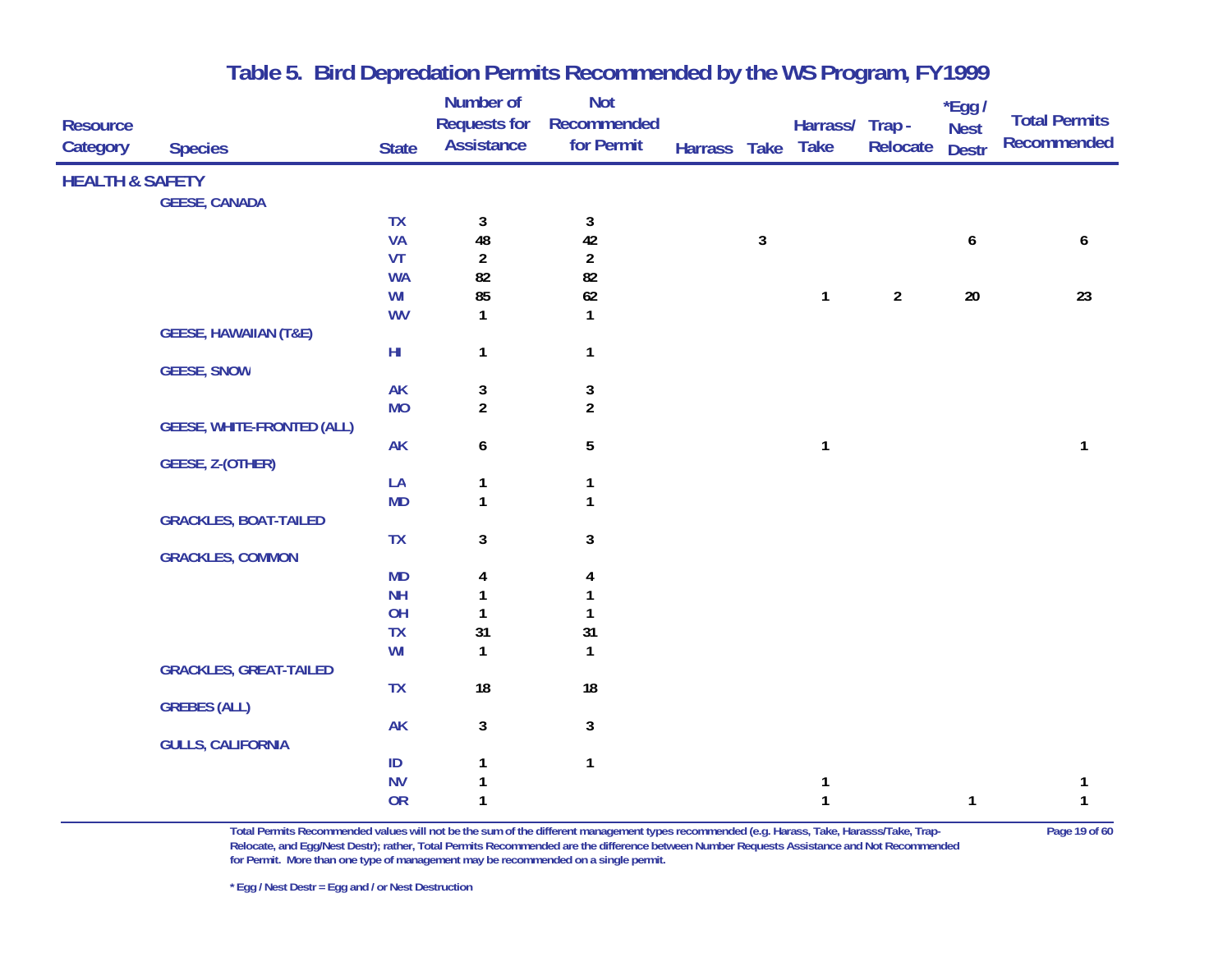# Table 5. Bird Depredation Permits Recommended by the WS Program, FY1999

| Resource Category | Species | State | Number of Requests for Assistance | Not Recommended for Permit | Harrass | Take | Harrass/ Take | Trap - Relocate | *Egg / Nest Destr | Total Permits Recommended |
|---|---|---|---|---|---|---|---|---|---|---|
| **HEALTH & SAFETY** | | | | | | | | | | |
| | **GEESE, CANADA** | | | | | | | | | |
| | | TX | 3 | 3 | | | | | | |
| | | VA | 48 | 42 | | 3 | | | 6 | 6 |
| | | VT | 2 | 2 | | | | | | |
| | | WA | 82 | 82 | | | | | | |
| | | WI | 85 | 62 | | | 1 | 2 | 20 | 23 |
| | | WV | 1 | 1 | | | | | | |
| | **GEESE, HAWAIIAN (T&E)** | | | | | | | | | |
| | | HI | 1 | 1 | | | | | | |
| | **GEESE, SNOW** | | | | | | | | | |
| | | AK | 3 | 3 | | | | | | |
| | | MO | 2 | 2 | | | | | | |
| | **GEESE, WHITE-FRONTED (ALL)** | | | | | | | | | |
| | | AK | 6 | 5 | | | 1 | | | 1 |
| | **GEESE, Z-(OTHER)** | | | | | | | | | |
| | | LA | 1 | 1 | | | | | | |
| | | MD | 1 | 1 | | | | | | |
| | **GRACKLES, BOAT-TAILED** | | | | | | | | | |
| | | TX | 3 | 3 | | | | | | |
| | **GRACKLES, COMMON** | | | | | | | | | |
| | | MD | 4 | 4 | | | | | | |
| | | NH | 1 | 1 | | | | | | |
| | | OH | 1 | 1 | | | | | | |
| | | TX | 31 | 31 | | | | | | |
| | | WI | 1 | 1 | | | | | | |
| | **GRACKLES, GREAT-TAILED** | | | | | | | | | |
| | | TX | 18 | 18 | | | | | | |
| | **GREBES (ALL)** | | | | | | | | | |
| | | AK | 3 | 3 | | | | | | |
| | **GULLS, CALIFORNIA** | | | | | | | | | |
| | | ID | 1 | 1 | | | | | | |
| | | NV | 1 | | | | 1 | | | 1 |
| | | OR | 1 | | | | 1 | | 1 | 1 |

Total Permits Recommended values will not be the sum of the different management types recommended (e.g. Harass, Take, Harasss/Take, Trap-Relocate, and Egg/Nest Destr); rather, Total Permits Recommended are the difference between Number Requests Assistance and Not Recommended for Permit. More than one type of management may be recommended on a single permit.

* Egg / Nest Destr = Egg and / or Nest Destruction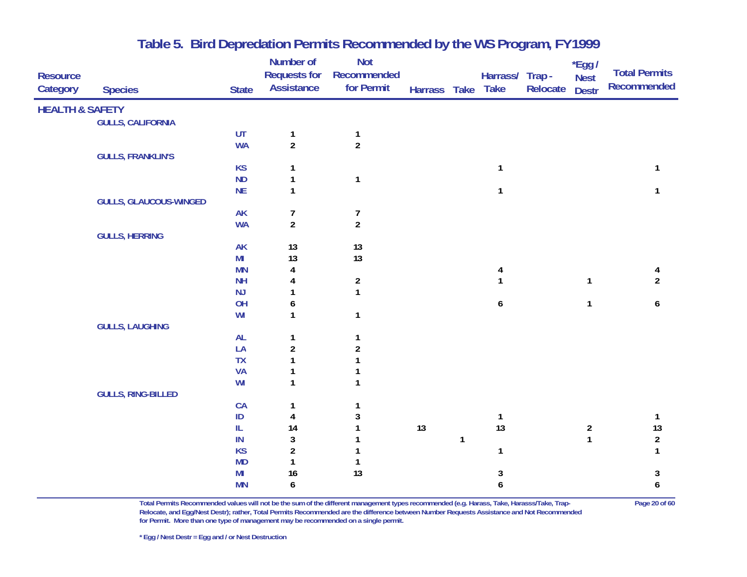# Table 5. Bird Depredation Permits Recommended by the WS Program, FY1999

| Resource Category | Species | State | Number of Requests for Assistance | Not Recommended for Permit | Harrass | Take | Harrass/ Take | Trap - Relocate | *Egg / Nest Destr | Total Permits Recommended |
|---|---|---|---|---|---|---|---|---|---|---|
| **HEALTH & SAFETY** | | | | | | | | | | |
| | **GULLS, CALIFORNIA** | | | | | | | | | |
| | | UT | 1 | 1 | | | | | | |
| | | WA | 2 | 2 | | | | | | |
| | **GULLS, FRANKLIN'S** | | | | | | | | | |
| | | KS | 1 | | | | 1 | | | 1 |
| | | ND | 1 | 1 | | | | | | |
| | | NE | 1 | | | | 1 | | | 1 |
| | **GULLS, GLAUCOUS-WINGED** | | | | | | | | | |
| | | AK | 7 | 7 | | | | | | |
| | | WA | 2 | 2 | | | | | | |
| | **GULLS, HERRING** | | | | | | | | | |
| | | AK | 13 | 13 | | | | | | |
| | | MI | 13 | 13 | | | | | | |
| | | MN | 4 | | | | 4 | | | 4 |
| | | NH | 4 | 2 | | | 1 | | 1 | 2 |
| | | NJ | 1 | 1 | | | | | | |
| | | OH | 6 | | | | 6 | | 1 | 6 |
| | | WI | 1 | 1 | | | | | | |
| | **GULLS, LAUGHING** | | | | | | | | | |
| | | AL | 1 | 1 | | | | | | |
| | | LA | 2 | 2 | | | | | | |
| | | TX | 1 | 1 | | | | | | |
| | | VA | 1 | 1 | | | | | | |
| | | WI | 1 | 1 | | | | | | |
| | **GULLS, RING-BILLED** | | | | | | | | | |
| | | CA | 1 | 1 | | | | | | |
| | | ID | 4 | 3 | | | 1 | | | 1 |
| | | IL | 14 | 1 | 13 | | 13 | | 2 | 13 |
| | | IN | 3 | 1 | | 1 | | | 1 | 2 |
| | | KS | 2 | 1 | | | 1 | | | 1 |
| | | MD | 1 | 1 | | | | | | |
| | | MI | 16 | 13 | | | 3 | | | 3 |
| | | MN | 6 | | | | 6 | | | 6 |

Total Permits Recommended values will not be the sum of the different management types recommended (e.g. Harass, Take, Harasss/Take, Trap-Relocate, and Egg/Nest Destr); rather, Total Permits Recommended are the difference between Number Requests Assistance and Not Recommended for Permit. More than one type of management may be recommended on a single permit.

* Egg / Nest Destr = Egg and / or Nest Destruction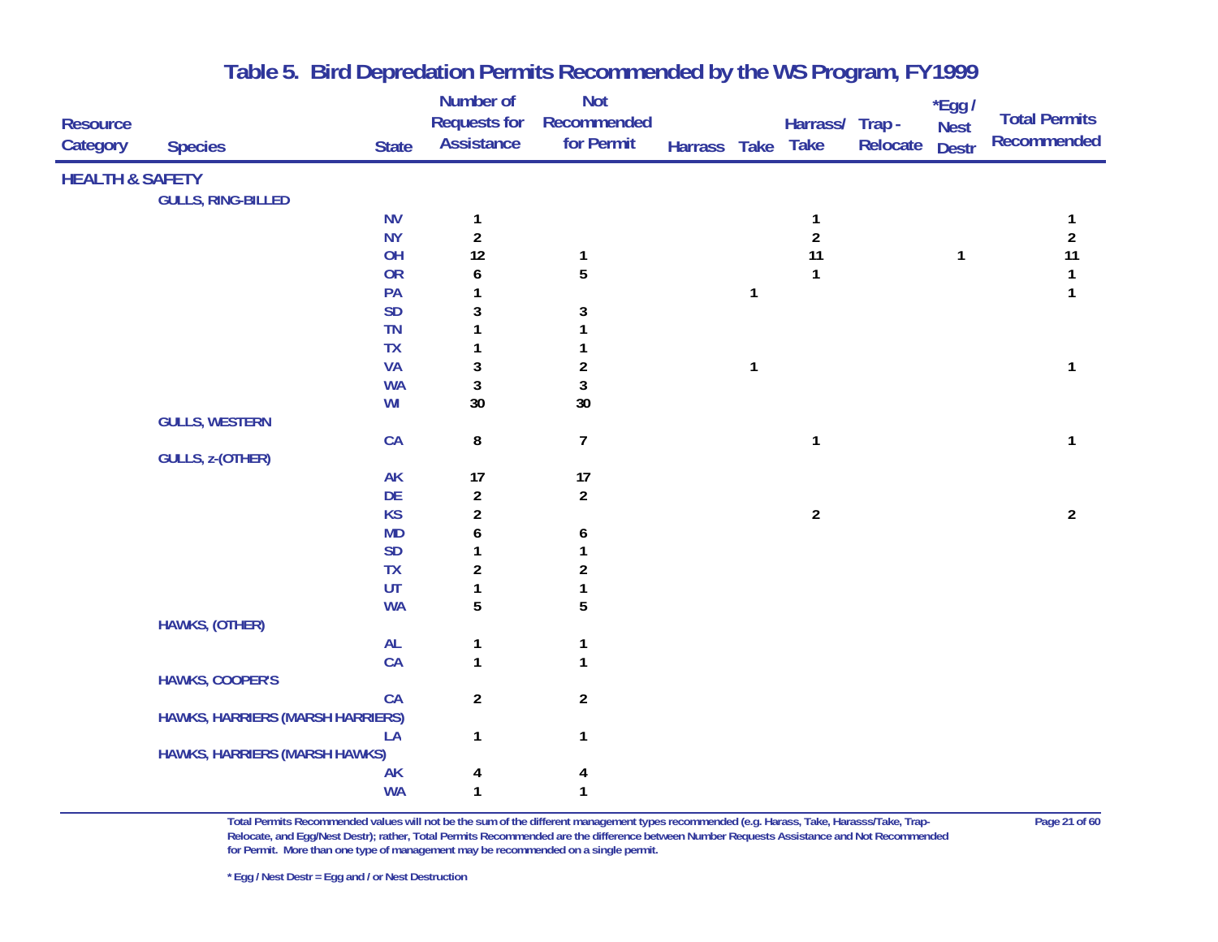# Table 5. Bird Depredation Permits Recommended by the WS Program, FY1999

| Resource Category | Species | State | Number of Requests for Assistance | Not Recommended for Permit | Harrass | Take | Harrass/ Take | Trap - Relocate | *Egg / Nest Destr | Total Permits Recommended |
|---|---|---|---|---|---|---|---|---|---|---|
| **HEALTH & SAFETY** | | | | | | | | | | |
| | **GULLS, RING-BILLED** | | | | | | | | | |
| | | NV | 1 | | | | 1 | | | 1 |
| | | NY | 2 | | | | 2 | | | 2 |
| | | OH | 12 | 1 | | | 11 | | 1 | 11 |
| | | OR | 6 | 5 | | | 1 | | | 1 |
| | | PA | 1 | | | 1 | | | | 1 |
| | | SD | 3 | 3 | | | | | | |
| | | TN | 1 | 1 | | | | | | |
| | | TX | 1 | 1 | | | | | | |
| | | VA | 3 | 2 | | 1 | | | | 1 |
| | | WA | 3 | 3 | | | | | | |
| | | WI | 30 | 30 | | | | | | |
| | **GULLS, WESTERN** | | | | | | | | | |
| | | CA | 8 | 7 | | | 1 | | | 1 |
| | **GULLS, z-(OTHER)** | | | | | | | | | |
| | | AK | 17 | 17 | | | | | | |
| | | DE | 2 | 2 | | | | | | |
| | | KS | 2 | | | | 2 | | | 2 |
| | | MD | 6 | 6 | | | | | | |
| | | SD | 1 | 1 | | | | | | |
| | | TX | 2 | 2 | | | | | | |
| | | UT | 1 | 1 | | | | | | |
| | | WA | 5 | 5 | | | | | | |
| | **HAWKS, (OTHER)** | | | | | | | | | |
| | | AL | 1 | 1 | | | | | | |
| | | CA | 1 | 1 | | | | | | |
| | **HAWKS, COOPER'S** | | | | | | | | | |
| | | CA | 2 | 2 | | | | | | |
| | **HAWKS, HARRIERS (MARSH HARRIERS)** | | | | | | | | | |
| | | LA | 1 | 1 | | | | | | |
| | **HAWKS, HARRIERS (MARSH HAWKS)** | | | | | | | | | |
| | | AK | 4 | 4 | | | | | | |
| | | WA | 1 | 1 | | | | | | |

Total Permits Recommended values will not be the sum of the different management types recommended (e.g. Harass, Take, Harasss/Take, Trap-Relocate, and Egg/Nest Destr); rather, Total Permits Recommended are the difference between Number Requests Assistance and Not Recommended for Permit. More than one type of management may be recommended on a single permit.

* Egg / Nest Destr = Egg and / or Nest Destruction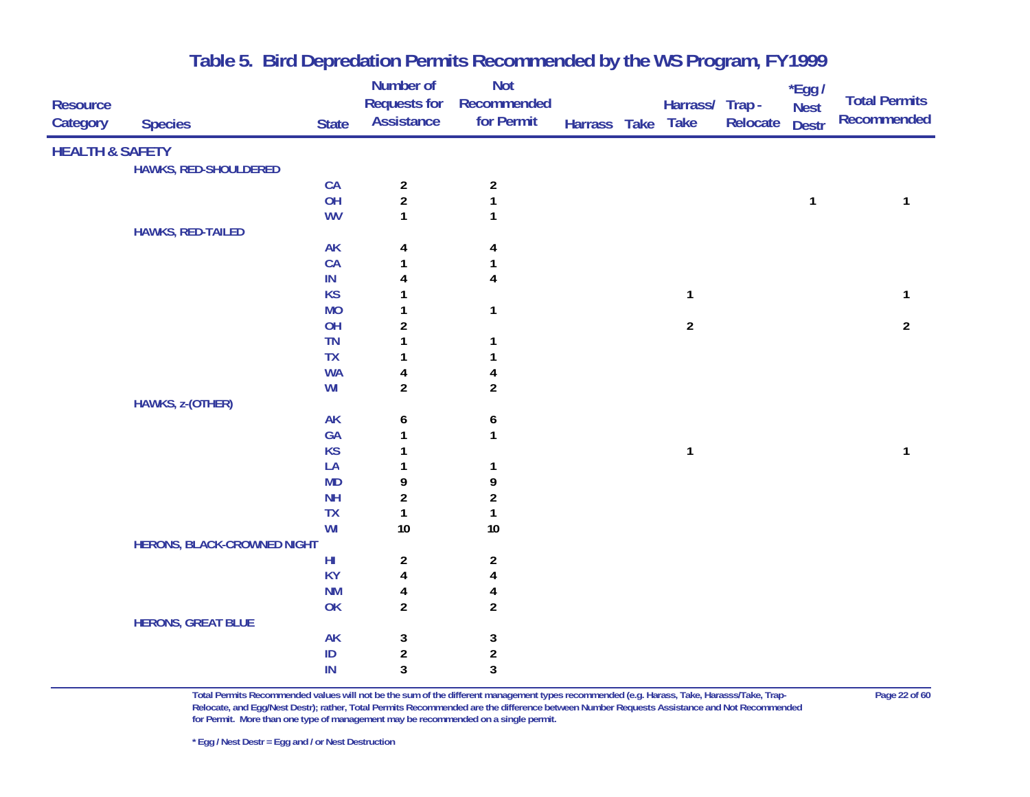# Table 5. Bird Depredation Permits Recommended by the WS Program, FY1999

| Resource Category | Species | State | Number of Requests for Assistance | Not Recommended for Permit | Harrass | Take | Harrass/ Take | Trap - Relocate | *Egg / Nest Destr | Total Permits Recommended |
|---|---|---|---|---|---|---|---|---|---|---|
| **HEALTH & SAFETY** | | | | | | | | | | |
| | **HAWKS, RED-SHOULDERED** | | | | | | | | | |
| | | CA | 2 | 2 | | | | | | |
| | | OH | 2 | 1 | | | | | 1 | 1 |
| | | WV | 1 | 1 | | | | | | |
| | **HAWKS, RED-TAILED** | | | | | | | | | |
| | | AK | 4 | 4 | | | | | | |
| | | CA | 1 | 1 | | | | | | |
| | | IN | 4 | 4 | | | | | | |
| | | KS | 1 | | | | 1 | | | 1 |
| | | MO | 1 | 1 | | | | | | |
| | | OH | 2 | | | | 2 | | | 2 |
| | | TN | 1 | 1 | | | | | | |
| | | TX | 1 | 1 | | | | | | |
| | | WA | 4 | 4 | | | | | | |
| | | WI | 2 | 2 | | | | | | |
| | **HAWKS, z-(OTHER)** | | | | | | | | | |
| | | AK | 6 | 6 | | | | | | |
| | | GA | 1 | 1 | | | | | | |
| | | KS | 1 | | | | 1 | | | 1 |
| | | LA | 1 | 1 | | | | | | |
| | | MD | 9 | 9 | | | | | | |
| | | NH | 2 | 2 | | | | | | |
| | | TX | 1 | 1 | | | | | | |
| | | WI | 10 | 10 | | | | | | |
| | **HERONS, BLACK-CROWNED NIGHT** | | | | | | | | | |
| | | HI | 2 | 2 | | | | | | |
| | | KY | 4 | 4 | | | | | | |
| | | NM | 4 | 4 | | | | | | |
| | | OK | 2 | 2 | | | | | | |
| | **HERONS, GREAT BLUE** | | | | | | | | | |
| | | AK | 3 | 3 | | | | | | |
| | | ID | 2 | 2 | | | | | | |
| | | IN | 3 | 3 | | | | | | |

Total Permits Recommended values will not be the sum of the different management types recommended (e.g. Harass, Take, Harasss/Take, Trap-Relocate, and Egg/Nest Destr); rather, Total Permits Recommended are the difference between Number Requests Assistance and Not Recommended for Permit. More than one type of management may be recommended on a single permit.

* Egg / Nest Destr = Egg and / or Nest Destruction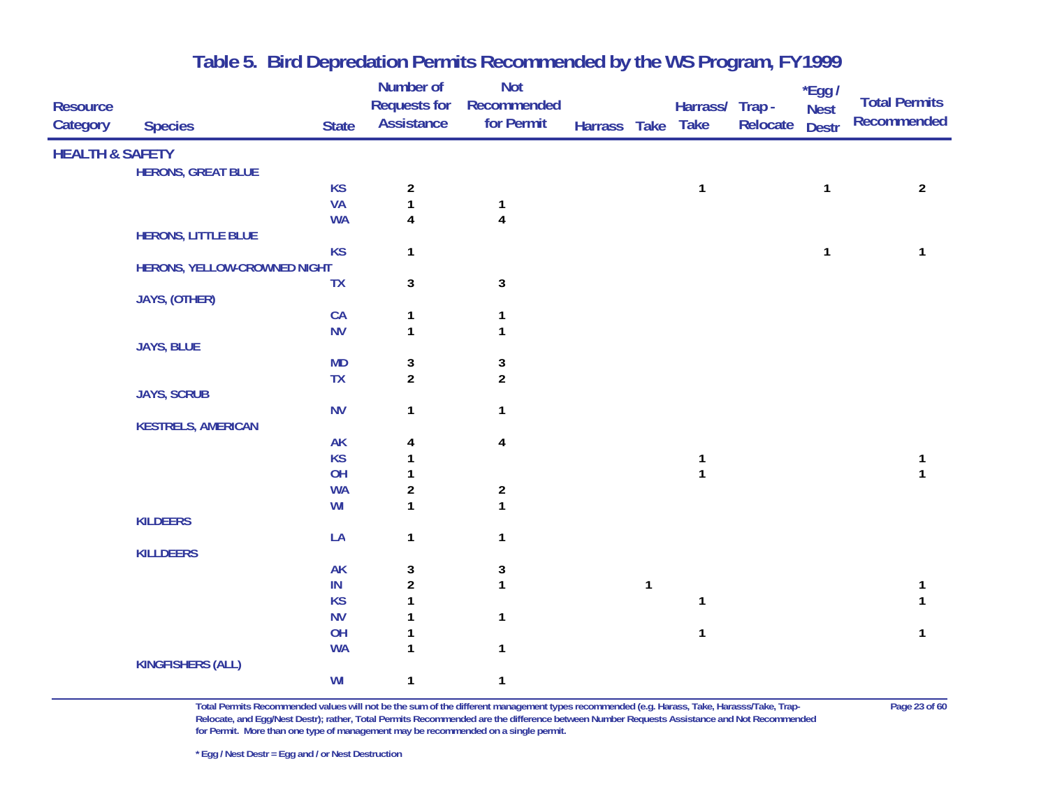# Table 5. Bird Depredation Permits Recommended by the WS Program, FY1999

| Resource Category | Species | State | Number of Requests for Assistance | Not Recommended for Permit | Harrass | Take | Harrass/ Take | Trap - Relocate | *Egg / Nest Destr | Total Permits Recommended |
|---|---|---|---|---|---|---|---|---|---|---|
| **HEALTH & SAFETY** | | | | | | | | | | |
| | **HERONS, GREAT BLUE** | | | | | | | | | |
| | | KS | 2 | | | | 1 | | 1 | 2 |
| | | VA | 1 | 1 | | | | | | |
| | | WA | 4 | 4 | | | | | | |
| | **HERONS, LITTLE BLUE** | | | | | | | | | |
| | | KS | 1 | | | | | | 1 | 1 |
| | **HERONS, YELLOW-CROWNED NIGHT** | | | | | | | | | |
| | | TX | 3 | 3 | | | | | | |
| | **JAYS, (OTHER)** | | | | | | | | | |
| | | CA | 1 | 1 | | | | | | |
| | | NV | 1 | 1 | | | | | | |
| | **JAYS, BLUE** | | | | | | | | | |
| | | MD | 3 | 3 | | | | | | |
| | | TX | 2 | 2 | | | | | | |
| | **JAYS, SCRUB** | | | | | | | | | |
| | | NV | 1 | 1 | | | | | | |
| | **KESTRELS, AMERICAN** | | | | | | | | | |
| | | AK | 4 | 4 | | | | | | |
| | | KS | 1 | | | | 1 | | | 1 |
| | | OH | 1 | | | | 1 | | | 1 |
| | | WA | 2 | 2 | | | | | | |
| | | WI | 1 | 1 | | | | | | |
| | **KILDEERS** | | | | | | | | | |
| | | LA | 1 | 1 | | | | | | |
| | **KILLDEERS** | | | | | | | | | |
| | | AK | 3 | 3 | | | | | | |
| | | IN | 2 | 1 | | 1 | | | | 1 |
| | | KS | 1 | | | | 1 | | | 1 |
| | | NV | 1 | 1 | | | | | | |
| | | OH | 1 | | | | 1 | | | 1 |
| | | WA | 1 | 1 | | | | | | |
| | **KINGFISHERS (ALL)** | | | | | | | | | |
| | | WI | 1 | 1 | | | | | | |

Total Permits Recommended values will not be the sum of the different management types recommended (e.g. Harass, Take, Harasss/Take, Trap-Relocate, and Egg/Nest Destr); rather, Total Permits Recommended are the difference between Number Requests Assistance and Not Recommended for Permit. More than one type of management may be recommended on a single permit.

\* Egg / Nest Destr = Egg and / or Nest Destruction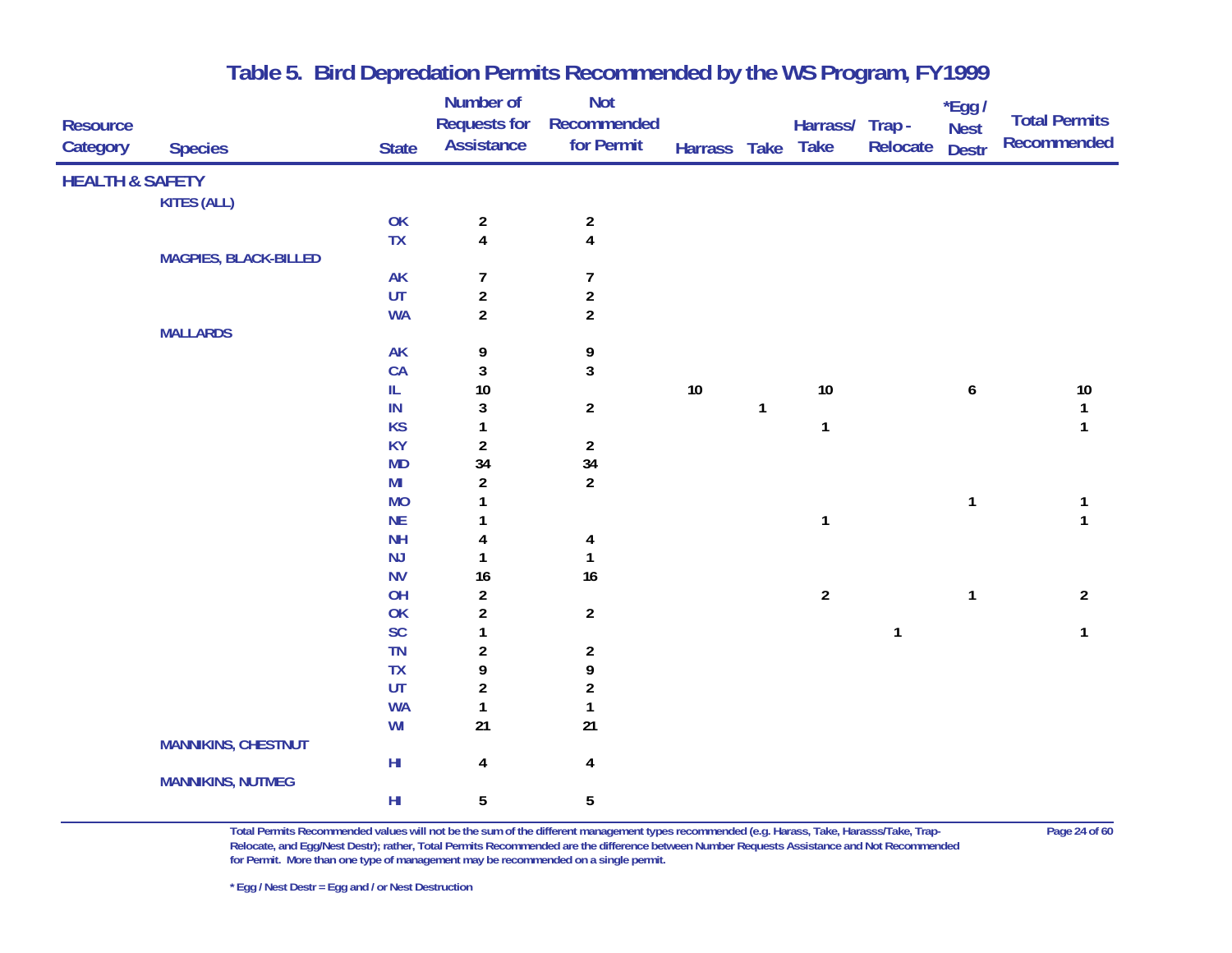## Table 5. Bird Depredation Permits Recommended by the WS Program, FY1999

| Resource Category | Species | State | Number of Requests for Assistance | Not Recommended for Permit | Harrass | Take | Harrass/ Take | Trap - Relocate | *Egg / Nest Destr | Total Permits Recommended |
|---|---|---|---|---|---|---|---|---|---|---|
| **HEALTH & SAFETY** | | | | | | | | | | |
| | KITES (ALL) | | | | | | | | | |
| | | OK | 2 | 2 | | | | | | |
| | | TX | 4 | 4 | | | | | | |
| | MAGPIES, BLACK-BILLED | | | | | | | | | |
| | | AK | 7 | 7 | | | | | | |
| | | UT | 2 | 2 | | | | | | |
| | | WA | 2 | 2 | | | | | | |
| | MALLARDS | | | | | | | | | |
| | | AK | 9 | 9 | | | | | | |
| | | CA | 3 | 3 | | | | | | |
| | | IL | 10 | | 10 | | 10 | | 6 | 10 |
| | | IN | 3 | 2 | | 1 | | | | 1 |
| | | KS | 1 | | | | 1 | | | 1 |
| | | KY | 2 | 2 | | | | | | |
| | | MD | 34 | 34 | | | | | | |
| | | MI | 2 | 2 | | | | | | |
| | | MO | 1 | | | | | | 1 | 1 |
| | | NE | 1 | | | | 1 | | | 1 |
| | | NH | 4 | 4 | | | | | | |
| | | NJ | 1 | 1 | | | | | | |
| | | NV | 16 | 16 | | | | | | |
| | | OH | 2 | | | | 2 | | 1 | 2 |
| | | OK | 2 | 2 | | | | | | |
| | | SC | 1 | | | | | 1 | | 1 |
| | | TN | 2 | 2 | | | | | | |
| | | TX | 9 | 9 | | | | | | |
| | | UT | 2 | 2 | | | | | | |
| | | WA | 1 | 1 | | | | | | |
| | | WI | 21 | 21 | | | | | | |
| | MANNIKINS, CHESTNUT | | | | | | | | | |
| | | HI | 4 | 4 | | | | | | |
| | MANNIKINS, NUTMEG | | | | | | | | | |
| | | HI | 5 | 5 | | | | | | |

Total Permits Recommended values will not be the sum of the different management types recommended (e.g. Harass, Take, Harasss/Take, Trap-Relocate, and Egg/Nest Destr); rather, Total Permits Recommended are the difference between Number Requests Assistance and Not Recommended for Permit. More than one type of management may be recommended on a single permit.

* Egg / Nest Destr = Egg and / or Nest Destruction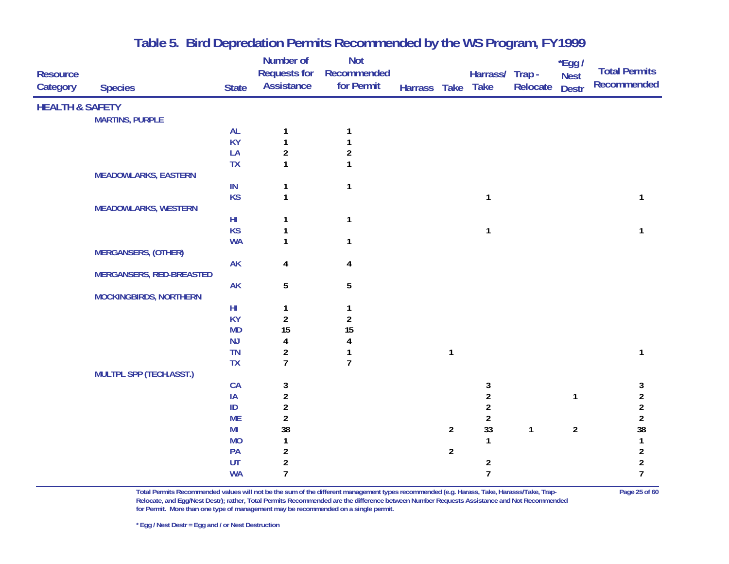# Table 5. Bird Depredation Permits Recommended by the WS Program, FY1999

| Resource Category | Species | State | Number of Requests for Assistance | Not Recommended for Permit | Harrass | Take | Harrass/ Take | Trap - Relocate | *Egg / Nest Destr | Total Permits Recommended |
|---|---|---|---|---|---|---|---|---|---|---|
| **HEALTH & SAFETY** | | | | | | | | | | |
| | **MARTINS, PURPLE** | | | | | | | | | |
| | | AL | 1 | 1 | | | | | | |
| | | KY | 1 | 1 | | | | | | |
| | | LA | 2 | 2 | | | | | | |
| | | TX | 1 | 1 | | | | | | |
| | **MEADOWLARKS, EASTERN** | | | | | | | | | |
| | | IN | 1 | 1 | | | | | | |
| | | KS | 1 | | | | 1 | | | 1 |
| | **MEADOWLARKS, WESTERN** | | | | | | | | | |
| | | HI | 1 | 1 | | | | | | |
| | | KS | 1 | | | | 1 | | | 1 |
| | | WA | 1 | 1 | | | | | | |
| | **MERGANSERS, (OTHER)** | | | | | | | | | |
| | | AK | 4 | 4 | | | | | | |
| | **MERGANSERS, RED-BREASTED** | | | | | | | | | |
| | | AK | 5 | 5 | | | | | | |
| | **MOCKINGBIRDS, NORTHERN** | | | | | | | | | |
| | | HI | 1 | 1 | | | | | | |
| | | KY | 2 | 2 | | | | | | |
| | | MD | 15 | 15 | | | | | | |
| | | NJ | 4 | 4 | | | | | | |
| | | TN | 2 | 1 | | 1 | | | | 1 |
| | | TX | 7 | 7 | | | | | | |
| | **MULTPL SPP (TECH.ASST.)** | | | | | | | | | |
| | | CA | 3 | | | | 3 | | | 3 |
| | | IA | 2 | | | | 2 | | 1 | 2 |
| | | ID | 2 | | | | 2 | | | 2 |
| | | ME | 2 | | | | 2 | | | 2 |
| | | MI | 38 | | | 2 | 33 | 1 | 2 | 38 |
| | | MO | 1 | | | | 1 | | | 1 |
| | | PA | 2 | | | 2 | | | | 2 |
| | | UT | 2 | | | | 2 | | | 2 |
| | | WA | 7 | | | | 7 | | | 7 |

Total Permits Recommended values will not be the sum of the different management types recommended (e.g. Harass, Take, Harasss/Take, Trap-Relocate, and Egg/Nest Destr); rather, Total Permits Recommended are the difference between Number Requests Assistance and Not Recommended for Permit. More than one type of management may be recommended on a single permit.

* Egg / Nest Destr = Egg and / or Nest Destruction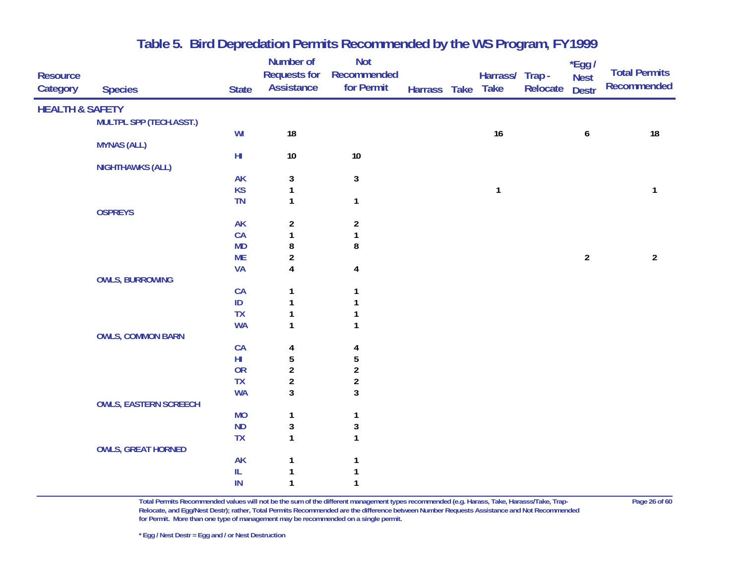# Table 5. Bird Depredation Permits Recommended by the WS Program, FY1999

| Resource Category | Species | State | Number of Requests for Assistance | Not Recommended for Permit | Harrass | Take | Harrass/ Take | Trap - Relocate | *Egg / Nest Destr | Total Permits Recommended |
|---|---|---|---|---|---|---|---|---|---|---|
| **HEALTH & SAFETY** | | | | | | | | | | |
| | MULTPL SPP (TECH.ASST.) | | | | | | | | | |
| | | WI | 18 | | | | 16 | | 6 | 18 |
| | MYNAS (ALL) | | | | | | | | | |
| | | HI | 10 | 10 | | | | | | |
| | NIGHTHAWKS (ALL) | | | | | | | | | |
| | | AK | 3 | 3 | | | | | | |
| | | KS | 1 | | | | 1 | | | 1 |
| | | TN | 1 | 1 | | | | | | |
| | OSPREYS | | | | | | | | | |
| | | AK | 2 | 2 | | | | | | |
| | | CA | 1 | 1 | | | | | | |
| | | MD | 8 | 8 | | | | | | |
| | | ME | 2 | | | | | | 2 | 2 |
| | | VA | 4 | 4 | | | | | | |
| | OWLS, BURROWING | | | | | | | | | |
| | | CA | 1 | 1 | | | | | | |
| | | ID | 1 | 1 | | | | | | |
| | | TX | 1 | 1 | | | | | | |
| | | WA | 1 | 1 | | | | | | |
| | OWLS, COMMON BARN | | | | | | | | | |
| | | CA | 4 | 4 | | | | | | |
| | | HI | 5 | 5 | | | | | | |
| | | OR | 2 | 2 | | | | | | |
| | | TX | 2 | 2 | | | | | | |
| | | WA | 3 | 3 | | | | | | |
| | OWLS, EASTERN SCREECH | | | | | | | | | |
| | | MO | 1 | 1 | | | | | | |
| | | ND | 3 | 3 | | | | | | |
| | | TX | 1 | 1 | | | | | | |
| | OWLS, GREAT HORNED | | | | | | | | | |
| | | AK | 1 | 1 | | | | | | |
| | | IL | 1 | 1 | | | | | | |
| | | IN | 1 | 1 | | | | | | |

Total Permits Recommended values will not be the sum of the different management types recommended (e.g. Harass, Take, Harasss/Take, Trap-Relocate, and Egg/Nest Destr); rather, Total Permits Recommended are the difference between Number Requests Assistance and Not Recommended for Permit. More than one type of management may be recommended on a single permit.

* Egg / Nest Destr = Egg and / or Nest Destruction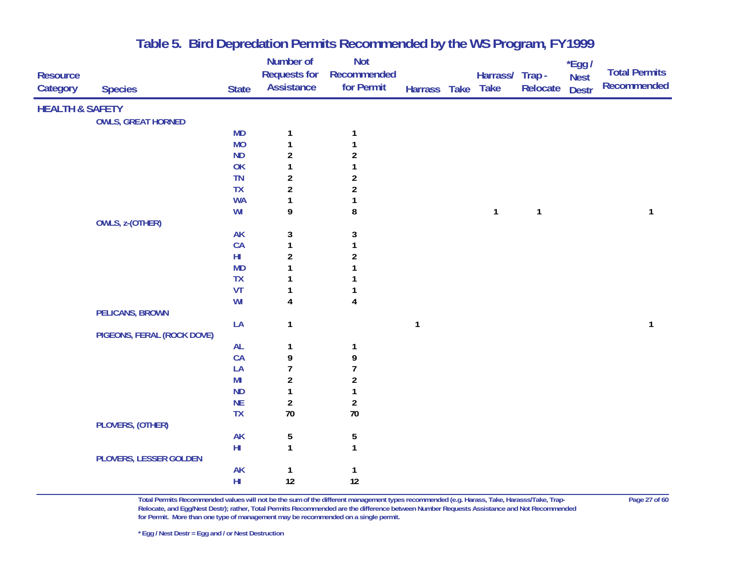# Table 5. Bird Depredation Permits Recommended by the WS Program, FY1999

| Resource Category | Species | State | Number of Requests for Assistance | Not Recommended for Permit | Harrass | Take | Harrass/ Take | Trap - Relocate | *Egg / Nest Destr | Total Permits Recommended |
|---|---|---|---|---|---|---|---|---|---|---|
| **HEALTH & SAFETY** | | | | | | | | | | |
| | **OWLS, GREAT HORNED** | | | | | | | | | |
| | | MD | 1 | 1 | | | | | | |
| | | MO | 1 | 1 | | | | | | |
| | | ND | 2 | 2 | | | | | | |
| | | OK | 1 | 1 | | | | | | |
| | | TN | 2 | 2 | | | | | | |
| | | TX | 2 | 2 | | | | | | |
| | | WA | 1 | 1 | | | | | | |
| | | WI | 9 | 8 | | | 1 | 1 | | 1 |
| | **OWLS, z-(OTHER)** | | | | | | | | | |
| | | AK | 3 | 3 | | | | | | |
| | | CA | 1 | 1 | | | | | | |
| | | HI | 2 | 2 | | | | | | |
| | | MD | 1 | 1 | | | | | | |
| | | TX | 1 | 1 | | | | | | |
| | | VT | 1 | 1 | | | | | | |
| | | WI | 4 | 4 | | | | | | |
| | **PELICANS, BROWN** | | | | | | | | | |
| | | LA | 1 | | 1 | | | | | 1 |
| | **PIGEONS, FERAL (ROCK DOVE)** | | | | | | | | | |
| | | AL | 1 | 1 | | | | | | |
| | | CA | 9 | 9 | | | | | | |
| | | LA | 7 | 7 | | | | | | |
| | | MI | 2 | 2 | | | | | | |
| | | ND | 1 | 1 | | | | | | |
| | | NE | 2 | 2 | | | | | | |
| | | TX | 70 | 70 | | | | | | |
| | **PLOVERS, (OTHER)** | | | | | | | | | |
| | | AK | 5 | 5 | | | | | | |
| | | HI | 1 | 1 | | | | | | |
| | **PLOVERS, LESSER GOLDEN** | | | | | | | | | |
| | | AK | 1 | 1 | | | | | | |
| | | HI | 12 | 12 | | | | | | |

Total Permits Recommended values will not be the sum of the different management types recommended (e.g. Harass, Take, Harasss/Take, Trap-Relocate, and Egg/Nest Destr); rather, Total Permits Recommended are the difference between Number Requests Assistance and Not Recommended for Permit. More than one type of management may be recommended on a single permit.

\* Egg / Nest Destr = Egg and / or Nest Destruction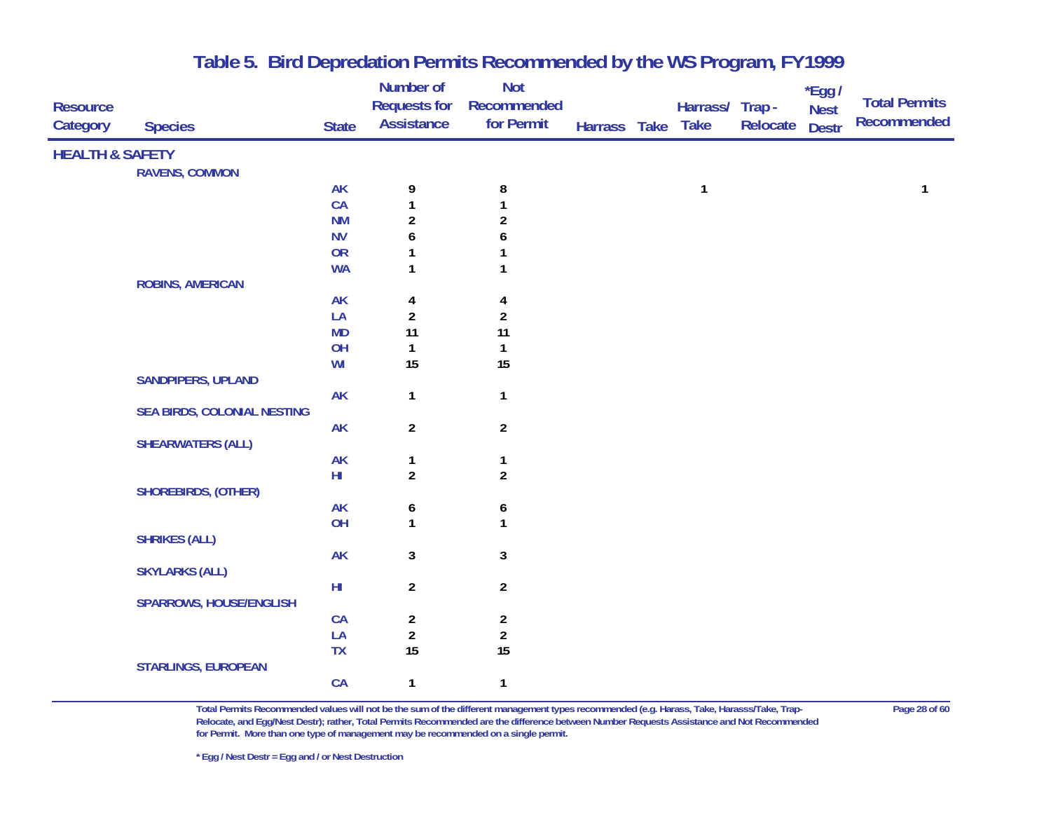# Table 5. Bird Depredation Permits Recommended by the WS Program, FY1999

| Resource Category | Species | State | Number of Requests for Assistance | Not Recommended for Permit | Harrass | Take | Harrass/ Take | Trap - Relocate | *Egg / Nest Destr | Total Permits Recommended |
|---|---|---|---|---|---|---|---|---|---|---|
| **HEALTH & SAFETY** | | | | | | | | | | |
| | RAVENS, COMMON | | | | | | | | | |
| | | AK | 9 | 8 | | | 1 | | | 1 |
| | | CA | 1 | 1 | | | | | | |
| | | NM | 2 | 2 | | | | | | |
| | | NV | 6 | 6 | | | | | | |
| | | OR | 1 | 1 | | | | | | |
| | | WA | 1 | 1 | | | | | | |
| | ROBINS, AMERICAN | | | | | | | | | |
| | | AK | 4 | 4 | | | | | | |
| | | LA | 2 | 2 | | | | | | |
| | | MD | 11 | 11 | | | | | | |
| | | OH | 1 | 1 | | | | | | |
| | | WI | 15 | 15 | | | | | | |
| | SANDPIPERS, UPLAND | | | | | | | | | |
| | | AK | 1 | 1 | | | | | | |
| | SEA BIRDS, COLONIAL NESTING | | | | | | | | | |
| | | AK | 2 | 2 | | | | | | |
| | SHEARWATERS (ALL) | | | | | | | | | |
| | | AK | 1 | 1 | | | | | | |
| | | HI | 2 | 2 | | | | | | |
| | SHOREBIRDS, (OTHER) | | | | | | | | | |
| | | AK | 6 | 6 | | | | | | |
| | | OH | 1 | 1 | | | | | | |
| | SHRIKES (ALL) | | | | | | | | | |
| | | AK | 3 | 3 | | | | | | |
| | SKYLARKS (ALL) | | | | | | | | | |
| | | HI | 2 | 2 | | | | | | |
| | SPARROWS, HOUSE/ENGLISH | | | | | | | | | |
| | | CA | 2 | 2 | | | | | | |
| | | LA | 2 | 2 | | | | | | |
| | | TX | 15 | 15 | | | | | | |
| | STARLINGS, EUROPEAN | | | | | | | | | |
| | | CA | 1 | 1 | | | | | | |

Total Permits Recommended values will not be the sum of the different management types recommended (e.g. Harass, Take, Harasss/Take, Trap-Relocate, and Egg/Nest Destr); rather, Total Permits Recommended are the difference between Number Requests Assistance and Not Recommended for Permit. More than one type of management may be recommended on a single permit.

* Egg / Nest Destr = Egg and / or Nest Destruction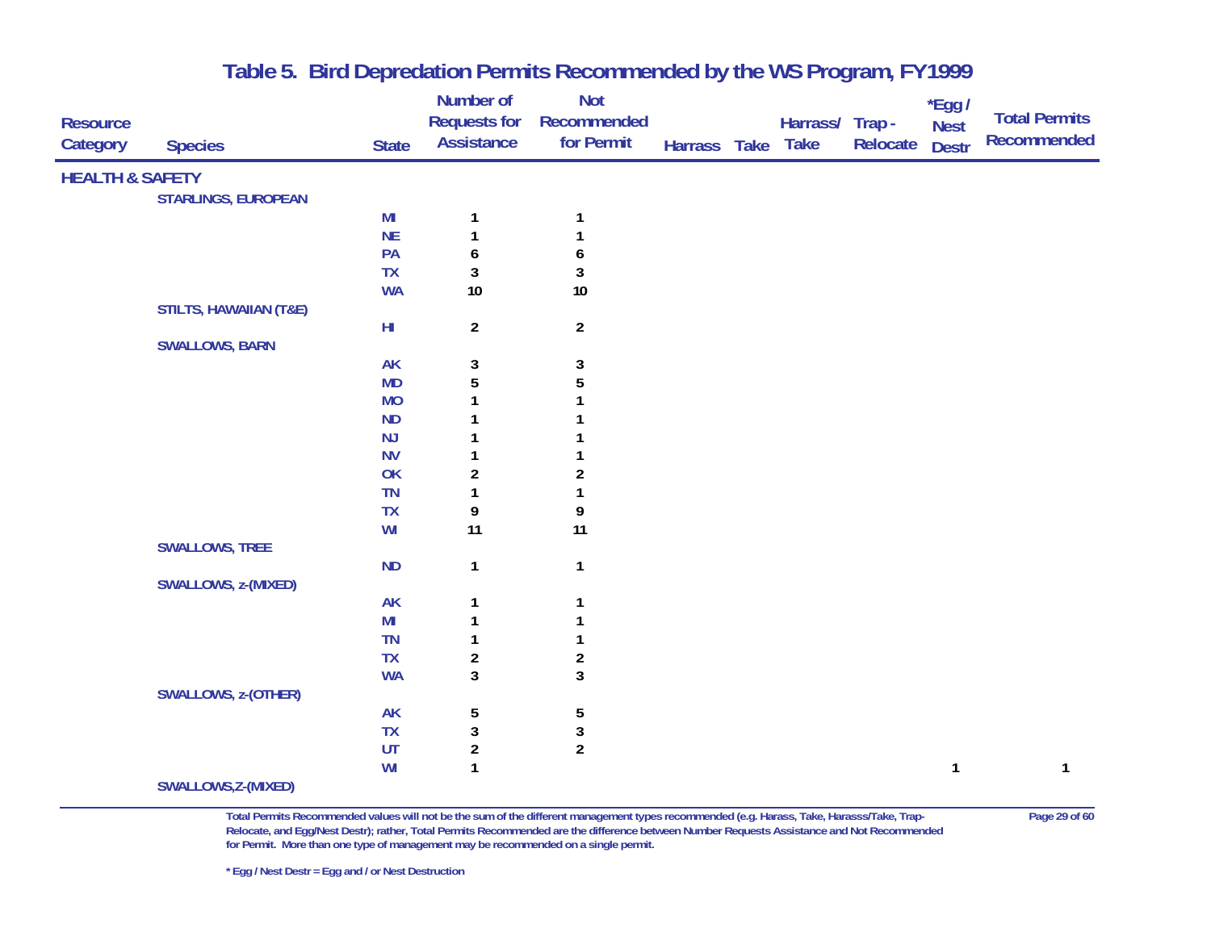# Table 5. Bird Depredation Permits Recommended by the WS Program, FY1999

| Resource Category | Species | State | Number of Requests for Assistance | Not Recommended for Permit | Harrass | Take | Harrass/ Take | Trap - Relocate | *Egg / Nest Destr | Total Permits Recommended |
|---|---|---|---|---|---|---|---|---|---|---|
| **HEALTH & SAFETY** | | | | | | | | | | |
| | **STARLINGS, EUROPEAN** | | | | | | | | | |
| | | MI | 1 | 1 | | | | | | |
| | | NE | 1 | 1 | | | | | | |
| | | PA | 6 | 6 | | | | | | |
| | | TX | 3 | 3 | | | | | | |
| | | WA | 10 | 10 | | | | | | |
| | **STILTS, HAWAIIAN (T&E)** | | | | | | | | | |
| | | HI | 2 | 2 | | | | | | |
| | **SWALLOWS, BARN** | | | | | | | | | |
| | | AK | 3 | 3 | | | | | | |
| | | MD | 5 | 5 | | | | | | |
| | | MO | 1 | 1 | | | | | | |
| | | ND | 1 | 1 | | | | | | |
| | | NJ | 1 | 1 | | | | | | |
| | | NV | 1 | 1 | | | | | | |
| | | OK | 2 | 2 | | | | | | |
| | | TN | 1 | 1 | | | | | | |
| | | TX | 9 | 9 | | | | | | |
| | | WI | 11 | 11 | | | | | | |
| | **SWALLOWS, TREE** | | | | | | | | | |
| | | ND | 1 | 1 | | | | | | |
| | **SWALLOWS, z-(MIXED)** | | | | | | | | | |
| | | AK | 1 | 1 | | | | | | |
| | | MI | 1 | 1 | | | | | | |
| | | TN | 1 | 1 | | | | | | |
| | | TX | 2 | 2 | | | | | | |
| | | WA | 3 | 3 | | | | | | |
| | **SWALLOWS, z-(OTHER)** | | | | | | | | | |
| | | AK | 5 | 5 | | | | | | |
| | | TX | 3 | 3 | | | | | | |
| | | UT | 2 | 2 | | | | | | |
| | | WI | 1 | | | | | | 1 | 1 |
| | **SWALLOWS,Z-(MIXED)** | | | | | | | | | |

Total Permits Recommended values will not be the sum of the different management types recommended (e.g. Harass, Take, Harasss/Take, Trap-Relocate, and Egg/Nest Destr); rather, Total Permits Recommended are the difference between Number Requests Assistance and Not Recommended for Permit. More than one type of management may be recommended on a single permit.

\* Egg / Nest Destr = Egg and / or Nest Destruction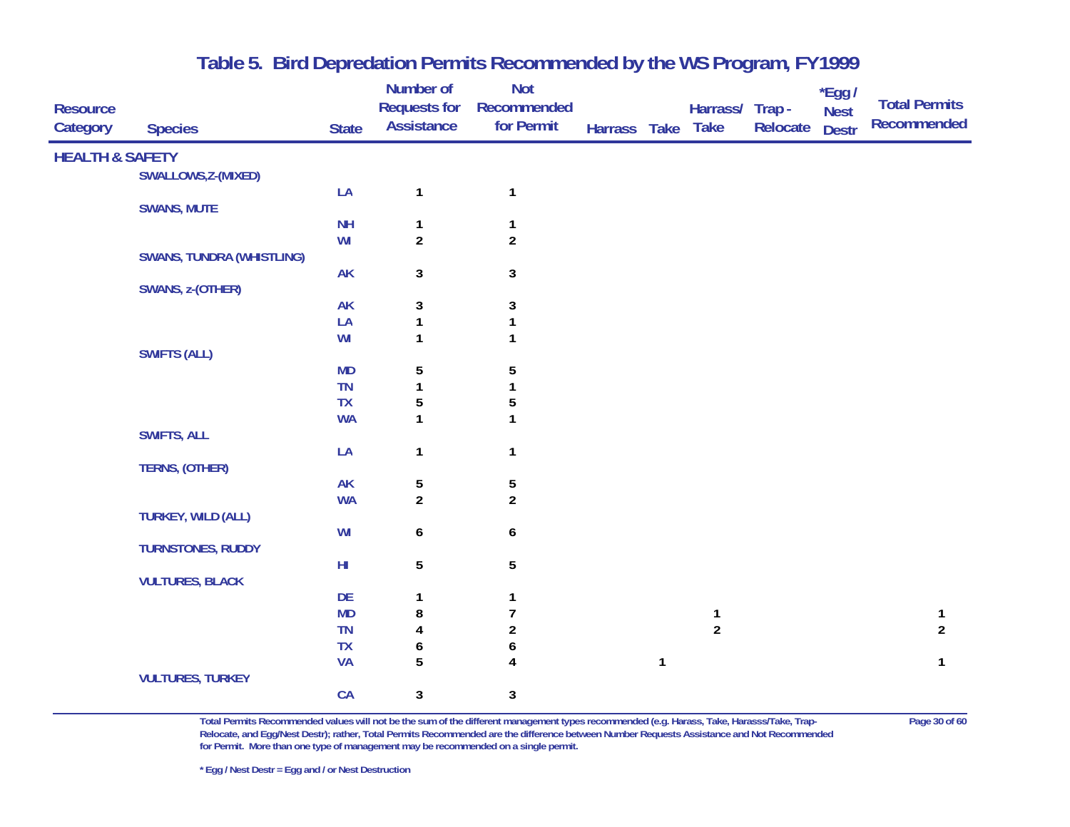## Table 5. Bird Depredation Permits Recommended by the WS Program, FY1999

| Resource Category | Species | State | Number of Requests for Assistance | Not Recommended for Permit | Harrass | Take | Harrass/ Take | Trap - Relocate | *Egg / Nest Destr | Total Permits Recommended |
|---|---|---|---|---|---|---|---|---|---|---|
| **HEALTH & SAFETY** | | | | | | | | | | |
| | SWALLOWS,Z-(MIXED) | | | | | | | | | |
| | | LA | 1 | 1 | | | | | | |
| | SWANS, MUTE | | | | | | | | | |
| | | NH | 1 | 1 | | | | | | |
| | | WI | 2 | 2 | | | | | | |
| | SWANS, TUNDRA (WHISTLING) | | | | | | | | | |
| | | AK | 3 | 3 | | | | | | |
| | SWANS, z-(OTHER) | | | | | | | | | |
| | | AK | 3 | 3 | | | | | | |
| | | LA | 1 | 1 | | | | | | |
| | | WI | 1 | 1 | | | | | | |
| | SWIFTS (ALL) | | | | | | | | | |
| | | MD | 5 | 5 | | | | | | |
| | | TN | 1 | 1 | | | | | | |
| | | TX | 5 | 5 | | | | | | |
| | | WA | 1 | 1 | | | | | | |
| | SWIFTS, ALL | | | | | | | | | |
| | | LA | 1 | 1 | | | | | | |
| | TERNS, (OTHER) | | | | | | | | | |
| | | AK | 5 | 5 | | | | | | |
| | | WA | 2 | 2 | | | | | | |
| | TURKEY, WILD (ALL) | | | | | | | | | |
| | | WI | 6 | 6 | | | | | | |
| | TURNSTONES, RUDDY | | | | | | | | | |
| | | HI | 5 | 5 | | | | | | |
| | VULTURES, BLACK | | | | | | | | | |
| | | DE | 1 | 1 | | | | | | |
| | | MD | 8 | 7 | | | 1 | | | 1 |
| | | TN | 4 | 2 | | | 2 | | | 2 |
| | | TX | 6 | 6 | | | | | | |
| | | VA | 5 | 4 | | 1 | | | | 1 |
| | VULTURES, TURKEY | | | | | | | | | |
| | | CA | 3 | 3 | | | | | | |

Total Permits Recommended values will not be the sum of the different management types recommended (e.g. Harass, Take, Harasss/Take, Trap-Relocate, and Egg/Nest Destr); rather, Total Permits Recommended are the difference between Number Requests Assistance and Not Recommended for Permit. More than one type of management may be recommended on a single permit.

* Egg / Nest Destr = Egg and / or Nest Destruction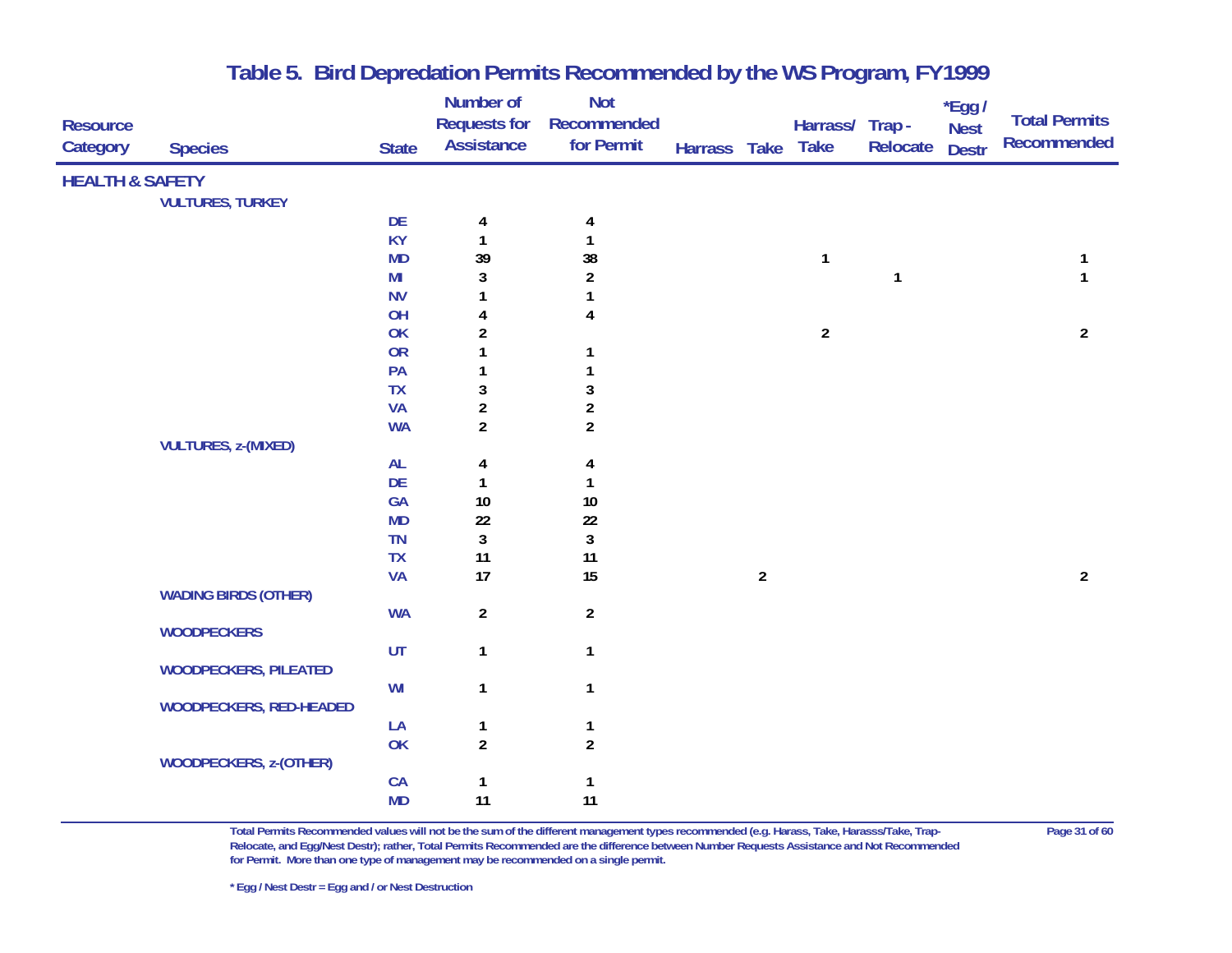# Table 5. Bird Depredation Permits Recommended by the WS Program, FY1999

| Resource Category | Species | State | Number of Requests for Assistance | Not Recommended for Permit | Harrass | Take | Harrass/ Take | Trap - Relocate | *Egg / Nest Destr | Total Permits Recommended |
|---|---|---|---|---|---|---|---|---|---|---|
| **HEALTH & SAFETY** | | | | | | | | | | |
| | **VULTURES, TURKEY** | | | | | | | | | |
| | | DE | 4 | 4 | | | | | | |
| | | KY | 1 | 1 | | | | | | |
| | | MD | 39 | 38 | | | 1 | | | 1 |
| | | MI | 3 | 2 | | | | 1 | | 1 |
| | | NV | 1 | 1 | | | | | | |
| | | OH | 4 | 4 | | | | | | |
| | | OK | 2 | | | | 2 | | | 2 |
| | | OR | 1 | 1 | | | | | | |
| | | PA | 1 | 1 | | | | | | |
| | | TX | 3 | 3 | | | | | | |
| | | VA | 2 | 2 | | | | | | |
| | | WA | 2 | 2 | | | | | | |
| | **VULTURES, z-(MIXED)** | | | | | | | | | |
| | | AL | 4 | 4 | | | | | | |
| | | DE | 1 | 1 | | | | | | |
| | | GA | 10 | 10 | | | | | | |
| | | MD | 22 | 22 | | | | | | |
| | | TN | 3 | 3 | | | | | | |
| | | TX | 11 | 11 | | | | | | |
| | | VA | 17 | 15 | | 2 | | | | 2 |
| | **WADING BIRDS (OTHER)** | | | | | | | | | |
| | | WA | 2 | 2 | | | | | | |
| | **WOODPECKERS** | | | | | | | | | |
| | | UT | 1 | 1 | | | | | | |
| | **WOODPECKERS, PILEATED** | | | | | | | | | |
| | | WI | 1 | 1 | | | | | | |
| | **WOODPECKERS, RED-HEADED** | | | | | | | | | |
| | | LA | 1 | 1 | | | | | | |
| | | OK | 2 | 2 | | | | | | |
| | **WOODPECKERS, z-(OTHER)** | | | | | | | | | |
| | | CA | 1 | 1 | | | | | | |
| | | MD | 11 | 11 | | | | | | |

Total Permits Recommended values will not be the sum of the different management types recommended (e.g. Harass, Take, Harasss/Take, Trap-Relocate, and Egg/Nest Destr); rather, Total Permits Recommended are the difference between Number Requests Assistance and Not Recommended for Permit. More than one type of management may be recommended on a single permit.

* Egg / Nest Destr = Egg and / or Nest Destruction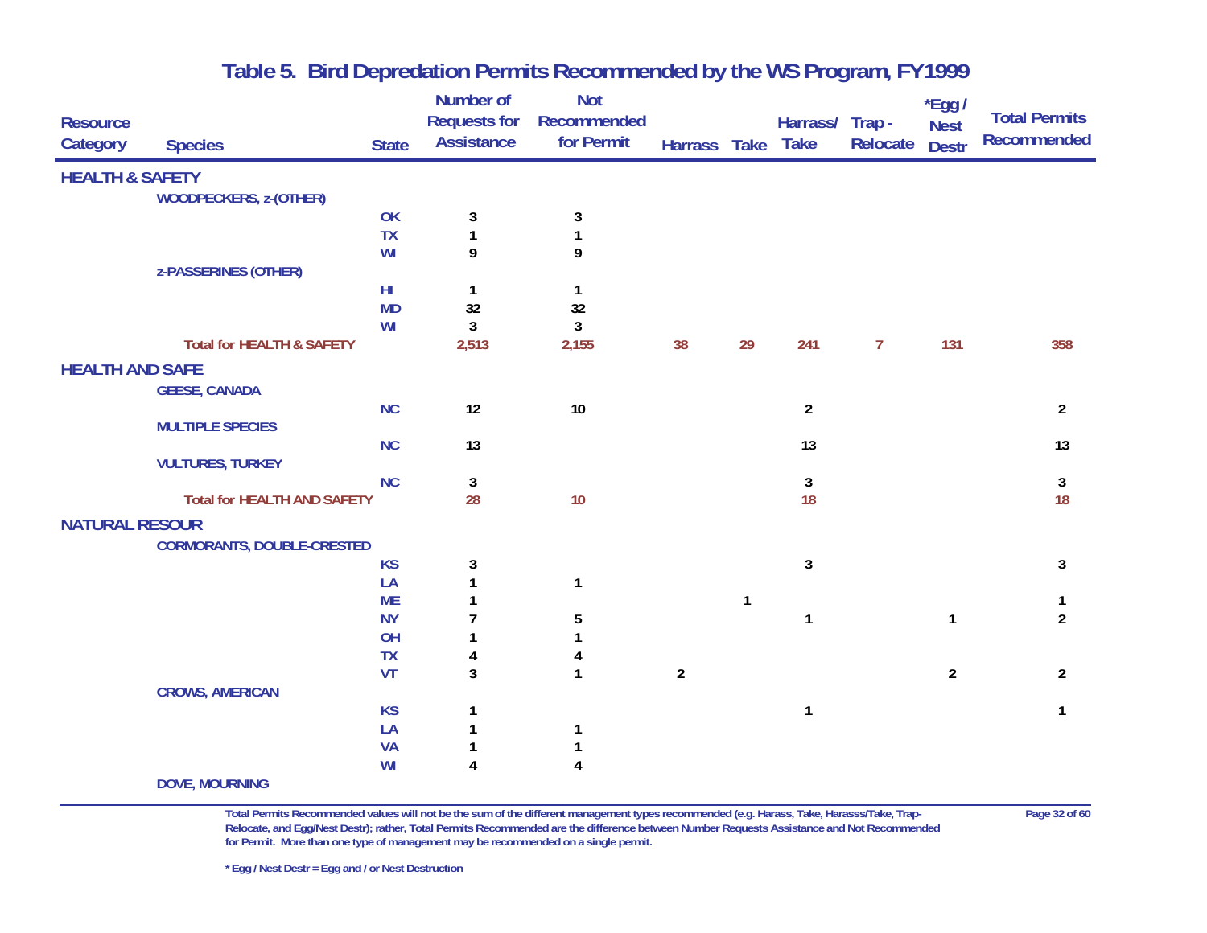# Table 5.  Bird Depredation Permits Recommended by the WS Program, FY1999

| Resource Category | Species | State | Number of Requests for Assistance | Not Recommended for Permit | Harrass | Take | Harrass/ Take | Trap - Relocate | *Egg / Nest Destr | Total Permits Recommended |
|---|---|---|---|---|---|---|---|---|---|---|
| **HEALTH & SAFETY** | | | | | | | | | | |
| | WOODPECKERS, z-(OTHER) | | | | | | | | | |
| | | OK | 3 | 3 | | | | | | |
| | | TX | 1 | 1 | | | | | | |
| | | WI | 9 | 9 | | | | | | |
| | z-PASSERINES (OTHER) | | | | | | | | | |
| | | HI | 1 | 1 | | | | | | |
| | | MD | 32 | 32 | | | | | | |
| | | WI | 3 | 3 | | | | | | |
| | **Total for HEALTH & SAFETY** | | **2,513** | **2,155** | **38** | **29** | **241** | **7** | **131** | **358** |
| **HEALTH AND SAFE** | | | | | | | | | | |
| | GEESE, CANADA | | | | | | | | | |
| | | NC | 12 | 10 | | | 2 | | | 2 |
| | MULTIPLE SPECIES | | | | | | | | | |
| | | NC | 13 | | | | 13 | | | 13 |
| | VULTURES, TURKEY | | | | | | | | | |
| | | NC | 3 | | | | 3 | | | 3 |
| | **Total for HEALTH AND SAFETY** | | **28** | **10** | | | **18** | | | **18** |
| **NATURAL RESOUR** | | | | | | | | | | |
| | CORMORANTS, DOUBLE-CRESTED | | | | | | | | | |
| | | KS | 3 | | | | 3 | | | 3 |
| | | LA | 1 | 1 | | | | | | |
| | | ME | 1 | | | 1 | | | | 1 |
| | | NY | 7 | 5 | | | 1 | | 1 | 2 |
| | | OH | 1 | 1 | | | | | | |
| | | TX | 4 | 4 | | | | | | |
| | | VT | 3 | 1 | 2 | | | | 2 | 2 |
| | CROWS, AMERICAN | | | | | | | | | |
| | | KS | 1 | | | | 1 | | | 1 |
| | | LA | 1 | 1 | | | | | | |
| | | VA | 1 | 1 | | | | | | |
| | | WI | 4 | 4 | | | | | | |
| | DOVE, MOURNING | | | | | | | | | |

Total Permits Recommended values will not be the sum of the different management types recommended (e.g. Harass, Take, Harasss/Take, Trap-Relocate, and Egg/Nest Destr); rather, Total Permits Recommended are the difference between Number Requests Assistance and Not Recommended for Permit. More than one type of management may be recommended on a single permit.

\* Egg / Nest Destr = Egg and / or Nest Destruction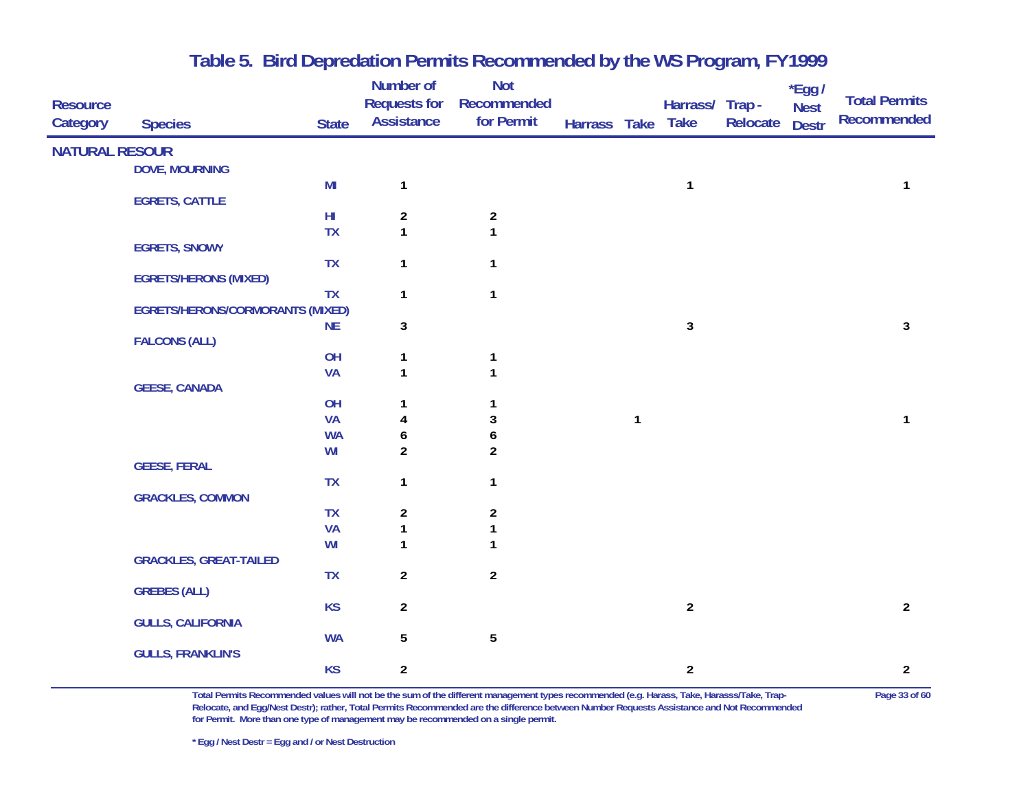# Table 5. Bird Depredation Permits Recommended by the WS Program, FY1999

| Resource Category | Species | State | Number of Requests for Assistance | Not Recommended for Permit | Harrass | Take | Harrass/ Take | Trap - Relocate | *Egg / Nest Destr | Total Permits Recommended |
|---|---|---|---|---|---|---|---|---|---|---|
| NATURAL RESOUR | | | | | | | | | | |
| | DOVE, MOURNING | | | | | | | | | |
| | | MI | 1 | | | | 1 | | | 1 |
| | EGRETS, CATTLE | | | | | | | | | |
| | | HI | 2 | 2 | | | | | | |
| | | TX | 1 | 1 | | | | | | |
| | EGRETS, SNOWY | | | | | | | | | |
| | | TX | 1 | 1 | | | | | | |
| | EGRETS/HERONS (MIXED) | | | | | | | | | |
| | | TX | 1 | 1 | | | | | | |
| | EGRETS/HERONS/CORMORANTS (MIXED) | | | | | | | | | |
| | | NE | 3 | | | | 3 | | | 3 |
| | FALCONS (ALL) | | | | | | | | | |
| | | OH | 1 | 1 | | | | | | |
| | | VA | 1 | 1 | | | | | | |
| | GEESE, CANADA | | | | | | | | | |
| | | OH | 1 | 1 | | | | | | |
| | | VA | 4 | 3 | | 1 | | | | 1 |
| | | WA | 6 | 6 | | | | | | |
| | | WI | 2 | 2 | | | | | | |
| | GEESE, FERAL | | | | | | | | | |
| | | TX | 1 | 1 | | | | | | |
| | GRACKLES, COMMON | | | | | | | | | |
| | | TX | 2 | 2 | | | | | | |
| | | VA | 1 | 1 | | | | | | |
| | | WI | 1 | 1 | | | | | | |
| | GRACKLES, GREAT-TAILED | | | | | | | | | |
| | | TX | 2 | 2 | | | | | | |
| | GREBES (ALL) | | | | | | | | | |
| | | KS | 2 | | | | 2 | | | 2 |
| | GULLS, CALIFORNIA | | | | | | | | | |
| | | WA | 5 | 5 | | | | | | |
| | GULLS, FRANKLIN'S | | | | | | | | | |
| | | KS | 2 | | | | 2 | | | 2 |

Total Permits Recommended values will not be the sum of the different management types recommended (e.g. Harass, Take, Harasss/Take, Trap-Relocate, and Egg/Nest Destr); rather, Total Permits Recommended are the difference between Number Requests Assistance and Not Recommended for Permit. More than one type of management may be recommended on a single permit.

* Egg / Nest Destr = Egg and / or Nest Destruction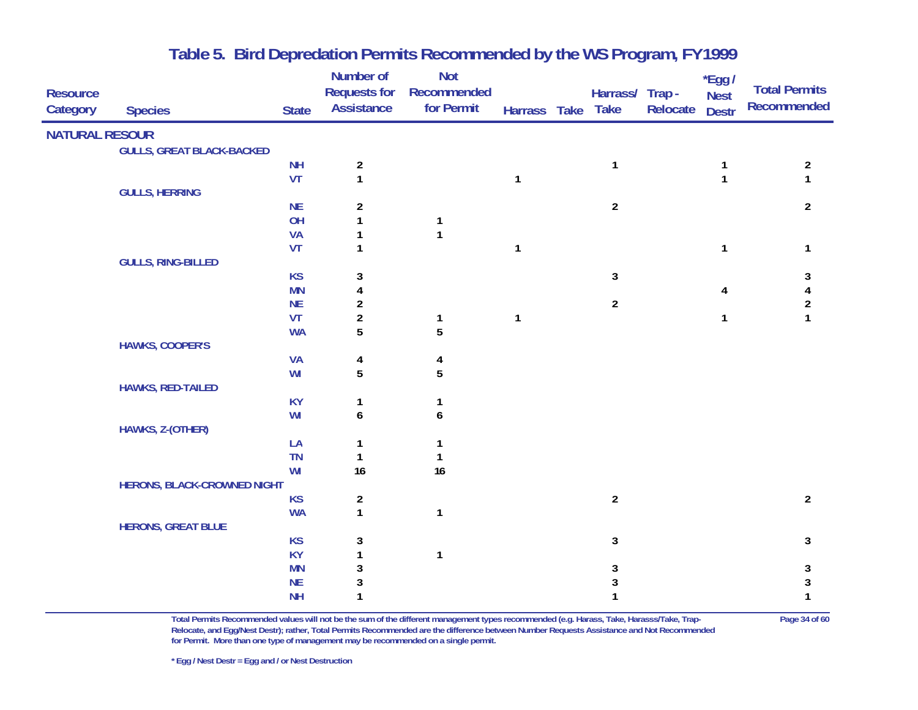# Table 5. Bird Depredation Permits Recommended by the WS Program, FY1999

| Resource Category | Species | State | Number of Requests for Assistance | Not Recommended for Permit | Harrass | Take | Harrass/ Take | Trap - Relocate | *Egg / Nest Destr | Total Permits Recommended |
|---|---|---|---|---|---|---|---|---|---|---|
| NATURAL RESOUR | | | | | | | | | | |
| | GULLS, GREAT BLACK-BACKED | | | | | | | | | |
| | | NH | 2 | | | | 1 | | 1 | 2 |
| | | VT | 1 | | 1 | | | | 1 | 1 |
| | GULLS, HERRING | | | | | | | | | |
| | | NE | 2 | | | | 2 | | | 2 |
| | | OH | 1 | 1 | | | | | | |
| | | VA | 1 | 1 | | | | | | |
| | | VT | 1 | | 1 | | | | 1 | 1 |
| | GULLS, RING-BILLED | | | | | | | | | |
| | | KS | 3 | | | | 3 | | | 3 |
| | | MN | 4 | | | | | | 4 | 4 |
| | | NE | 2 | | | | 2 | | | 2 |
| | | VT | 2 | 1 | 1 | | | | 1 | 1 |
| | | WA | 5 | 5 | | | | | | |
| | HAWKS, COOPER'S | | | | | | | | | |
| | | VA | 4 | 4 | | | | | | |
| | | WI | 5 | 5 | | | | | | |
| | HAWKS, RED-TAILED | | | | | | | | | |
| | | KY | 1 | 1 | | | | | | |
| | | WI | 6 | 6 | | | | | | |
| | HAWKS, Z-(OTHER) | | | | | | | | | |
| | | LA | 1 | 1 | | | | | | |
| | | TN | 1 | 1 | | | | | | |
| | | WI | 16 | 16 | | | | | | |
| | HERONS, BLACK-CROWNED NIGHT | | | | | | | | | |
| | | KS | 2 | | | | 2 | | | 2 |
| | | WA | 1 | 1 | | | | | | |
| | HERONS, GREAT BLUE | | | | | | | | | |
| | | KS | 3 | | | | 3 | | | 3 |
| | | KY | 1 | 1 | | | | | | |
| | | MN | 3 | | | | 3 | | | 3 |
| | | NE | 3 | | | | 3 | | | 3 |
| | | NH | 1 | | | | 1 | | | 1 |

Total Permits Recommended values will not be the sum of the different management types recommended (e.g. Harass, Take, Harasss/Take, Trap-Relocate, and Egg/Nest Destr); rather, Total Permits Recommended are the difference between Number Requests Assistance and Not Recommended for Permit. More than one type of management may be recommended on a single permit.

* Egg / Nest Destr = Egg and / or Nest Destruction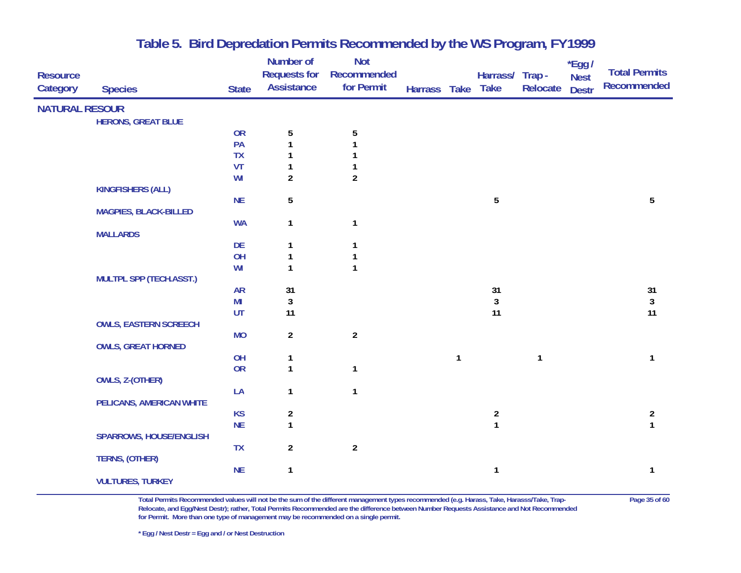## Table 5. Bird Depredation Permits Recommended by the WS Program, FY1999

| Resource Category | Species | State | Number of Requests for Assistance | Not Recommended for Permit | Harrass | Take | Harrass/ Take | Trap - Relocate | *Egg / Nest Destr | Total Permits Recommended |
|---|---|---|---|---|---|---|---|---|---|---|
| NATURAL RESOUR | | | | | | | | | | |
| | HERONS, GREAT BLUE | | | | | | | | | |
| | | OR | 5 | 5 | | | | | | |
| | | PA | 1 | 1 | | | | | | |
| | | TX | 1 | 1 | | | | | | |
| | | VT | 1 | 1 | | | | | | |
| | | WI | 2 | 2 | | | | | | |
| | KINGFISHERS (ALL) | | | | | | | | | |
| | | NE | 5 | | | | 5 | | | 5 |
| | MAGPIES, BLACK-BILLED | | | | | | | | | |
| | | WA | 1 | 1 | | | | | | |
| | MALLARDS | | | | | | | | | |
| | | DE | 1 | 1 | | | | | | |
| | | OH | 1 | 1 | | | | | | |
| | | WI | 1 | 1 | | | | | | |
| | MULTPL SPP (TECH.ASST.) | | | | | | | | | |
| | | AR | 31 | | | | 31 | | | 31 |
| | | MI | 3 | | | | 3 | | | 3 |
| | | UT | 11 | | | | 11 | | | 11 |
| | OWLS, EASTERN SCREECH | | | | | | | | | |
| | | MO | 2 | 2 | | | | | | |
| | OWLS, GREAT HORNED | | | | | | | | | |
| | | OH | 1 | | | 1 | | 1 | | 1 |
| | | OR | 1 | 1 | | | | | | |
| | OWLS, Z-(OTHER) | | | | | | | | | |
| | | LA | 1 | 1 | | | | | | |
| | PELICANS, AMERICAN WHITE | | | | | | | | | |
| | | KS | 2 | | | | 2 | | | 2 |
| | | NE | 1 | | | | 1 | | | 1 |
| | SPARROWS, HOUSE/ENGLISH | | | | | | | | | |
| | | TX | 2 | 2 | | | | | | |
| | TERNS, (OTHER) | | | | | | | | | |
| | | NE | 1 | | | | 1 | | | 1 |
| | VULTURES, TURKEY | | | | | | | | | |

Total Permits Recommended values will not be the sum of the different management types recommended (e.g. Harass, Take, Harasss/Take, Trap-Relocate, and Egg/Nest Destr); rather, Total Permits Recommended are the difference between Number Requests Assistance and Not Recommended for Permit. More than one type of management may be recommended on a single permit.

\* Egg / Nest Destr = Egg and / or Nest Destruction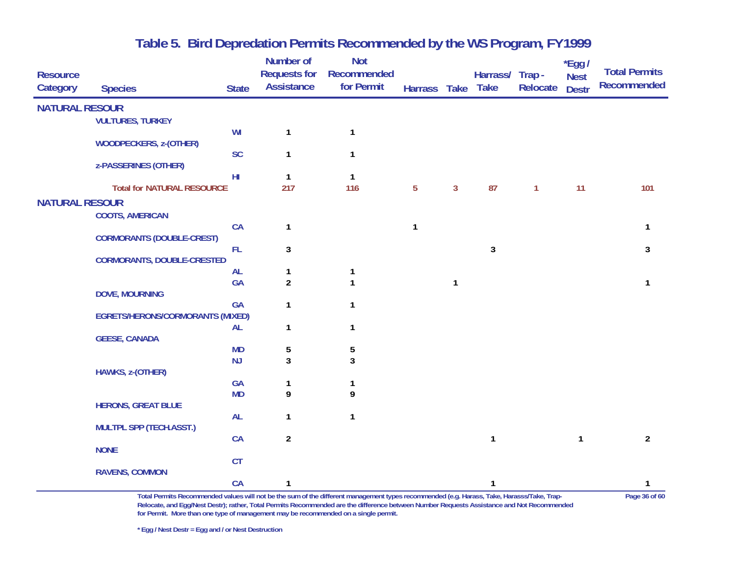# Table 5. Bird Depredation Permits Recommended by the WS Program, FY1999

| Resource Category | Species | State | Number of Requests for Assistance | Not Recommended for Permit | Harrass | Take | Harrass/ Take | Trap - Relocate | *Egg / Nest Destr | Total Permits Recommended |
|---|---|---|---|---|---|---|---|---|---|---|
| NATURAL RESOUR | | | | | | | | | | |
| | VULTURES, TURKEY | | | | | | | | | |
| | | WI | 1 | 1 | | | | | | |
| | WOODPECKERS, z-(OTHER) | | | | | | | | | |
| | | SC | 1 | 1 | | | | | | |
| | z-PASSERINES (OTHER) | | | | | | | | | |
| | | HI | 1 | 1 | | | | | | |
| | Total for NATURAL RESOURCE | | 217 | 116 | 5 | 3 | 87 | 1 | 11 | 101 |
| NATURAL RESOUR | | | | | | | | | | |
| | COOTS, AMERICAN | | | | | | | | | |
| | | CA | 1 | | 1 | | | | | 1 |
| | CORMORANTS (DOUBLE-CREST) | | | | | | | | | |
| | | FL | 3 | | | | 3 | | | 3 |
| | CORMORANTS, DOUBLE-CRESTED | | | | | | | | | |
| | | AL | 1 | 1 | | | | | | |
| | | GA | 2 | 1 | | 1 | | | | 1 |
| | DOVE, MOURNING | | | | | | | | | |
| | | GA | 1 | 1 | | | | | | |
| | EGRETS/HERONS/CORMORANTS (MIXED) | | | | | | | | | |
| | | AL | 1 | 1 | | | | | | |
| | GEESE, CANADA | | | | | | | | | |
| | | MD | 5 | 5 | | | | | | |
| | | NJ | 3 | 3 | | | | | | |
| | HAWKS, z-(OTHER) | | | | | | | | | |
| | | GA | 1 | 1 | | | | | | |
| | | MD | 9 | 9 | | | | | | |
| | HERONS, GREAT BLUE | | | | | | | | | |
| | | AL | 1 | 1 | | | | | | |
| | MULTPL SPP (TECH.ASST.) | | | | | | | | | |
| | | CA | 2 | | | | 1 | | 1 | 2 |
| | NONE | | | | | | | | | |
| | | CT | | | | | | | | |
| | RAVENS, COMMON | | | | | | | | | |
| | | CA | 1 | | | | 1 | | | 1 |

Total Permits Recommended values will not be the sum of the different management types recommended (e.g. Harass, Take, Harasss/Take, Trap-Relocate, and Egg/Nest Destr); rather, Total Permits Recommended are the difference between Number Requests Assistance and Not Recommended for Permit. More than one type of management may be recommended on a single permit.

* Egg / Nest Destr = Egg and / or Nest Destruction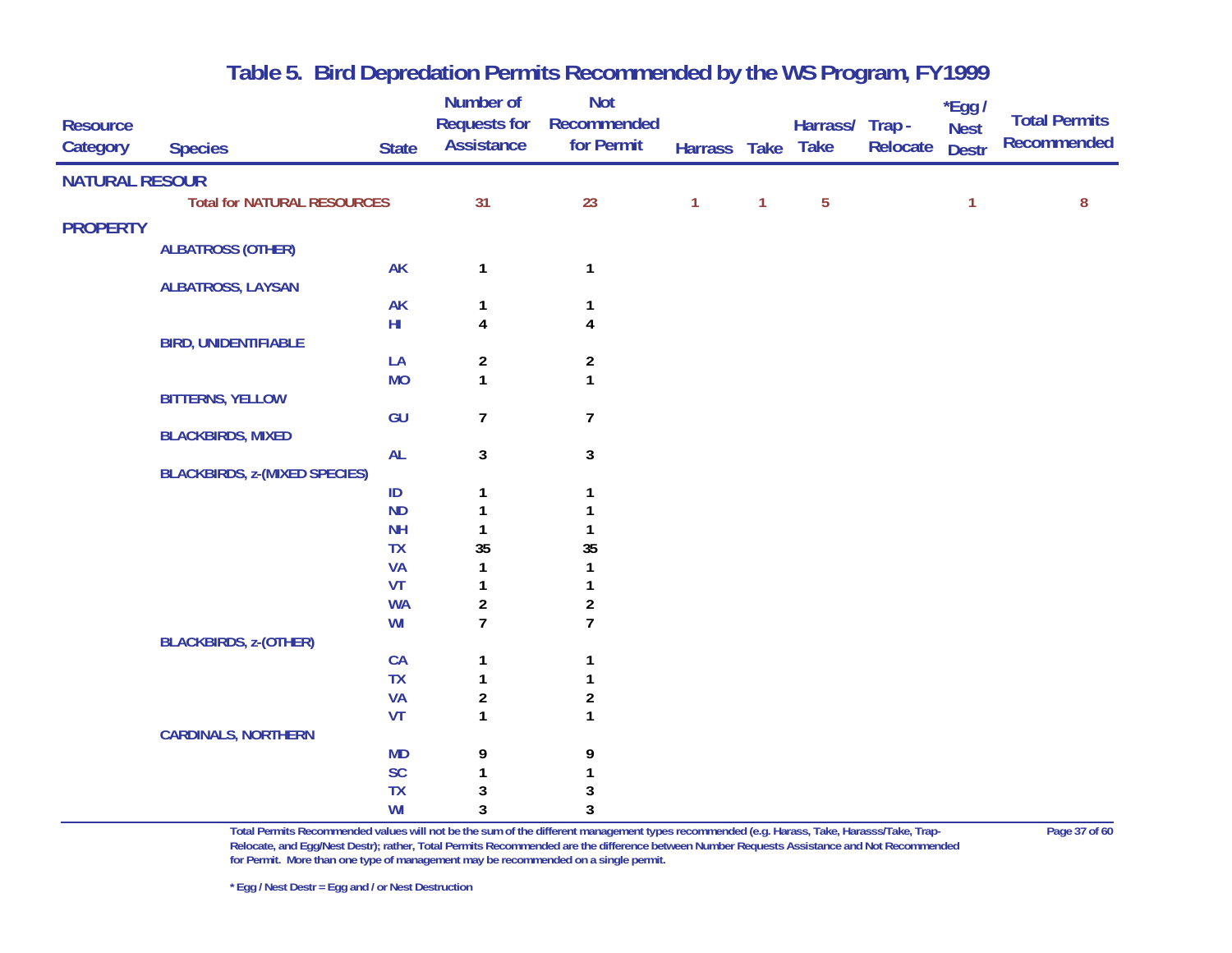# Table 5.  Bird Depredation Permits Recommended by the WS Program, FY1999

| Resource Category | Species | State | Number of Requests for Assistance | Not Recommended for Permit | Harrass | Take | Harrass/ Take | Trap - Relocate | *Egg / Nest Destr | Total Permits Recommended |
|---|---|---|---|---|---|---|---|---|---|---|
| NATURAL RESOUR | | | | | | | | | | |
| | Total for NATURAL RESOURCES | | 31 | 23 | 1 | 1 | 5 | | 1 | 8 |
| PROPERTY | | | | | | | | | | |
| | ALBATROSS (OTHER) | | | | | | | | | |
| | | AK | 1 | 1 | | | | | | |
| | ALBATROSS, LAYSAN | | | | | | | | | |
| | | AK | 1 | 1 | | | | | | |
| | | HI | 4 | 4 | | | | | | |
| | BIRD, UNIDENTIFIABLE | | | | | | | | | |
| | | LA | 2 | 2 | | | | | | |
| | | MO | 1 | 1 | | | | | | |
| | BITTERNS, YELLOW | | | | | | | | | |
| | | GU | 7 | 7 | | | | | | |
| | BLACKBIRDS, MIXED | | | | | | | | | |
| | | AL | 3 | 3 | | | | | | |
| | BLACKBIRDS, z-(MIXED SPECIES) | | | | | | | | | |
| | | ID | 1 | 1 | | | | | | |
| | | ND | 1 | 1 | | | | | | |
| | | NH | 1 | 1 | | | | | | |
| | | TX | 35 | 35 | | | | | | |
| | | VA | 1 | 1 | | | | | | |
| | | VT | 1 | 1 | | | | | | |
| | | WA | 2 | 2 | | | | | | |
| | | WI | 7 | 7 | | | | | | |
| | BLACKBIRDS, z-(OTHER) | | | | | | | | | |
| | | CA | 1 | 1 | | | | | | |
| | | TX | 1 | 1 | | | | | | |
| | | VA | 2 | 2 | | | | | | |
| | | VT | 1 | 1 | | | | | | |
| | CARDINALS, NORTHERN | | | | | | | | | |
| | | MD | 9 | 9 | | | | | | |
| | | SC | 1 | 1 | | | | | | |
| | | TX | 3 | 3 | | | | | | |
| | | WI | 3 | 3 | | | | | | |

Total Permits Recommended values will not be the sum of the different management types recommended (e.g. Harass, Take, Harasss/Take, Trap-Relocate, and Egg/Nest Destr); rather, Total Permits Recommended are the difference between Number Requests Assistance and Not Recommended for Permit. More than one type of management may be recommended on a single permit.

* Egg / Nest Destr = Egg and / or Nest Destruction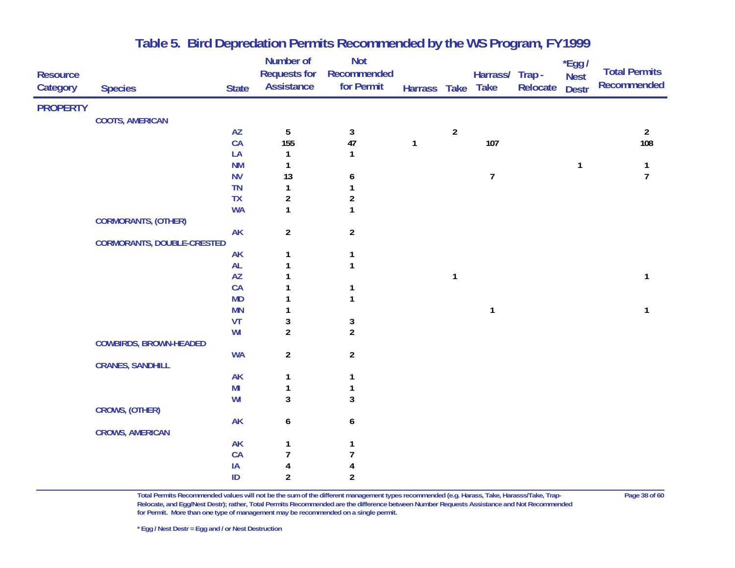## Table 5. Bird Depredation Permits Recommended by the WS Program, FY1999

| Resource Category | Species | State | Number of Requests for Assistance | Not Recommended for Permit | Harrass | Take | Harrass/ Take | Trap - Relocate | *Egg / Nest Destr | Total Permits Recommended |
|---|---|---|---|---|---|---|---|---|---|---|
| **PROPERTY** | | | | | | | | | | |
| | COOTS, AMERICAN | | | | | | | | | |
| | | AZ | 5 | 3 | | 2 | | | | 2 |
| | | CA | 155 | 47 | 1 | | 107 | | | 108 |
| | | LA | 1 | 1 | | | | | | |
| | | NM | 1 | | | | | | 1 | 1 |
| | | NV | 13 | 6 | | | 7 | | | 7 |
| | | TN | 1 | 1 | | | | | | |
| | | TX | 2 | 2 | | | | | | |
| | | WA | 1 | 1 | | | | | | |
| | CORMORANTS, (OTHER) | | | | | | | | | |
| | | AK | 2 | 2 | | | | | | |
| | CORMORANTS, DOUBLE-CRESTED | | | | | | | | | |
| | | AK | 1 | 1 | | | | | | |
| | | AL | 1 | 1 | | | | | | |
| | | AZ | 1 | | | 1 | | | | 1 |
| | | CA | 1 | 1 | | | | | | |
| | | MD | 1 | 1 | | | | | | |
| | | MN | 1 | | | | 1 | | | 1 |
| | | VT | 3 | 3 | | | | | | |
| | | WI | 2 | 2 | | | | | | |
| | COWBIRDS, BROWN-HEADED | | | | | | | | | |
| | | WA | 2 | 2 | | | | | | |
| | CRANES, SANDHILL | | | | | | | | | |
| | | AK | 1 | 1 | | | | | | |
| | | MI | 1 | 1 | | | | | | |
| | | WI | 3 | 3 | | | | | | |
| | CROWS, (OTHER) | | | | | | | | | |
| | | AK | 6 | 6 | | | | | | |
| | CROWS, AMERICAN | | | | | | | | | |
| | | AK | 1 | 1 | | | | | | |
| | | CA | 7 | 7 | | | | | | |
| | | IA | 4 | 4 | | | | | | |
| | | ID | 2 | 2 | | | | | | |

Total Permits Recommended values will not be the sum of the different management types recommended (e.g. Harass, Take, Harasss/Take, Trap-Relocate, and Egg/Nest Destr); rather, Total Permits Recommended are the difference between Number Requests Assistance and Not Recommended for Permit. More than one type of management may be recommended on a single permit.

\* Egg / Nest Destr = Egg and / or Nest Destruction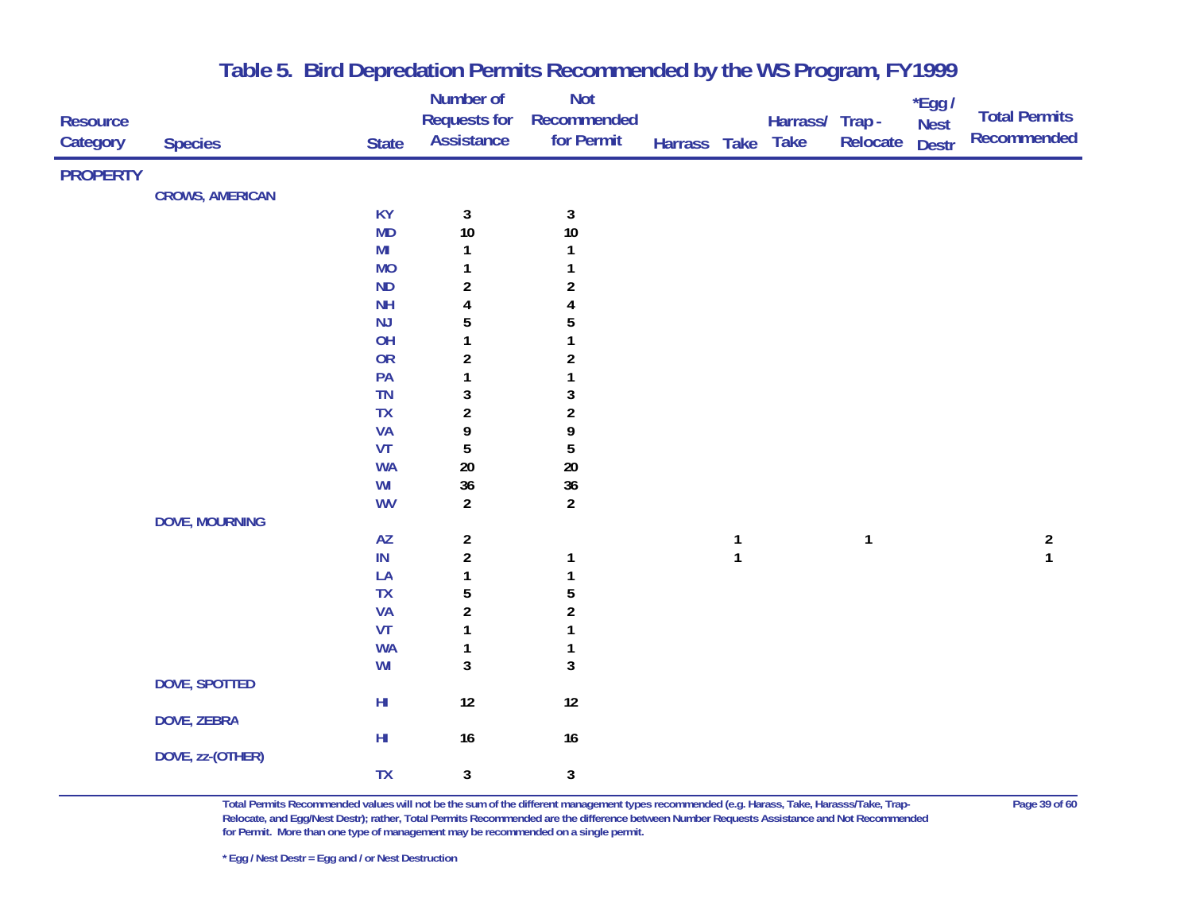# Table 5. Bird Depredation Permits Recommended by the WS Program, FY1999

| Resource Category | Species | State | Number of Requests for Assistance | Not Recommended for Permit | Harrass | Take | Harrass/ Take | Trap - Relocate | *Egg / Nest Destr | Total Permits Recommended |
|---|---|---|---|---|---|---|---|---|---|---|
| **PROPERTY** | | | | | | | | | | |
| | **CROWS, AMERICAN** | | | | | | | | | |
| | | KY | 3 | 3 | | | | | | |
| | | MD | 10 | 10 | | | | | | |
| | | MI | 1 | 1 | | | | | | |
| | | MO | 1 | 1 | | | | | | |
| | | ND | 2 | 2 | | | | | | |
| | | NH | 4 | 4 | | | | | | |
| | | NJ | 5 | 5 | | | | | | |
| | | OH | 1 | 1 | | | | | | |
| | | OR | 2 | 2 | | | | | | |
| | | PA | 1 | 1 | | | | | | |
| | | TN | 3 | 3 | | | | | | |
| | | TX | 2 | 2 | | | | | | |
| | | VA | 9 | 9 | | | | | | |
| | | VT | 5 | 5 | | | | | | |
| | | WA | 20 | 20 | | | | | | |
| | | WI | 36 | 36 | | | | | | |
| | | WV | 2 | 2 | | | | | | |
| | **DOVE, MOURNING** | | | | | | | | | |
| | | AZ | 2 | | | 1 | | 1 | | 2 |
| | | IN | 2 | 1 | | 1 | | | | 1 |
| | | LA | 1 | 1 | | | | | | |
| | | TX | 5 | 5 | | | | | | |
| | | VA | 2 | 2 | | | | | | |
| | | VT | 1 | 1 | | | | | | |
| | | WA | 1 | 1 | | | | | | |
| | | WI | 3 | 3 | | | | | | |
| | **DOVE, SPOTTED** | | | | | | | | | |
| | | HI | 12 | 12 | | | | | | |
| | **DOVE, ZEBRA** | | | | | | | | | |
| | | HI | 16 | 16 | | | | | | |
| | **DOVE, zz-(OTHER)** | | | | | | | | | |
| | | TX | 3 | 3 | | | | | | |

Total Permits Recommended values will not be the sum of the different management types recommended (e.g. Harass, Take, Harasss/Take, Trap-Relocate, and Egg/Nest Destr); rather, Total Permits Recommended are the difference between Number Requests Assistance and Not Recommended for Permit. More than one type of management may be recommended on a single permit.

* Egg / Nest Destr = Egg and / or Nest Destruction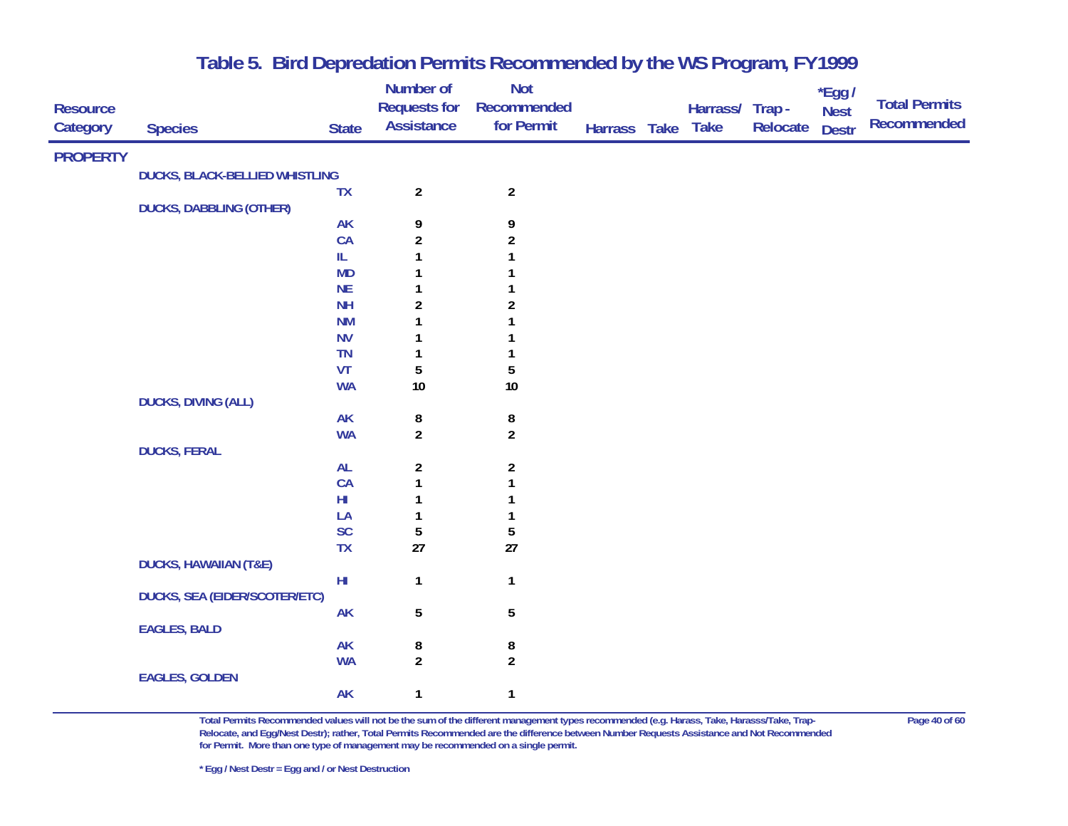# Table 5. Bird Depredation Permits Recommended by the WS Program, FY1999

| Resource Category | Species | State | Number of Requests for Assistance | Not Recommended for Permit | Harrass | Take | Harrass/ Take | Trap - Relocate | *Egg / Nest Destr | Total Permits Recommended |
|---|---|---|---|---|---|---|---|---|---|---|
| **PROPERTY** | | | | | | | | | | |
| | DUCKS, BLACK-BELLIED WHISTLING | | | | | | | | | |
| | | TX | 2 | 2 | | | | | | |
| | DUCKS, DABBLING (OTHER) | | | | | | | | | |
| | | AK | 9 | 9 | | | | | | |
| | | CA | 2 | 2 | | | | | | |
| | | IL | 1 | 1 | | | | | | |
| | | MD | 1 | 1 | | | | | | |
| | | NE | 1 | 1 | | | | | | |
| | | NH | 2 | 2 | | | | | | |
| | | NM | 1 | 1 | | | | | | |
| | | NV | 1 | 1 | | | | | | |
| | | TN | 1 | 1 | | | | | | |
| | | VT | 5 | 5 | | | | | | |
| | | WA | 10 | 10 | | | | | | |
| | DUCKS, DIVING (ALL) | | | | | | | | | |
| | | AK | 8 | 8 | | | | | | |
| | | WA | 2 | 2 | | | | | | |
| | DUCKS, FERAL | | | | | | | | | |
| | | AL | 2 | 2 | | | | | | |
| | | CA | 1 | 1 | | | | | | |
| | | HI | 1 | 1 | | | | | | |
| | | LA | 1 | 1 | | | | | | |
| | | SC | 5 | 5 | | | | | | |
| | | TX | 27 | 27 | | | | | | |
| | DUCKS, HAWAIIAN (T&E) | | | | | | | | | |
| | | HI | 1 | 1 | | | | | | |
| | DUCKS, SEA (EIDER/SCOTER/ETC) | | | | | | | | | |
| | | AK | 5 | 5 | | | | | | |
| | EAGLES, BALD | | | | | | | | | |
| | | AK | 8 | 8 | | | | | | |
| | | WA | 2 | 2 | | | | | | |
| | EAGLES, GOLDEN | | | | | | | | | |
| | | AK | 1 | 1 | | | | | | |

Total Permits Recommended values will not be the sum of the different management types recommended (e.g. Harass, Take, Harasss/Take, Trap-Relocate, and Egg/Nest Destr); rather, Total Permits Recommended are the difference between Number Requests Assistance and Not Recommended for Permit. More than one type of management may be recommended on a single permit.

* Egg / Nest Destr = Egg and / or Nest Destruction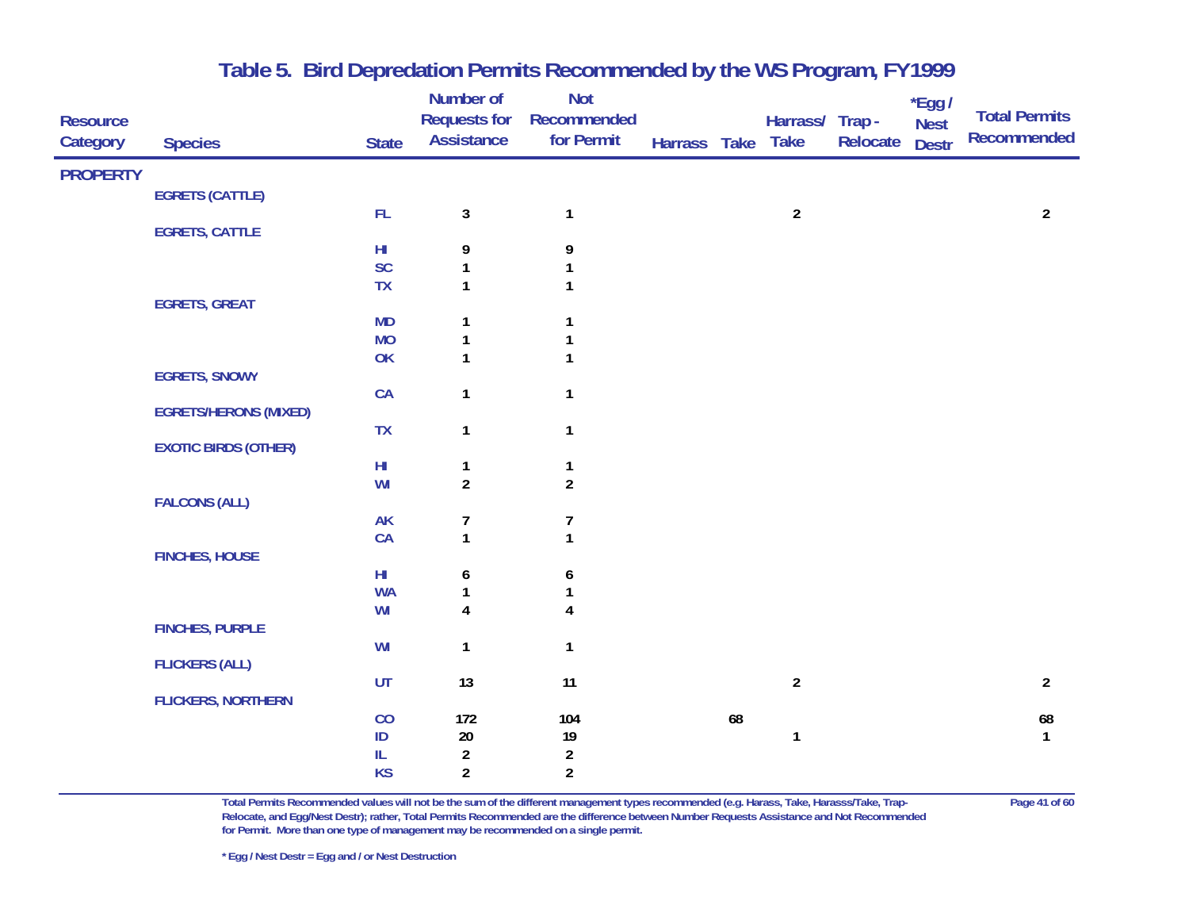# Table 5. Bird Depredation Permits Recommended by the WS Program, FY1999

| Resource Category | Species | State | Number of Requests for Assistance | Not Recommended for Permit | Harrass | Take | Harrass/ Take | Trap - Relocate | *Egg / Nest Destr | Total Permits Recommended |
|---|---|---|---|---|---|---|---|---|---|---|
| **PROPERTY** | | | | | | | | | | |
| | EGRETS (CATTLE) | | | | | | | | | |
| | | FL | 3 | 1 | | | 2 | | | 2 |
| | EGRETS, CATTLE | | | | | | | | | |
| | | HI | 9 | 9 | | | | | | |
| | | SC | 1 | 1 | | | | | | |
| | | TX | 1 | 1 | | | | | | |
| | EGRETS, GREAT | | | | | | | | | |
| | | MD | 1 | 1 | | | | | | |
| | | MO | 1 | 1 | | | | | | |
| | | OK | 1 | 1 | | | | | | |
| | EGRETS, SNOWY | | | | | | | | | |
| | | CA | 1 | 1 | | | | | | |
| | EGRETS/HERONS (MIXED) | | | | | | | | | |
| | | TX | 1 | 1 | | | | | | |
| | EXOTIC BIRDS (OTHER) | | | | | | | | | |
| | | HI | 1 | 1 | | | | | | |
| | | WI | 2 | 2 | | | | | | |
| | FALCONS (ALL) | | | | | | | | | |
| | | AK | 7 | 7 | | | | | | |
| | | CA | 1 | 1 | | | | | | |
| | FINCHES, HOUSE | | | | | | | | | |
| | | HI | 6 | 6 | | | | | | |
| | | WA | 1 | 1 | | | | | | |
| | | WI | 4 | 4 | | | | | | |
| | FINCHES, PURPLE | | | | | | | | | |
| | | WI | 1 | 1 | | | | | | |
| | FLICKERS (ALL) | | | | | | | | | |
| | | UT | 13 | 11 | | | 2 | | | 2 |
| | FLICKERS, NORTHERN | | | | | | | | | |
| | | CO | 172 | 104 | | 68 | | | | 68 |
| | | ID | 20 | 19 | | | 1 | | | 1 |
| | | IL | 2 | 2 | | | | | | |
| | | KS | 2 | 2 | | | | | | |

Total Permits Recommended values will not be the sum of the different management types recommended (e.g. Harass, Take, Harasss/Take, Trap-Relocate, and Egg/Nest Destr); rather, Total Permits Recommended are the difference between Number Requests Assistance and Not Recommended for Permit. More than one type of management may be recommended on a single permit.

* Egg / Nest Destr = Egg and / or Nest Destruction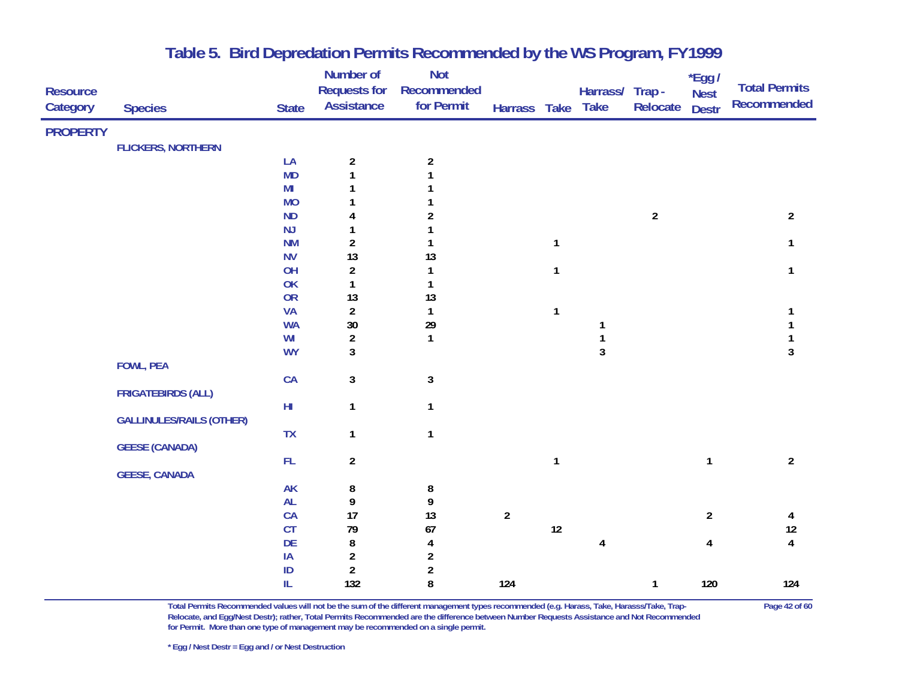# Table 5. Bird Depredation Permits Recommended by the WS Program, FY1999

| Resource Category | Species | State | Number of Requests for Assistance | Not Recommended for Permit | Harrass | Take | Harrass/ Take | Trap - Relocate | *Egg / Nest Destr | Total Permits Recommended |
|---|---|---|---|---|---|---|---|---|---|---|
| **PROPERTY** | | | | | | | | | | |
| | FLICKERS, NORTHERN | | | | | | | | | |
| | | LA | 2 | 2 | | | | | | |
| | | MD | 1 | 1 | | | | | | |
| | | MI | 1 | 1 | | | | | | |
| | | MO | 1 | 1 | | | | | | |
| | | ND | 4 | 2 | | | | 2 | | 2 |
| | | NJ | 1 | 1 | | | | | | |
| | | NM | 2 | 1 | | 1 | | | | 1 |
| | | NV | 13 | 13 | | | | | | |
| | | OH | 2 | 1 | | 1 | | | | 1 |
| | | OK | 1 | 1 | | | | | | |
| | | OR | 13 | 13 | | | | | | |
| | | VA | 2 | 1 | | 1 | | | | 1 |
| | | WA | 30 | 29 | | | 1 | | | 1 |
| | | WI | 2 | 1 | | | 1 | | | 1 |
| | | WY | 3 | | | | 3 | | | 3 |
| | FOWL, PEA | | | | | | | | | |
| | | CA | 3 | 3 | | | | | | |
| | FRIGATEBIRDS (ALL) | | | | | | | | | |
| | | HI | 1 | 1 | | | | | | |
| | GALLINULES/RAILS (OTHER) | | | | | | | | | |
| | | TX | 1 | 1 | | | | | | |
| | GEESE (CANADA) | | | | | | | | | |
| | | FL | 2 | | | 1 | | | 1 | 2 |
| | GEESE, CANADA | | | | | | | | | |
| | | AK | 8 | 8 | | | | | | |
| | | AL | 9 | 9 | | | | | | |
| | | CA | 17 | 13 | 2 | | | | 2 | 4 |
| | | CT | 79 | 67 | | 12 | | | | 12 |
| | | DE | 8 | 4 | | | 4 | | 4 | 4 |
| | | IA | 2 | 2 | | | | | | |
| | | ID | 2 | 2 | | | | | | |
| | | IL | 132 | 8 | 124 | | | 1 | 120 | 124 |

Total Permits Recommended values will not be the sum of the different management types recommended (e.g. Harass, Take, Harasss/Take, Trap-Relocate, and Egg/Nest Destr); rather, Total Permits Recommended are the difference between Number Requests Assistance and Not Recommended for Permit. More than one type of management may be recommended on a single permit.

* Egg / Nest Destr = Egg and / or Nest Destruction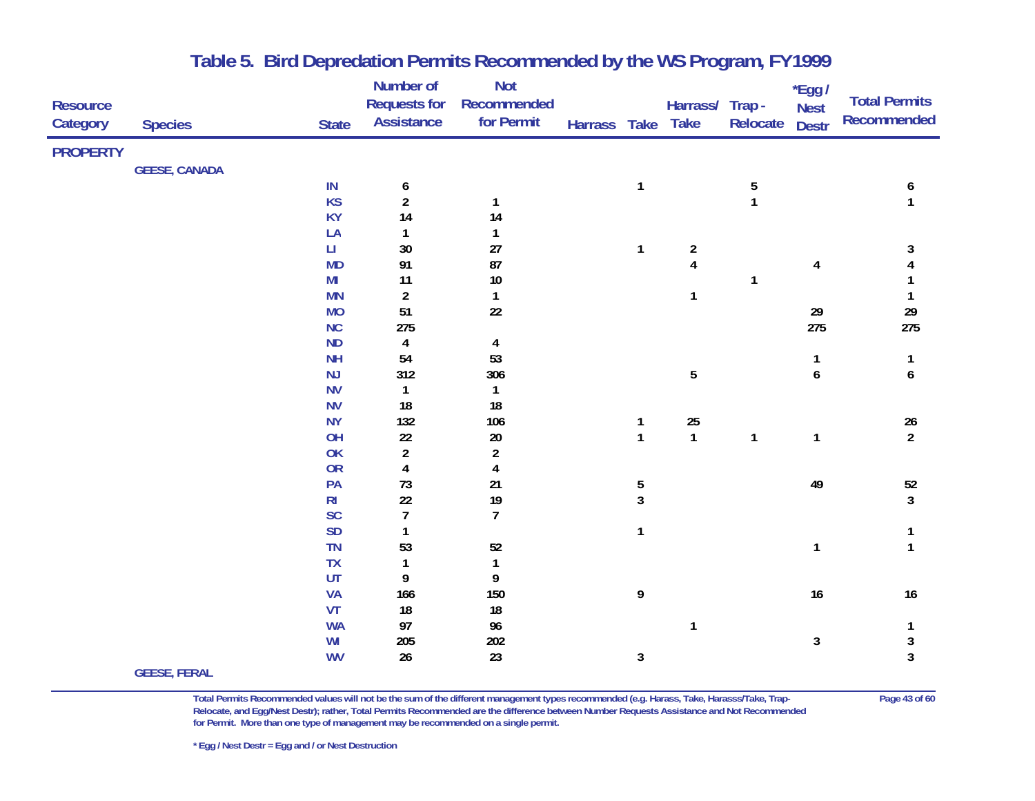## Table 5. Bird Depredation Permits Recommended by the WS Program, FY1999

| Resource Category | Species | State | Number of Requests for Assistance | Not Recommended for Permit | Harrass | Take | Harrass/ Take | Trap - Relocate | *Egg / Nest Destr | Total Permits Recommended |
|---|---|---|---|---|---|---|---|---|---|---|
| **PROPERTY** | | | | | | | | | | |
| | **GEESE, CANADA** | | | | | | | | | |
| | | IN | 6 | | | 1 | | 5 | | 6 |
| | | KS | 2 | 1 | | | | 1 | | 1 |
| | | KY | 14 | 14 | | | | | | |
| | | LA | 1 | 1 | | | | | | |
| | | LI | 30 | 27 | | 1 | 2 | | | 3 |
| | | MD | 91 | 87 | | | 4 | | 4 | 4 |
| | | MI | 11 | 10 | | | | 1 | | 1 |
| | | MN | 2 | 1 | | | 1 | | | 1 |
| | | MO | 51 | 22 | | | | | 29 | 29 |
| | | NC | 275 | | | | | | 275 | 275 |
| | | ND | 4 | 4 | | | | | | |
| | | NH | 54 | 53 | | | | | 1 | 1 |
| | | NJ | 312 | 306 | | | 5 | | 6 | 6 |
| | | NV | 1 | 1 | | | | | | |
| | | NV | 18 | 18 | | | | | | |
| | | NY | 132 | 106 | | 1 | 25 | | | 26 |
| | | OH | 22 | 20 | | 1 | 1 | 1 | 1 | 2 |
| | | OK | 2 | 2 | | | | | | |
| | | OR | 4 | 4 | | | | | | |
| | | PA | 73 | 21 | | 5 | | | 49 | 52 |
| | | RI | 22 | 19 | | 3 | | | | 3 |
| | | SC | 7 | 7 | | | | | | |
| | | SD | 1 | | | 1 | | | | 1 |
| | | TN | 53 | 52 | | | | | 1 | 1 |
| | | TX | 1 | 1 | | | | | | |
| | | UT | 9 | 9 | | | | | | |
| | | VA | 166 | 150 | | 9 | | | 16 | 16 |
| | | VT | 18 | 18 | | | | | | |
| | | WA | 97 | 96 | | | 1 | | | 1 |
| | | WI | 205 | 202 | | | | | 3 | 3 |
| | | WV | 26 | 23 | | 3 | | | | 3 |
| | **GEESE, FERAL** | | | | | | | | | |

Total Permits Recommended values will not be the sum of the different management types recommended (e.g. Harass, Take, Harasss/Take, Trap-Relocate, and Egg/Nest Destr); rather, Total Permits Recommended are the difference between Number Requests Assistance and Not Recommended for Permit. More than one type of management may be recommended on a single permit.

\* Egg / Nest Destr = Egg and / or Nest Destruction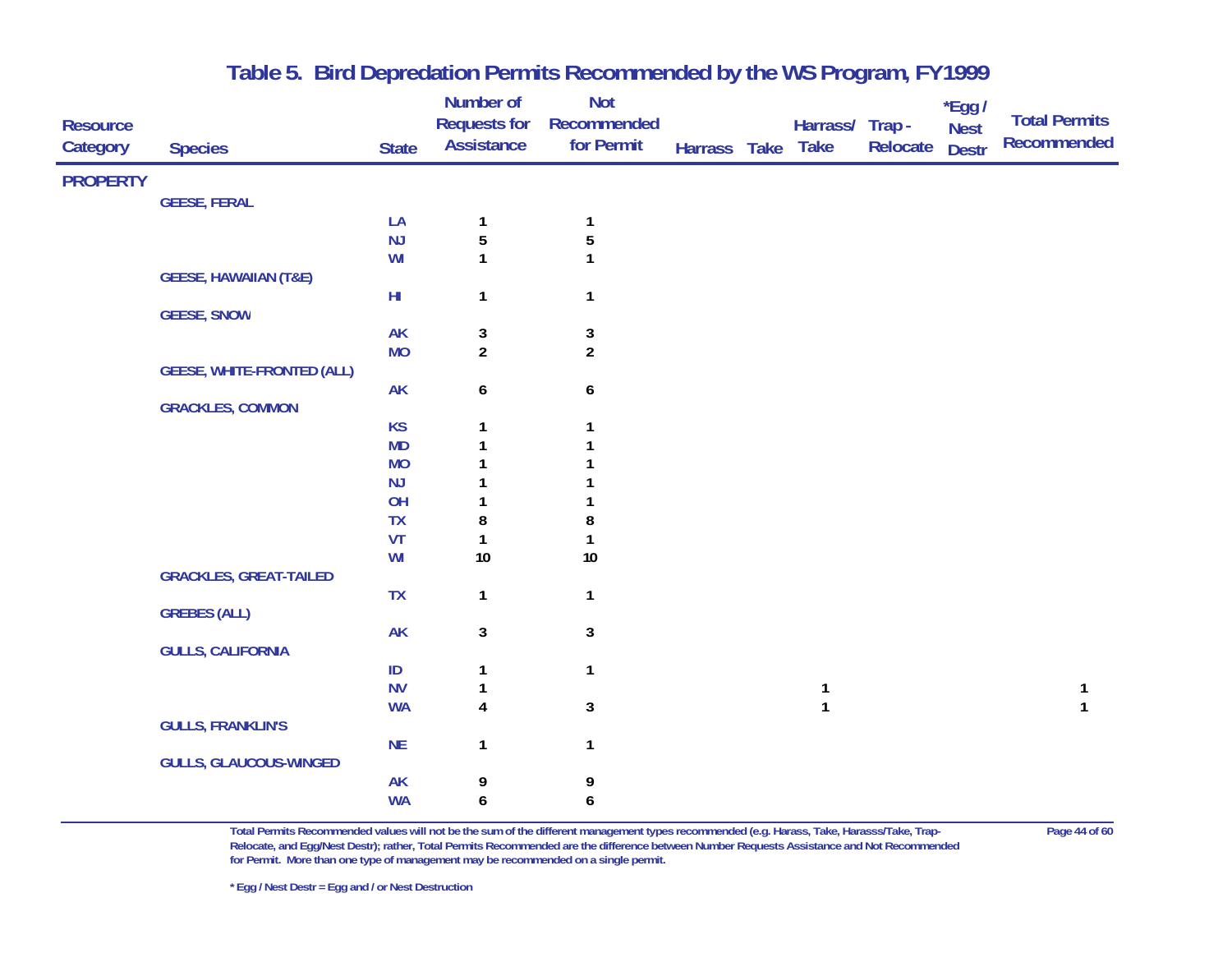# Table 5. Bird Depredation Permits Recommended by the WS Program, FY1999

| Resource Category | Species | State | Number of Requests for Assistance | Not Recommended for Permit | Harrass | Take | Harrass/ Take | Trap - Relocate | *Egg / Nest Destr | Total Permits Recommended |
|---|---|---|---|---|---|---|---|---|---|---|
| PROPERTY | | | | | | | | | | |
| | GEESE, FERAL | | | | | | | | | |
| | | LA | 1 | 1 | | | | | | |
| | | NJ | 5 | 5 | | | | | | |
| | | WI | 1 | 1 | | | | | | |
| | GEESE, HAWAIIAN (T&E) | | | | | | | | | |
| | | HI | 1 | 1 | | | | | | |
| | GEESE, SNOW | | | | | | | | | |
| | | AK | 3 | 3 | | | | | | |
| | | MO | 2 | 2 | | | | | | |
| | GEESE, WHITE-FRONTED (ALL) | | | | | | | | | |
| | | AK | 6 | 6 | | | | | | |
| | GRACKLES, COMMON | | | | | | | | | |
| | | KS | 1 | 1 | | | | | | |
| | | MD | 1 | 1 | | | | | | |
| | | MO | 1 | 1 | | | | | | |
| | | NJ | 1 | 1 | | | | | | |
| | | OH | 1 | 1 | | | | | | |
| | | TX | 8 | 8 | | | | | | |
| | | VT | 1 | 1 | | | | | | |
| | | WI | 10 | 10 | | | | | | |
| | GRACKLES, GREAT-TAILED | | | | | | | | | |
| | | TX | 1 | 1 | | | | | | |
| | GREBES (ALL) | | | | | | | | | |
| | | AK | 3 | 3 | | | | | | |
| | GULLS, CALIFORNIA | | | | | | | | | |
| | | ID | 1 | 1 | | | | | | |
| | | NV | 1 | | | | 1 | | | 1 |
| | | WA | 4 | 3 | | | 1 | | | 1 |
| | GULLS, FRANKLIN'S | | | | | | | | | |
| | | NE | 1 | 1 | | | | | | |
| | GULLS, GLAUCOUS-WINGED | | | | | | | | | |
| | | AK | 9 | 9 | | | | | | |
| | | WA | 6 | 6 | | | | | | |

Total Permits Recommended values will not be the sum of the different management types recommended (e.g. Harass, Take, Harasss/Take, Trap-Relocate, and Egg/Nest Destr); rather, Total Permits Recommended are the difference between Number Requests Assistance and Not Recommended for Permit. More than one type of management may be recommended on a single permit.

* Egg / Nest Destr = Egg and / or Nest Destruction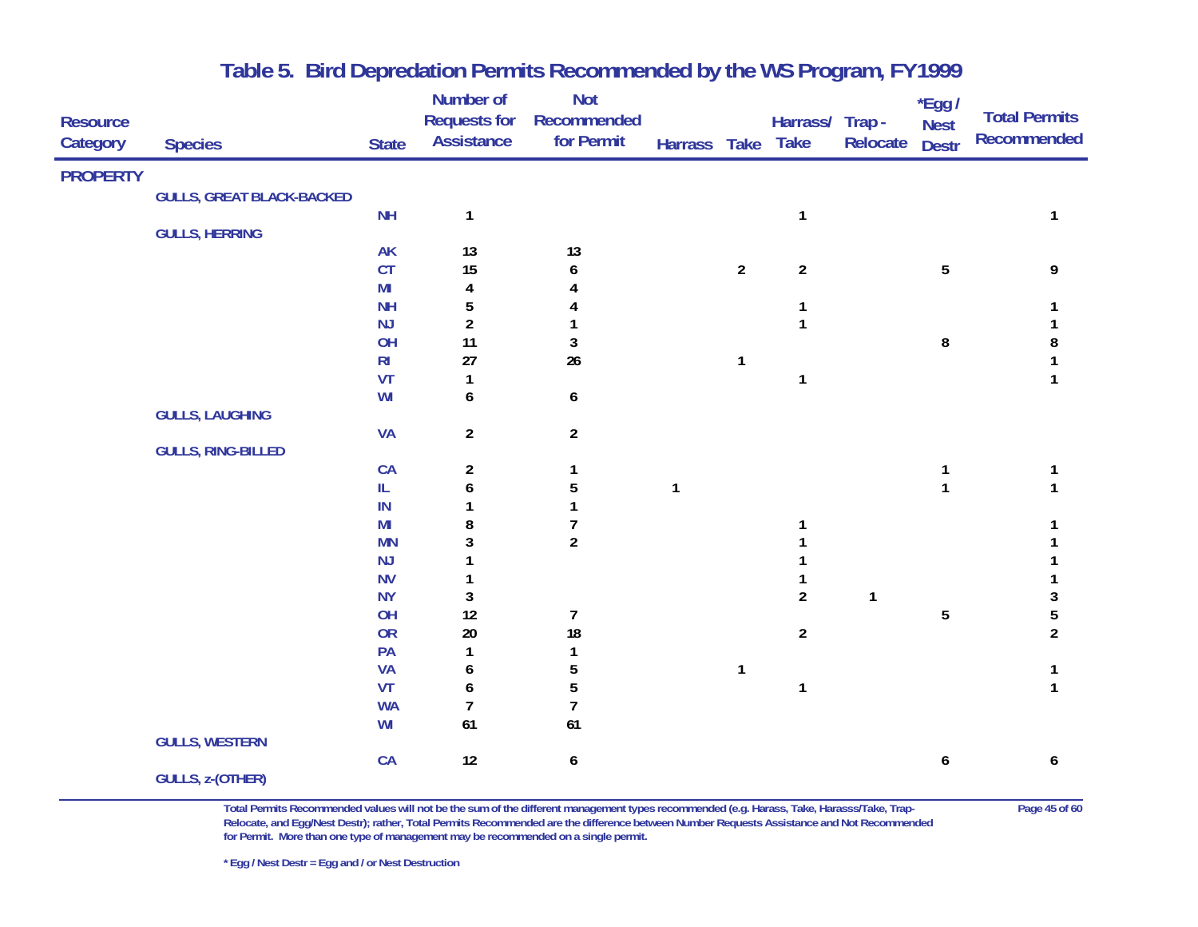# Table 5. Bird Depredation Permits Recommended by the WS Program, FY1999

| Resource Category | Species | State | Number of Requests for Assistance | Not Recommended for Permit | Harrass | Take | Harrass/ Take | Trap - Relocate | *Egg / Nest Destr | Total Permits Recommended |
|---|---|---|---|---|---|---|---|---|---|---|
| **PROPERTY** | | | | | | | | | | |
| | GULLS, GREAT BLACK-BACKED | | | | | | | | | |
| | | NH | 1 | | | | 1 | | | 1 |
| | GULLS, HERRING | | | | | | | | | |
| | | AK | 13 | 13 | | | | | | |
| | | CT | 15 | 6 | | 2 | 2 | | 5 | 9 |
| | | MI | 4 | 4 | | | | | | |
| | | NH | 5 | 4 | | | 1 | | | 1 |
| | | NJ | 2 | 1 | | | 1 | | | 1 |
| | | OH | 11 | 3 | | | | | 8 | 8 |
| | | RI | 27 | 26 | | 1 | | | | 1 |
| | | VT | 1 | | | | 1 | | | 1 |
| | | WI | 6 | 6 | | | | | | |
| | GULLS, LAUGHING | | | | | | | | | |
| | | VA | 2 | 2 | | | | | | |
| | GULLS, RING-BILLED | | | | | | | | | |
| | | CA | 2 | 1 | | | | | 1 | 1 |
| | | IL | 6 | 5 | 1 | | | | 1 | 1 |
| | | IN | 1 | 1 | | | | | | |
| | | MI | 8 | 7 | | | 1 | | | 1 |
| | | MN | 3 | 2 | | | 1 | | | 1 |
| | | NJ | 1 | | | | 1 | | | 1 |
| | | NV | 1 | | | | 1 | | | 1 |
| | | NY | 3 | | | | 2 | 1 | | 3 |
| | | OH | 12 | 7 | | | | | 5 | 5 |
| | | OR | 20 | 18 | | | 2 | | | 2 |
| | | PA | 1 | 1 | | | | | | |
| | | VA | 6 | 5 | | 1 | | | | 1 |
| | | VT | 6 | 5 | | | 1 | | | 1 |
| | | WA | 7 | 7 | | | | | | |
| | | WI | 61 | 61 | | | | | | |
| | GULLS, WESTERN | | | | | | | | | |
| | | CA | 12 | 6 | | | | | 6 | 6 |
| | GULLS, z-(OTHER) | | | | | | | | | |

Total Permits Recommended values will not be the sum of the different management types recommended (e.g. Harass, Take, Harasss/Take, Trap-Relocate, and Egg/Nest Destr); rather, Total Permits Recommended are the difference between Number Requests Assistance and Not Recommended for Permit. More than one type of management may be recommended on a single permit.

* Egg / Nest Destr = Egg and / or Nest Destruction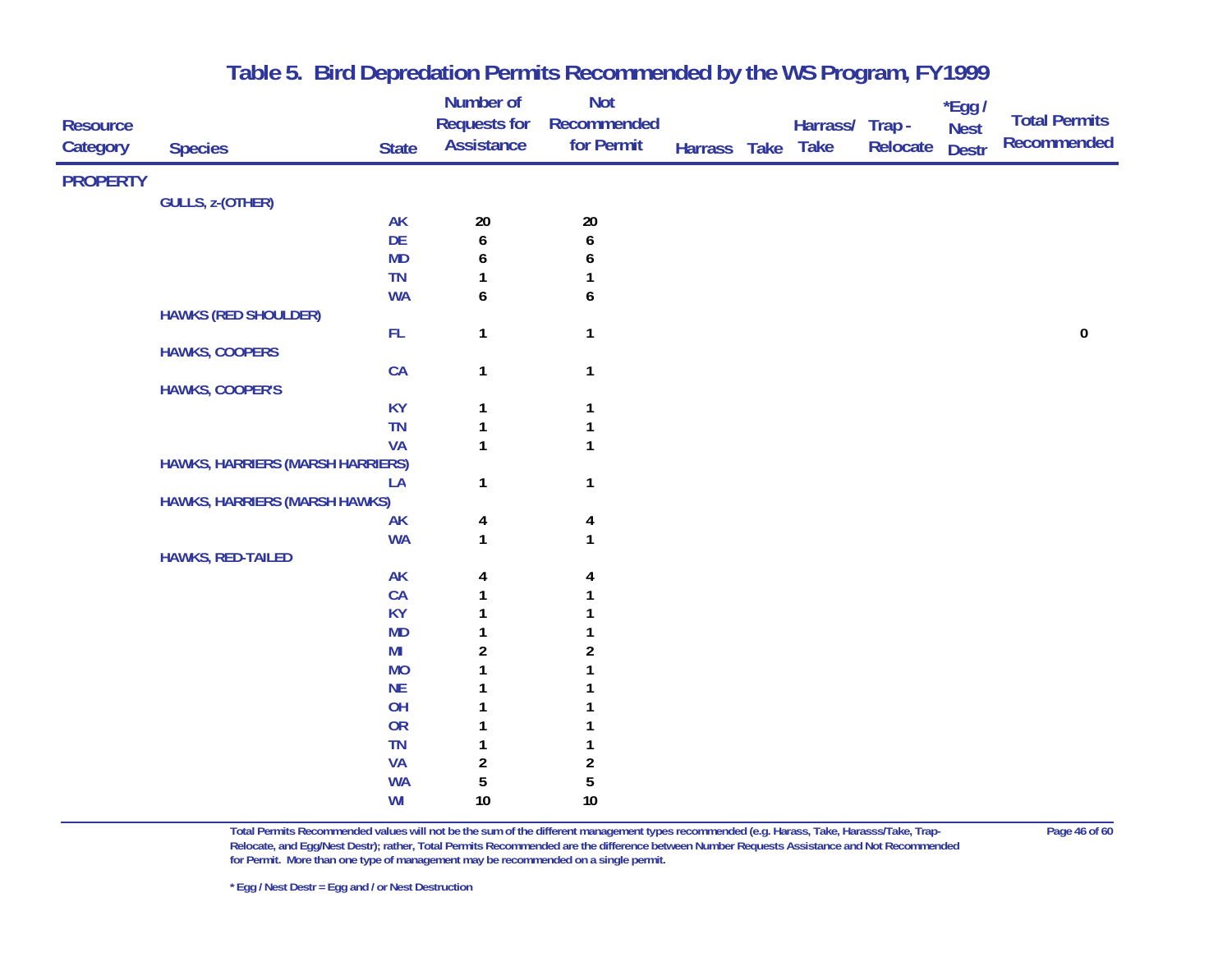# Table 5. Bird Depredation Permits Recommended by the WS Program, FY1999

| Resource Category | Species | State | Number of Requests for Assistance | Not Recommended for Permit | Harrass | Take | Harrass/ Take | Trap - Relocate | *Egg / Nest Destr | Total Permits Recommended |
|---|---|---|---|---|---|---|---|---|---|---|
| **PROPERTY** | | | | | | | | | | |
| | GULLS, z-(OTHER) | | | | | | | | | |
| | | AK | 20 | 20 | | | | | | |
| | | DE | 6 | 6 | | | | | | |
| | | MD | 6 | 6 | | | | | | |
| | | TN | 1 | 1 | | | | | | |
| | | WA | 6 | 6 | | | | | | |
| | HAWKS (RED SHOULDER) | | | | | | | | | |
| | | FL | 1 | 1 | | | | | | 0 |
| | HAWKS, COOPERS | | | | | | | | | |
| | | CA | 1 | 1 | | | | | | |
| | HAWKS, COOPER'S | | | | | | | | | |
| | | KY | 1 | 1 | | | | | | |
| | | TN | 1 | 1 | | | | | | |
| | | VA | 1 | 1 | | | | | | |
| | HAWKS, HARRIERS (MARSH HARRIERS) | | | | | | | | | |
| | | LA | 1 | 1 | | | | | | |
| | HAWKS, HARRIERS (MARSH HAWKS) | | | | | | | | | |
| | | AK | 4 | 4 | | | | | | |
| | | WA | 1 | 1 | | | | | | |
| | HAWKS, RED-TAILED | | | | | | | | | |
| | | AK | 4 | 4 | | | | | | |
| | | CA | 1 | 1 | | | | | | |
| | | KY | 1 | 1 | | | | | | |
| | | MD | 1 | 1 | | | | | | |
| | | MI | 2 | 2 | | | | | | |
| | | MO | 1 | 1 | | | | | | |
| | | NE | 1 | 1 | | | | | | |
| | | OH | 1 | 1 | | | | | | |
| | | OR | 1 | 1 | | | | | | |
| | | TN | 1 | 1 | | | | | | |
| | | VA | 2 | 2 | | | | | | |
| | | WA | 5 | 5 | | | | | | |
| | | WI | 10 | 10 | | | | | | |

Total Permits Recommended values will not be the sum of the different management types recommended (e.g. Harass, Take, Harasss/Take, Trap-Relocate, and Egg/Nest Destr); rather, Total Permits Recommended are the difference between Number Requests Assistance and Not Recommended for Permit. More than one type of management may be recommended on a single permit.

\* Egg / Nest Destr = Egg and / or Nest Destruction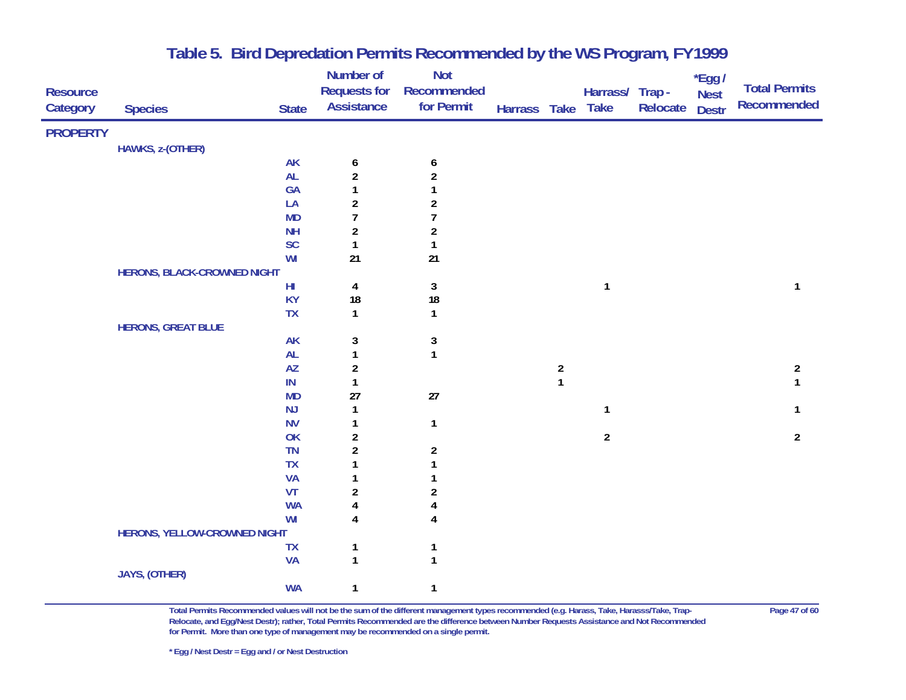# Table 5. Bird Depredation Permits Recommended by the WS Program, FY1999

| Resource Category | Species | State | Number of Requests for Assistance | Not Recommended for Permit | Harrass | Take | Harrass/ Take | Trap - Relocate | *Egg / Nest Destr | Total Permits Recommended |
|---|---|---|---|---|---|---|---|---|---|---|
| **PROPERTY** | | | | | | | | | | |
| | HAWKS, z-(OTHER) | | | | | | | | | |
| | | AK | 6 | 6 | | | | | | |
| | | AL | 2 | 2 | | | | | | |
| | | GA | 1 | 1 | | | | | | |
| | | LA | 2 | 2 | | | | | | |
| | | MD | 7 | 7 | | | | | | |
| | | NH | 2 | 2 | | | | | | |
| | | SC | 1 | 1 | | | | | | |
| | | WI | 21 | 21 | | | | | | |
| | HERONS, BLACK-CROWNED NIGHT | | | | | | | | | |
| | | HI | 4 | 3 | | | 1 | | | 1 |
| | | KY | 18 | 18 | | | | | | |
| | | TX | 1 | 1 | | | | | | |
| | HERONS, GREAT BLUE | | | | | | | | | |
| | | AK | 3 | 3 | | | | | | |
| | | AL | 1 | 1 | | | | | | |
| | | AZ | 2 | | | 2 | | | | 2 |
| | | IN | 1 | | | 1 | | | | 1 |
| | | MD | 27 | 27 | | | | | | |
| | | NJ | 1 | | | | 1 | | | 1 |
| | | NV | 1 | 1 | | | | | | |
| | | OK | 2 | | | | 2 | | | 2 |
| | | TN | 2 | 2 | | | | | | |
| | | TX | 1 | 1 | | | | | | |
| | | VA | 1 | 1 | | | | | | |
| | | VT | 2 | 2 | | | | | | |
| | | WA | 4 | 4 | | | | | | |
| | | WI | 4 | 4 | | | | | | |
| | HERONS, YELLOW-CROWNED NIGHT | | | | | | | | | |
| | | TX | 1 | 1 | | | | | | |
| | | VA | 1 | 1 | | | | | | |
| | JAYS, (OTHER) | | | | | | | | | |
| | | WA | 1 | 1 | | | | | | |

Total Permits Recommended values will not be the sum of the different management types recommended (e.g. Harass, Take, Harasss/Take, Trap-Relocate, and Egg/Nest Destr); rather, Total Permits Recommended are the difference between Number Requests Assistance and Not Recommended for Permit. More than one type of management may be recommended on a single permit.

* Egg / Nest Destr = Egg and / or Nest Destruction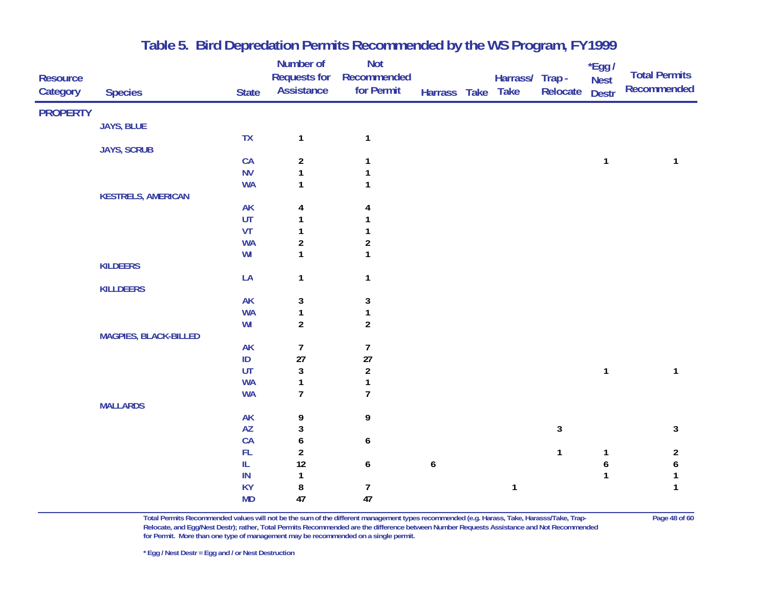# Table 5. Bird Depredation Permits Recommended by the WS Program, FY1999

| Resource Category | Species | State | Number of Requests for Assistance | Not Recommended for Permit | Harrass | Take | Harrass/ Take | Trap - Relocate | *Egg / Nest Destr | Total Permits Recommended |
|---|---|---|---|---|---|---|---|---|---|---|
| **PROPERTY** | | | | | | | | | | |
| | JAYS, BLUE | | | | | | | | | |
| | | TX | 1 | 1 | | | | | | |
| | JAYS, SCRUB | | | | | | | | | |
| | | CA | 2 | 1 | | | | | 1 | 1 |
| | | NV | 1 | 1 | | | | | | |
| | | WA | 1 | 1 | | | | | | |
| | KESTRELS, AMERICAN | | | | | | | | | |
| | | AK | 4 | 4 | | | | | | |
| | | UT | 1 | 1 | | | | | | |
| | | VT | 1 | 1 | | | | | | |
| | | WA | 2 | 2 | | | | | | |
| | | WI | 1 | 1 | | | | | | |
| | KILDEERS | | | | | | | | | |
| | | LA | 1 | 1 | | | | | | |
| | KILLDEERS | | | | | | | | | |
| | | AK | 3 | 3 | | | | | | |
| | | WA | 1 | 1 | | | | | | |
| | | WI | 2 | 2 | | | | | | |
| | MAGPIES, BLACK-BILLED | | | | | | | | | |
| | | AK | 7 | 7 | | | | | | |
| | | ID | 27 | 27 | | | | | | |
| | | UT | 3 | 2 | | | | | 1 | 1 |
| | | WA | 1 | 1 | | | | | | |
| | | WA | 7 | 7 | | | | | | |
| | MALLARDS | | | | | | | | | |
| | | AK | 9 | 9 | | | | | | |
| | | AZ | 3 | | | | | 3 | | 3 |
| | | CA | 6 | 6 | | | | | | |
| | | FL | 2 | | | | | 1 | 1 | 2 |
| | | IL | 12 | 6 | 6 | | | | 6 | 6 |
| | | IN | 1 | | | | | | 1 | 1 |
| | | KY | 8 | 7 | | | 1 | | | 1 |
| | | MD | 47 | 47 | | | | | | |

Total Permits Recommended values will not be the sum of the different management types recommended (e.g. Harass, Take, Harasss/Take, Trap-Relocate, and Egg/Nest Destr); rather, Total Permits Recommended are the difference between Number Requests Assistance and Not Recommended for Permit. More than one type of management may be recommended on a single permit.

* Egg / Nest Destr = Egg and / or Nest Destruction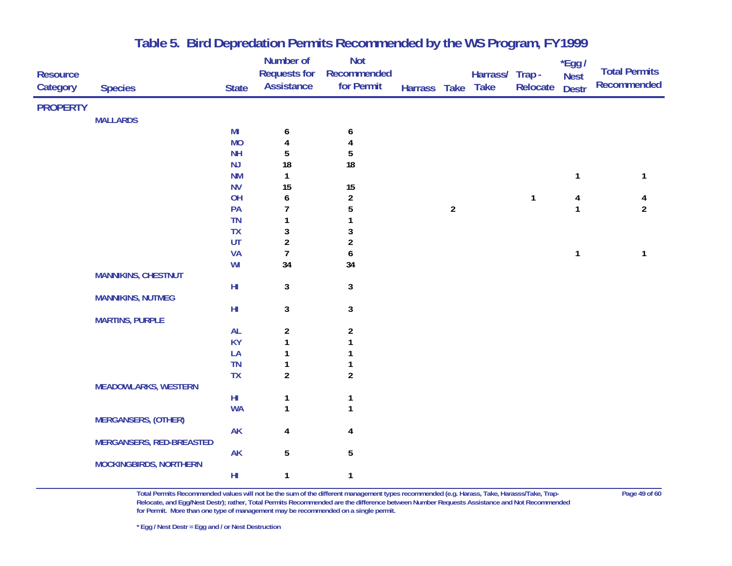## Table 5. Bird Depredation Permits Recommended by the WS Program, FY1999

| Resource Category | Species | State | Number of Requests for Assistance | Not Recommended for Permit | Harrass | Take | Harrass/ Take | Trap - Relocate | *Egg / Nest Destr | Total Permits Recommended |
|---|---|---|---|---|---|---|---|---|---|---|
| **PROPERTY** | | | | | | | | | | |
| | **MALLARDS** | | | | | | | | | |
| | | MI | 6 | 6 | | | | | | |
| | | MO | 4 | 4 | | | | | | |
| | | NH | 5 | 5 | | | | | | |
| | | NJ | 18 | 18 | | | | | | |
| | | NM | 1 | | | | | | 1 | 1 |
| | | NV | 15 | 15 | | | | | | |
| | | OH | 6 | 2 | | | | 1 | 4 | 4 |
| | | PA | 7 | 5 | | 2 | | | 1 | 2 |
| | | TN | 1 | 1 | | | | | | |
| | | TX | 3 | 3 | | | | | | |
| | | UT | 2 | 2 | | | | | | |
| | | VA | 7 | 6 | | | | | 1 | 1 |
| | | WI | 34 | 34 | | | | | | |
| | **MANNIKINS, CHESTNUT** | | | | | | | | | |
| | | HI | 3 | 3 | | | | | | |
| | **MANNIKINS, NUTMEG** | | | | | | | | | |
| | | HI | 3 | 3 | | | | | | |
| | **MARTINS, PURPLE** | | | | | | | | | |
| | | AL | 2 | 2 | | | | | | |
| | | KY | 1 | 1 | | | | | | |
| | | LA | 1 | 1 | | | | | | |
| | | TN | 1 | 1 | | | | | | |
| | | TX | 2 | 2 | | | | | | |
| | **MEADOWLARKS, WESTERN** | | | | | | | | | |
| | | HI | 1 | 1 | | | | | | |
| | | WA | 1 | 1 | | | | | | |
| | **MERGANSERS, (OTHER)** | | | | | | | | | |
| | | AK | 4 | 4 | | | | | | |
| | **MERGANSERS, RED-BREASTED** | | | | | | | | | |
| | | AK | 5 | 5 | | | | | | |
| | **MOCKINGBIRDS, NORTHERN** | | | | | | | | | |
| | | HI | 1 | 1 | | | | | | |

Total Permits Recommended values will not be the sum of the different management types recommended (e.g. Harass, Take, Harasss/Take, Trap-Relocate, and Egg/Nest Destr); rather, Total Permits Recommended are the difference between Number Requests Assistance and Not Recommended for Permit. More than one type of management may be recommended on a single permit.

\* Egg / Nest Destr = Egg and / or Nest Destruction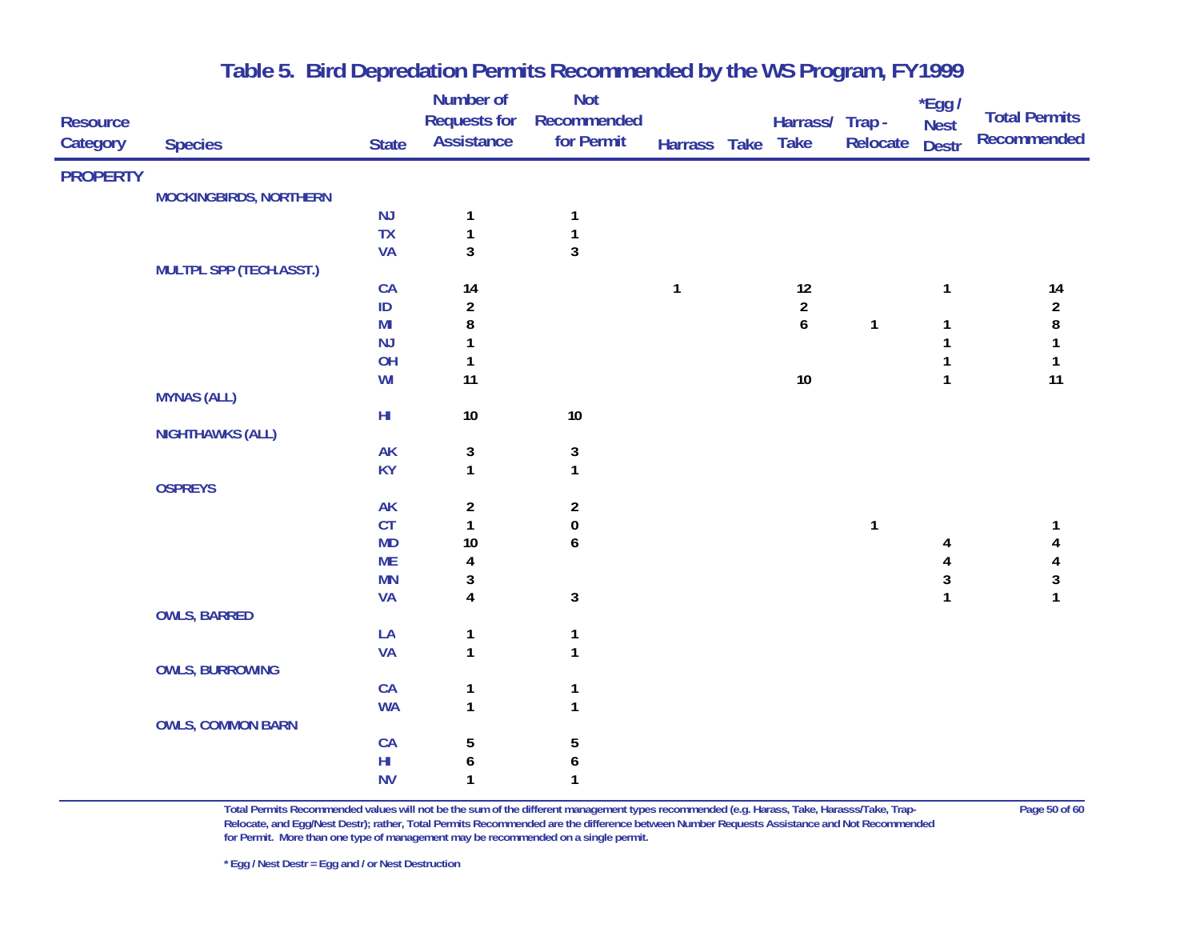## Table 5. Bird Depredation Permits Recommended by the WS Program, FY1999

| Resource Category | Species | State | Number of Requests for Assistance | Not Recommended for Permit | Harrass | Take | Harrass/ Take | Trap - Relocate | *Egg / Nest Destr | Total Permits Recommended |
|---|---|---|---|---|---|---|---|---|---|---|
| **PROPERTY** | | | | | | | | | | |
| | MOCKINGBIRDS, NORTHERN | | | | | | | | | |
| | | NJ | 1 | 1 | | | | | | |
| | | TX | 1 | 1 | | | | | | |
| | | VA | 3 | 3 | | | | | | |
| | MULTPL SPP (TECH.ASST.) | | | | | | | | | |
| | | CA | 14 | | 1 | | 12 | | 1 | 14 |
| | | ID | 2 | | | | 2 | | | 2 |
| | | MI | 8 | | | | 6 | 1 | 1 | 8 |
| | | NJ | 1 | | | | | | 1 | 1 |
| | | OH | 1 | | | | | | 1 | 1 |
| | | WI | 11 | | | | 10 | | 1 | 11 |
| | MYNAS (ALL) | | | | | | | | | |
| | | HI | 10 | 10 | | | | | | |
| | NIGHTHAWKS (ALL) | | | | | | | | | |
| | | AK | 3 | 3 | | | | | | |
| | | KY | 1 | 1 | | | | | | |
| | OSPREYS | | | | | | | | | |
| | | AK | 2 | 2 | | | | | | |
| | | CT | 1 | 0 | | | | 1 | | 1 |
| | | MD | 10 | 6 | | | | | 4 | 4 |
| | | ME | 4 | | | | | | 4 | 4 |
| | | MN | 3 | | | | | | 3 | 3 |
| | | VA | 4 | 3 | | | | | 1 | 1 |
| | OWLS, BARRED | | | | | | | | | |
| | | LA | 1 | 1 | | | | | | |
| | | VA | 1 | 1 | | | | | | |
| | OWLS, BURROWING | | | | | | | | | |
| | | CA | 1 | 1 | | | | | | |
| | | WA | 1 | 1 | | | | | | |
| | OWLS, COMMON BARN | | | | | | | | | |
| | | CA | 5 | 5 | | | | | | |
| | | HI | 6 | 6 | | | | | | |
| | | NV | 1 | 1 | | | | | | |

Total Permits Recommended values will not be the sum of the different management types recommended (e.g. Harass, Take, Harasss/Take, Trap-Relocate, and Egg/Nest Destr); rather, Total Permits Recommended are the difference between Number Requests Assistance and Not Recommended for Permit. More than one type of management may be recommended on a single permit.

\* Egg / Nest Destr = Egg and / or Nest Destruction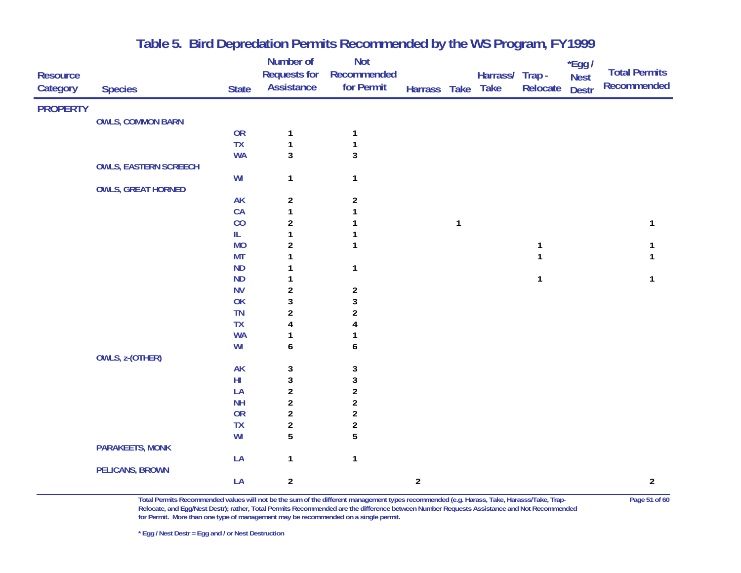## Table 5. Bird Depredation Permits Recommended by the WS Program, FY1999

| Resource Category | Species | State | Number of Requests for Assistance | Not Recommended for Permit | Harrass | Take | Harrass/ Take | Trap - Relocate | *Egg / Nest Destr | Total Permits Recommended |
|---|---|---|---|---|---|---|---|---|---|---|
| PROPERTY | | | | | | | | | | |
| | OWLS, COMMON BARN | | | | | | | | | |
| | | OR | 1 | 1 | | | | | | |
| | | TX | 1 | 1 | | | | | | |
| | | WA | 3 | 3 | | | | | | |
| | OWLS, EASTERN SCREECH | | | | | | | | | |
| | | WI | 1 | 1 | | | | | | |
| | OWLS, GREAT HORNED | | | | | | | | | |
| | | AK | 2 | 2 | | | | | | |
| | | CA | 1 | 1 | | | | | | |
| | | CO | 2 | 1 | | 1 | | | | 1 |
| | | IL | 1 | 1 | | | | | | |
| | | MO | 2 | 1 | | | | 1 | | 1 |
| | | MT | 1 | | | | | 1 | | 1 |
| | | ND | 1 | 1 | | | | | | |
| | | ND | 1 | | | | | 1 | | 1 |
| | | NV | 2 | 2 | | | | | | |
| | | OK | 3 | 3 | | | | | | |
| | | TN | 2 | 2 | | | | | | |
| | | TX | 4 | 4 | | | | | | |
| | | WA | 1 | 1 | | | | | | |
| | | WI | 6 | 6 | | | | | | |
| | OWLS, z-(OTHER) | | | | | | | | | |
| | | AK | 3 | 3 | | | | | | |
| | | HI | 3 | 3 | | | | | | |
| | | LA | 2 | 2 | | | | | | |
| | | NH | 2 | 2 | | | | | | |
| | | OR | 2 | 2 | | | | | | |
| | | TX | 2 | 2 | | | | | | |
| | | WI | 5 | 5 | | | | | | |
| | PARAKEETS, MONK | | | | | | | | | |
| | | LA | 1 | 1 | | | | | | |
| | PELICANS, BROWN | | | | | | | | | |
| | | LA | 2 | | 2 | | | | | 2 |

Total Permits Recommended values will not be the sum of the different management types recommended (e.g. Harass, Take, Harasss/Take, Trap-Relocate, and Egg/Nest Destr); rather, Total Permits Recommended are the difference between Number Requests Assistance and Not Recommended for Permit. More than one type of management may be recommended on a single permit.

* Egg / Nest Destr = Egg and / or Nest Destruction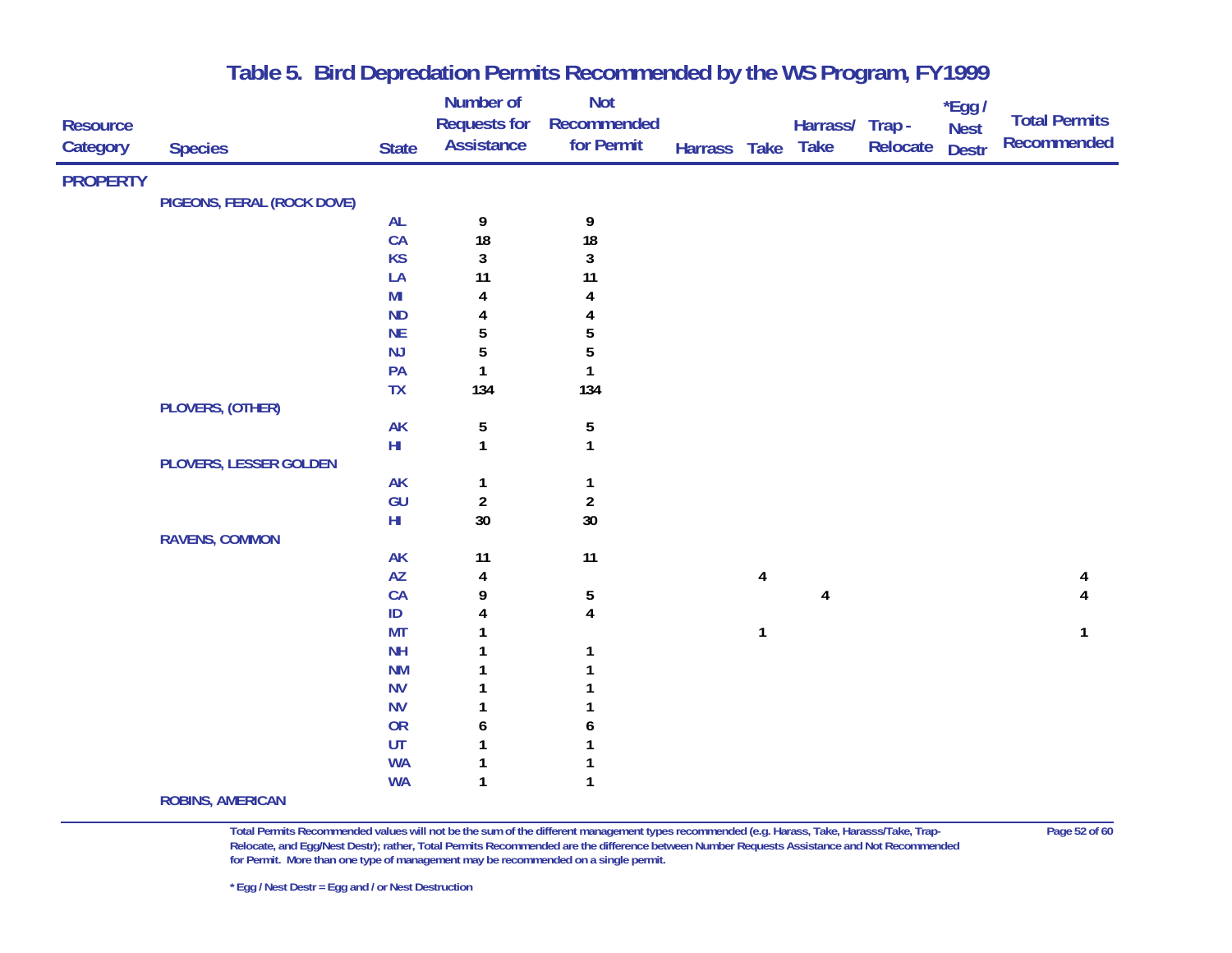# Table 5. Bird Depredation Permits Recommended by the WS Program, FY1999

| Resource Category | Species | State | Number of Requests for Assistance | Not Recommended for Permit | Harrass | Take | Harrass/ Take | Trap - Relocate | *Egg / Nest Destr | Total Permits Recommended |
|---|---|---|---|---|---|---|---|---|---|---|
| PROPERTY | | | | | | | | | | |
| | PIGEONS, FERAL (ROCK DOVE) | | | | | | | | | |
| | | AL | 9 | 9 | | | | | | |
| | | CA | 18 | 18 | | | | | | |
| | | KS | 3 | 3 | | | | | | |
| | | LA | 11 | 11 | | | | | | |
| | | MI | 4 | 4 | | | | | | |
| | | ND | 4 | 4 | | | | | | |
| | | NE | 5 | 5 | | | | | | |
| | | NJ | 5 | 5 | | | | | | |
| | | PA | 1 | 1 | | | | | | |
| | | TX | 134 | 134 | | | | | | |
| | PLOVERS, (OTHER) | | | | | | | | | |
| | | AK | 5 | 5 | | | | | | |
| | | HI | 1 | 1 | | | | | | |
| | PLOVERS, LESSER GOLDEN | | | | | | | | | |
| | | AK | 1 | 1 | | | | | | |
| | | GU | 2 | 2 | | | | | | |
| | | HI | 30 | 30 | | | | | | |
| | RAVENS, COMMON | | | | | | | | | |
| | | AK | 11 | 11 | | | | | | |
| | | AZ | 4 | | | 4 | | | | 4 |
| | | CA | 9 | 5 | | | 4 | | | 4 |
| | | ID | 4 | 4 | | | | | | |
| | | MT | 1 | | | 1 | | | | 1 |
| | | NH | 1 | 1 | | | | | | |
| | | NM | 1 | 1 | | | | | | |
| | | NV | 1 | 1 | | | | | | |
| | | NV | 1 | 1 | | | | | | |
| | | OR | 6 | 6 | | | | | | |
| | | UT | 1 | 1 | | | | | | |
| | | WA | 1 | 1 | | | | | | |
| | | WA | 1 | 1 | | | | | | |
| | ROBINS, AMERICAN | | | | | | | | | |

Total Permits Recommended values will not be the sum of the different management types recommended (e.g. Harass, Take, Harasss/Take, Trap-Relocate, and Egg/Nest Destr); rather, Total Permits Recommended are the difference between Number Requests Assistance and Not Recommended for Permit. More than one type of management may be recommended on a single permit.

* Egg / Nest Destr = Egg and / or Nest Destruction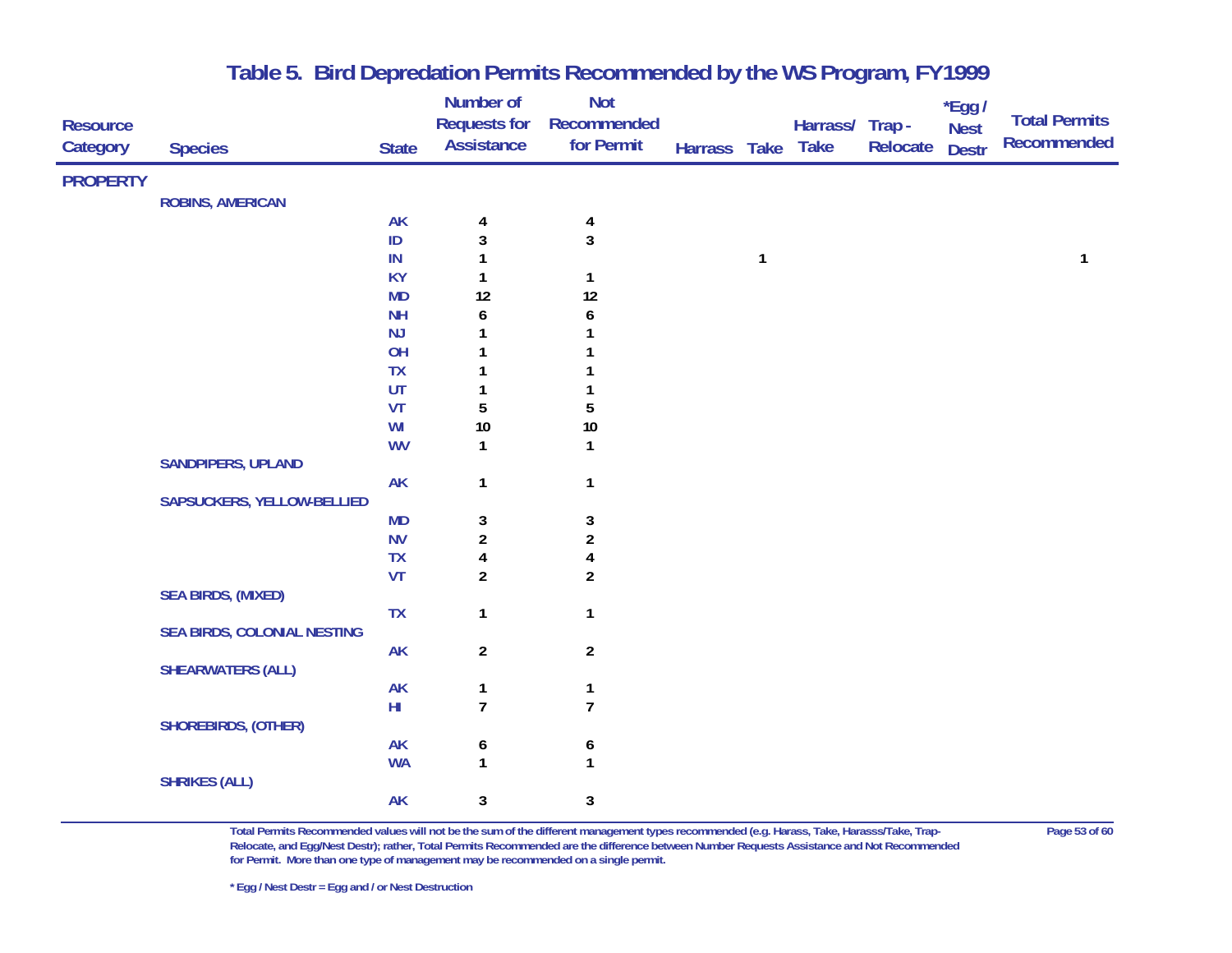# Table 5. Bird Depredation Permits Recommended by the WS Program, FY1999

| Resource Category | Species | State | Number of Requests for Assistance | Not Recommended for Permit | Harrass | Take | Harrass/ Take | Trap - Relocate | *Egg / Nest Destr | Total Permits Recommended |
|---|---|---|---|---|---|---|---|---|---|---|
| **PROPERTY** | | | | | | | | | | |
| | ROBINS, AMERICAN | | | | | | | | | |
| | | AK | 4 | 4 | | | | | | |
| | | ID | 3 | 3 | | | | | | |
| | | IN | 1 | | | 1 | | | | 1 |
| | | KY | 1 | 1 | | | | | | |
| | | MD | 12 | 12 | | | | | | |
| | | NH | 6 | 6 | | | | | | |
| | | NJ | 1 | 1 | | | | | | |
| | | OH | 1 | 1 | | | | | | |
| | | TX | 1 | 1 | | | | | | |
| | | UT | 1 | 1 | | | | | | |
| | | VT | 5 | 5 | | | | | | |
| | | WI | 10 | 10 | | | | | | |
| | | WV | 1 | 1 | | | | | | |
| | SANDPIPERS, UPLAND | | | | | | | | | |
| | | AK | 1 | 1 | | | | | | |
| | SAPSUCKERS, YELLOW-BELLIED | | | | | | | | | |
| | | MD | 3 | 3 | | | | | | |
| | | NV | 2 | 2 | | | | | | |
| | | TX | 4 | 4 | | | | | | |
| | | VT | 2 | 2 | | | | | | |
| | SEA BIRDS, (MIXED) | | | | | | | | | |
| | | TX | 1 | 1 | | | | | | |
| | SEA BIRDS, COLONIAL NESTING | | | | | | | | | |
| | | AK | 2 | 2 | | | | | | |
| | SHEARWATERS (ALL) | | | | | | | | | |
| | | AK | 1 | 1 | | | | | | |
| | | HI | 7 | 7 | | | | | | |
| | SHOREBIRDS, (OTHER) | | | | | | | | | |
| | | AK | 6 | 6 | | | | | | |
| | | WA | 1 | 1 | | | | | | |
| | SHRIKES (ALL) | | | | | | | | | |
| | | AK | 3 | 3 | | | | | | |

Total Permits Recommended values will not be the sum of the different management types recommended (e.g. Harass, Take, Harasss/Take, Trap-Relocate, and Egg/Nest Destr); rather, Total Permits Recommended are the difference between Number Requests Assistance and Not Recommended for Permit. More than one type of management may be recommended on a single permit.

* Egg / Nest Destr = Egg and / or Nest Destruction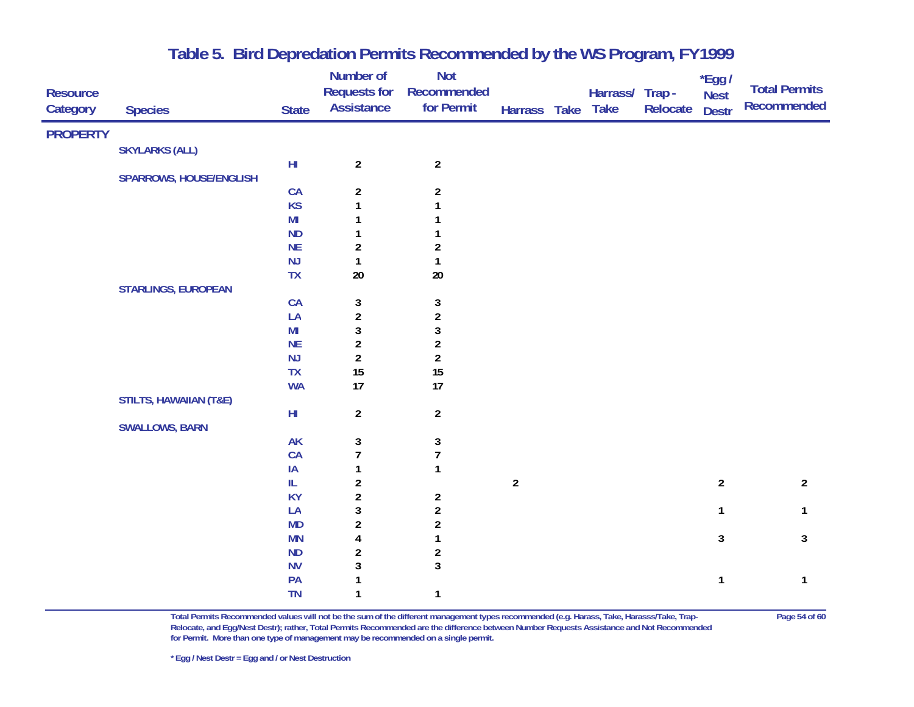# Table 5. Bird Depredation Permits Recommended by the WS Program, FY1999

| Resource Category | Species | State | Number of Requests for Assistance | Not Recommended for Permit | Harrass | Take | Harrass/ Take | Trap - Relocate | *Egg / Nest Destr | Total Permits Recommended |
|---|---|---|---|---|---|---|---|---|---|---|
| **PROPERTY** | | | | | | | | | | |
| | SKYLARKS (ALL) | | | | | | | | | |
| | | HI | 2 | 2 | | | | | | |
| | SPARROWS, HOUSE/ENGLISH | | | | | | | | | |
| | | CA | 2 | 2 | | | | | | |
| | | KS | 1 | 1 | | | | | | |
| | | MI | 1 | 1 | | | | | | |
| | | ND | 1 | 1 | | | | | | |
| | | NE | 2 | 2 | | | | | | |
| | | NJ | 1 | 1 | | | | | | |
| | | TX | 20 | 20 | | | | | | |
| | STARLINGS, EUROPEAN | | | | | | | | | |
| | | CA | 3 | 3 | | | | | | |
| | | LA | 2 | 2 | | | | | | |
| | | MI | 3 | 3 | | | | | | |
| | | NE | 2 | 2 | | | | | | |
| | | NJ | 2 | 2 | | | | | | |
| | | TX | 15 | 15 | | | | | | |
| | | WA | 17 | 17 | | | | | | |
| | STILTS, HAWAIIAN (T&E) | | | | | | | | | |
| | | HI | 2 | 2 | | | | | | |
| | SWALLOWS, BARN | | | | | | | | | |
| | | AK | 3 | 3 | | | | | | |
| | | CA | 7 | 7 | | | | | | |
| | | IA | 1 | 1 | | | | | | |
| | | IL | 2 | | 2 | | | | 2 | 2 |
| | | KY | 2 | 2 | | | | | | |
| | | LA | 3 | 2 | | | | | 1 | 1 |
| | | MD | 2 | 2 | | | | | | |
| | | MN | 4 | 1 | | | | | 3 | 3 |
| | | ND | 2 | 2 | | | | | | |
| | | NV | 3 | 3 | | | | | | |
| | | PA | 1 | | | | | | 1 | 1 |
| | | TN | 1 | 1 | | | | | | |

Total Permits Recommended values will not be the sum of the different management types recommended (e.g. Harass, Take, Harasss/Take, Trap-Relocate, and Egg/Nest Destr); rather, Total Permits Recommended are the difference between Number Requests Assistance and Not Recommended for Permit. More than one type of management may be recommended on a single permit.

\* Egg / Nest Destr = Egg and / or Nest Destruction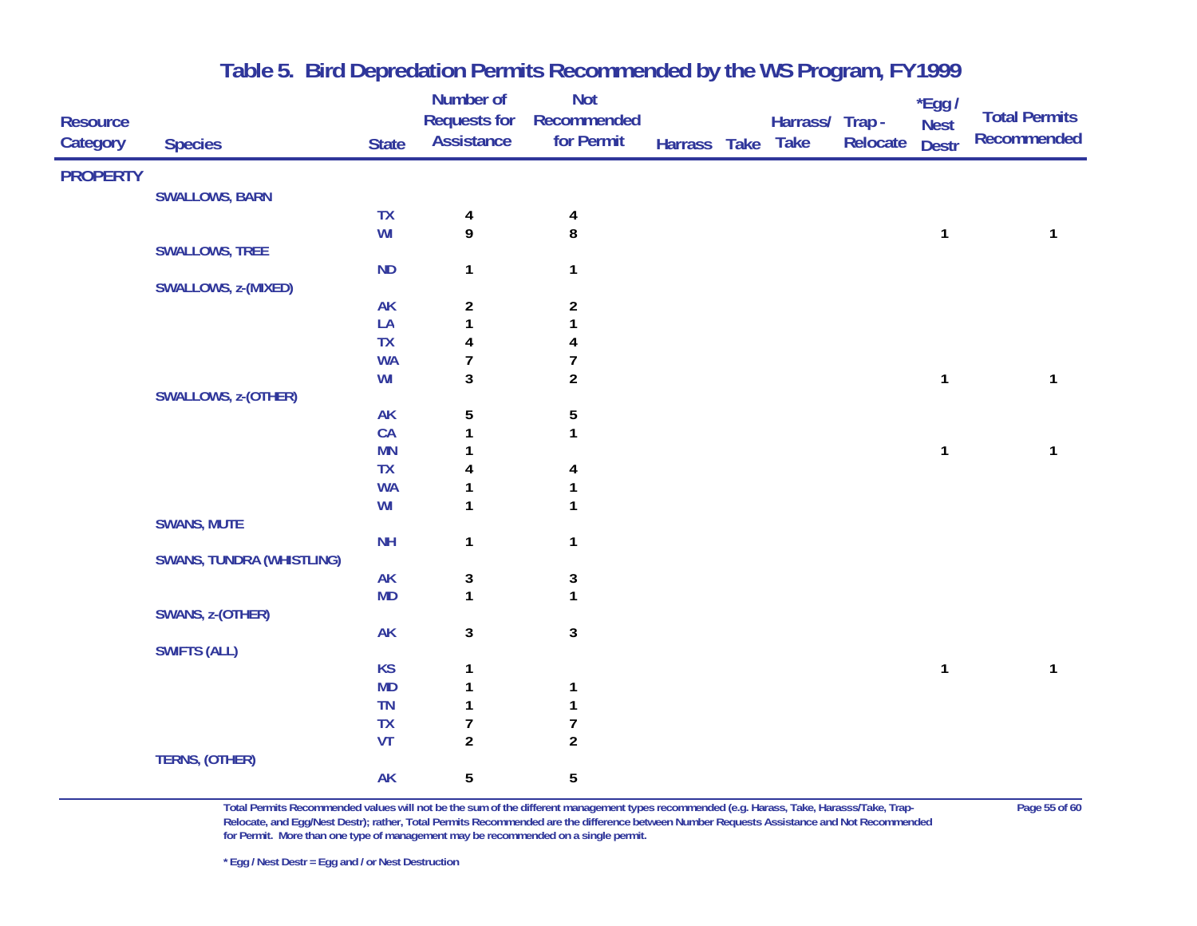# Table 5. Bird Depredation Permits Recommended by the WS Program, FY1999

| Resource Category | Species | State | Number of Requests for Assistance | Not Recommended for Permit | Harrass | Take | Harrass/ Take | Trap - Relocate | *Egg / Nest Destr | Total Permits Recommended |
|---|---|---|---|---|---|---|---|---|---|---|
| PROPERTY | | | | | | | | | | |
| | SWALLOWS, BARN | | | | | | | | | |
| | | TX | 4 | 4 | | | | | | |
| | | WI | 9 | 8 | | | | | 1 | 1 |
| | SWALLOWS, TREE | | | | | | | | | |
| | | ND | 1 | 1 | | | | | | |
| | SWALLOWS, z-(MIXED) | | | | | | | | | |
| | | AK | 2 | 2 | | | | | | |
| | | LA | 1 | 1 | | | | | | |
| | | TX | 4 | 4 | | | | | | |
| | | WA | 7 | 7 | | | | | | |
| | | WI | 3 | 2 | | | | | 1 | 1 |
| | SWALLOWS, z-(OTHER) | | | | | | | | | |
| | | AK | 5 | 5 | | | | | | |
| | | CA | 1 | 1 | | | | | | |
| | | MN | 1 | | | | | | 1 | 1 |
| | | TX | 4 | 4 | | | | | | |
| | | WA | 1 | 1 | | | | | | |
| | | WI | 1 | 1 | | | | | | |
| | SWANS, MUTE | | | | | | | | | |
| | | NH | 1 | 1 | | | | | | |
| | SWANS, TUNDRA (WHISTLING) | | | | | | | | | |
| | | AK | 3 | 3 | | | | | | |
| | | MD | 1 | 1 | | | | | | |
| | SWANS, z-(OTHER) | | | | | | | | | |
| | | AK | 3 | 3 | | | | | | |
| | SWIFTS (ALL) | | | | | | | | | |
| | | KS | 1 | | | | | | 1 | 1 |
| | | MD | 1 | 1 | | | | | | |
| | | TN | 1 | 1 | | | | | | |
| | | TX | 7 | 7 | | | | | | |
| | | VT | 2 | 2 | | | | | | |
| | TERNS, (OTHER) | | | | | | | | | |
| | | AK | 5 | 5 | | | | | | |

Total Permits Recommended values will not be the sum of the different management types recommended (e.g. Harass, Take, Harasss/Take, Trap-Relocate, and Egg/Nest Destr); rather, Total Permits Recommended are the difference between Number Requests Assistance and Not Recommended for Permit. More than one type of management may be recommended on a single permit.

\* Egg / Nest Destr = Egg and / or Nest Destruction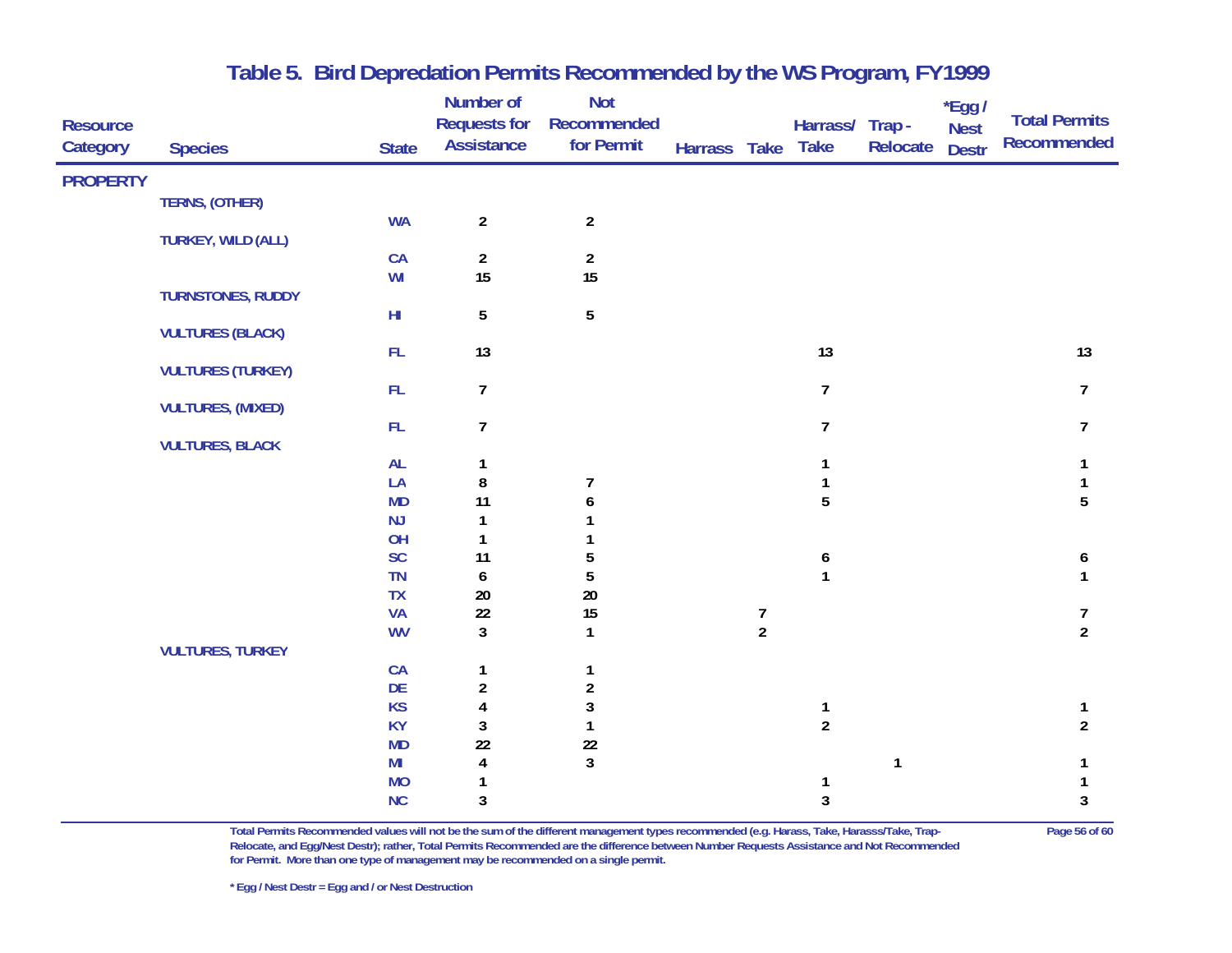# Table 5. Bird Depredation Permits Recommended by the WS Program, FY1999

| Resource Category | Species | State | Number of Requests for Assistance | Not Recommended for Permit | Harrass | Take | Harrass/ Take | Trap - Relocate | *Egg / Nest Destr | Total Permits Recommended |
|---|---|---|---|---|---|---|---|---|---|---|
| **PROPERTY** | | | | | | | | | | |
| | TERNS, (OTHER) | | | | | | | | | |
| | | WA | 2 | 2 | | | | | | |
| | TURKEY, WILD (ALL) | | | | | | | | | |
| | | CA | 2 | 2 | | | | | | |
| | | WI | 15 | 15 | | | | | | |
| | TURNSTONES, RUDDY | | | | | | | | | |
| | | HI | 5 | 5 | | | | | | |
| | VULTURES (BLACK) | | | | | | | | | |
| | | FL | 13 | | | | 13 | | | 13 |
| | VULTURES (TURKEY) | | | | | | | | | |
| | | FL | 7 | | | | 7 | | | 7 |
| | VULTURES, (MIXED) | | | | | | | | | |
| | | FL | 7 | | | | 7 | | | 7 |
| | VULTURES, BLACK | | | | | | | | | |
| | | AL | 1 | | | | 1 | | | 1 |
| | | LA | 8 | 7 | | | 1 | | | 1 |
| | | MD | 11 | 6 | | | 5 | | | 5 |
| | | NJ | 1 | 1 | | | | | | |
| | | OH | 1 | 1 | | | | | | |
| | | SC | 11 | 5 | | | 6 | | | 6 |
| | | TN | 6 | 5 | | | 1 | | | 1 |
| | | TX | 20 | 20 | | | | | | |
| | | VA | 22 | 15 | | 7 | | | | 7 |
| | | WV | 3 | 1 | | 2 | | | | 2 |
| | VULTURES, TURKEY | | | | | | | | | |
| | | CA | 1 | 1 | | | | | | |
| | | DE | 2 | 2 | | | | | | |
| | | KS | 4 | 3 | | | 1 | | | 1 |
| | | KY | 3 | 1 | | | 2 | | | 2 |
| | | MD | 22 | 22 | | | | | | |
| | | MI | 4 | 3 | | | | 1 | | 1 |
| | | MO | 1 | | | | 1 | | | 1 |
| | | NC | 3 | | | | 3 | | | 3 |

Total Permits Recommended values will not be the sum of the different management types recommended (e.g. Harass, Take, Harasss/Take, Trap-Relocate, and Egg/Nest Destr); rather, Total Permits Recommended are the difference between Number Requests Assistance and Not Recommended for Permit. More than one type of management may be recommended on a single permit.

* Egg / Nest Destr = Egg and / or Nest Destruction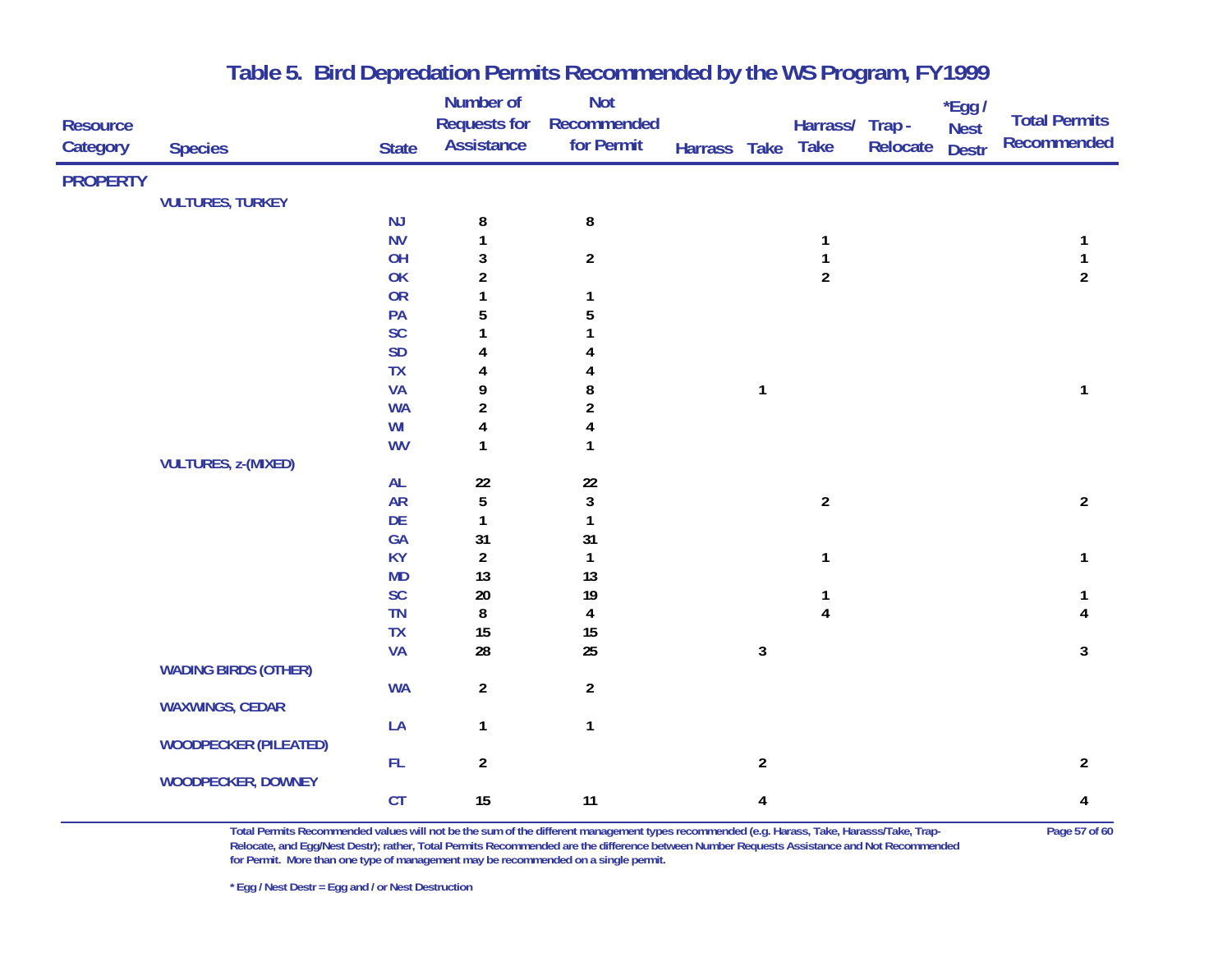# Table 5. Bird Depredation Permits Recommended by the WS Program, FY1999

| Resource Category | Species | State | Number of Requests for Assistance | Not Recommended for Permit | Harrass | Take | Harrass/ Take | Trap - Relocate | *Egg / Nest Destr | Total Permits Recommended |
|---|---|---|---|---|---|---|---|---|---|---|
| **PROPERTY** | | | | | | | | | | |
| | VULTURES, TURKEY | | | | | | | | | |
| | | NJ | 8 | 8 | | | | | | |
| | | NV | 1 | | | | 1 | | | 1 |
| | | OH | 3 | 2 | | | 1 | | | 1 |
| | | OK | 2 | | | | 2 | | | 2 |
| | | OR | 1 | 1 | | | | | | |
| | | PA | 5 | 5 | | | | | | |
| | | SC | 1 | 1 | | | | | | |
| | | SD | 4 | 4 | | | | | | |
| | | TX | 4 | 4 | | | | | | |
| | | VA | 9 | 8 | | 1 | | | | 1 |
| | | WA | 2 | 2 | | | | | | |
| | | WI | 4 | 4 | | | | | | |
| | | WV | 1 | 1 | | | | | | |
| | VULTURES, z-(MIXED) | | | | | | | | | |
| | | AL | 22 | 22 | | | | | | |
| | | AR | 5 | 3 | | | 2 | | | 2 |
| | | DE | 1 | 1 | | | | | | |
| | | GA | 31 | 31 | | | | | | |
| | | KY | 2 | 1 | | | 1 | | | 1 |
| | | MD | 13 | 13 | | | | | | |
| | | SC | 20 | 19 | | | 1 | | | 1 |
| | | TN | 8 | 4 | | | 4 | | | 4 |
| | | TX | 15 | 15 | | | | | | |
| | | VA | 28 | 25 | | 3 | | | | 3 |
| | WADING BIRDS (OTHER) | | | | | | | | | |
| | | WA | 2 | 2 | | | | | | |
| | WAXWINGS, CEDAR | | | | | | | | | |
| | | LA | 1 | 1 | | | | | | |
| | WOODPECKER (PILEATED) | | | | | | | | | |
| | | FL | 2 | | | 2 | | | | 2 |
| | WOODPECKER, DOWNEY | | | | | | | | | |
| | | CT | 15 | 11 | | 4 | | | | 4 |

Total Permits Recommended values will not be the sum of the different management types recommended (e.g. Harass, Take, Harasss/Take, Trap-Relocate, and Egg/Nest Destr); rather, Total Permits Recommended are the difference between Number Requests Assistance and Not Recommended for Permit. More than one type of management may be recommended on a single permit.

\* Egg / Nest Destr = Egg and / or Nest Destruction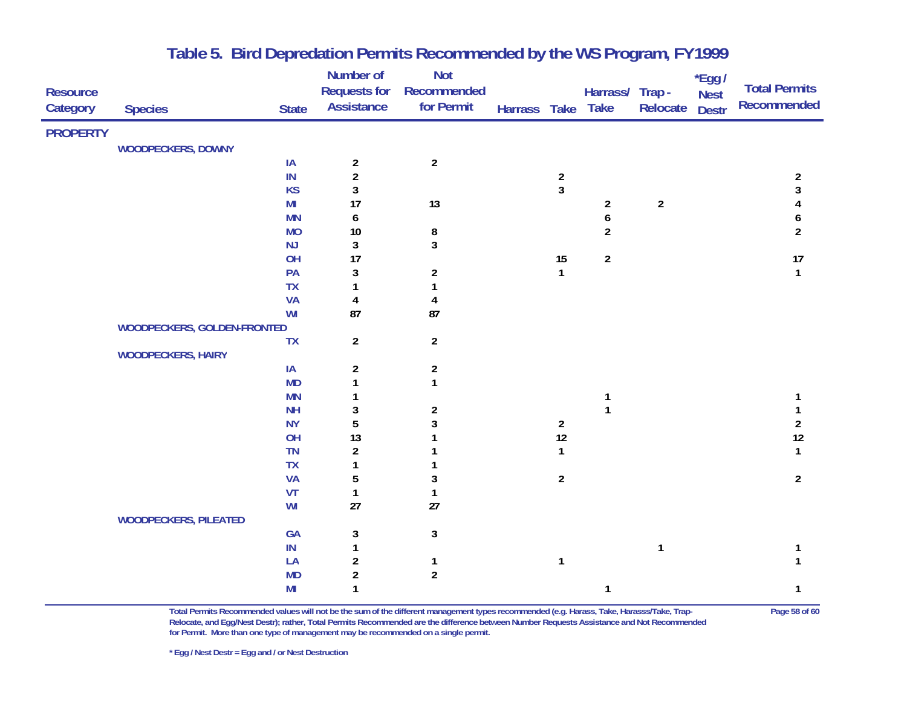# Table 5. Bird Depredation Permits Recommended by the WS Program, FY1999

| Resource Category | Species | State | Number of Requests for Assistance | Not Recommended for Permit | Harrass | Take | Harrass/ Take | Trap - Relocate | *Egg / Nest Destr | Total Permits Recommended |
|---|---|---|---|---|---|---|---|---|---|---|
| **PROPERTY** | | | | | | | | | | |
| | **WOODPECKERS, DOWNY** | | | | | | | | | |
| | | IA | 2 | 2 | | | | | | |
| | | IN | 2 | | | 2 | | | | 2 |
| | | KS | 3 | | | 3 | | | | 3 |
| | | MI | 17 | 13 | | | 2 | 2 | | 4 |
| | | MN | 6 | | | | 6 | | | 6 |
| | | MO | 10 | 8 | | | 2 | | | 2 |
| | | NJ | 3 | 3 | | | | | | |
| | | OH | 17 | | | 15 | 2 | | | 17 |
| | | PA | 3 | 2 | | 1 | | | | 1 |
| | | TX | 1 | 1 | | | | | | |
| | | VA | 4 | 4 | | | | | | |
| | | WI | 87 | 87 | | | | | | |
| | **WOODPECKERS, GOLDEN-FRONTED** | | | | | | | | | |
| | | TX | 2 | 2 | | | | | | |
| | **WOODPECKERS, HAIRY** | | | | | | | | | |
| | | IA | 2 | 2 | | | | | | |
| | | MD | 1 | 1 | | | | | | |
| | | MN | 1 | | | | 1 | | | 1 |
| | | NH | 3 | 2 | | | 1 | | | 1 |
| | | NY | 5 | 3 | | 2 | | | | 2 |
| | | OH | 13 | 1 | | 12 | | | | 12 |
| | | TN | 2 | 1 | | 1 | | | | 1 |
| | | TX | 1 | 1 | | | | | | |
| | | VA | 5 | 3 | | 2 | | | | 2 |
| | | VT | 1 | 1 | | | | | | |
| | | WI | 27 | 27 | | | | | | |
| | **WOODPECKERS, PILEATED** | | | | | | | | | |
| | | GA | 3 | 3 | | | | | | |
| | | IN | 1 | | | | | 1 | | 1 |
| | | LA | 2 | 1 | | 1 | | | | 1 |
| | | MD | 2 | 2 | | | | | | |
| | | MI | 1 | | | | 1 | | | 1 |

Total Permits Recommended values will not be the sum of the different management types recommended (e.g. Harass, Take, Harasss/Take, Trap-Relocate, and Egg/Nest Destr); rather, Total Permits Recommended are the difference between Number Requests Assistance and Not Recommended for Permit. More than one type of management may be recommended on a single permit.

\* Egg / Nest Destr = Egg and / or Nest Destruction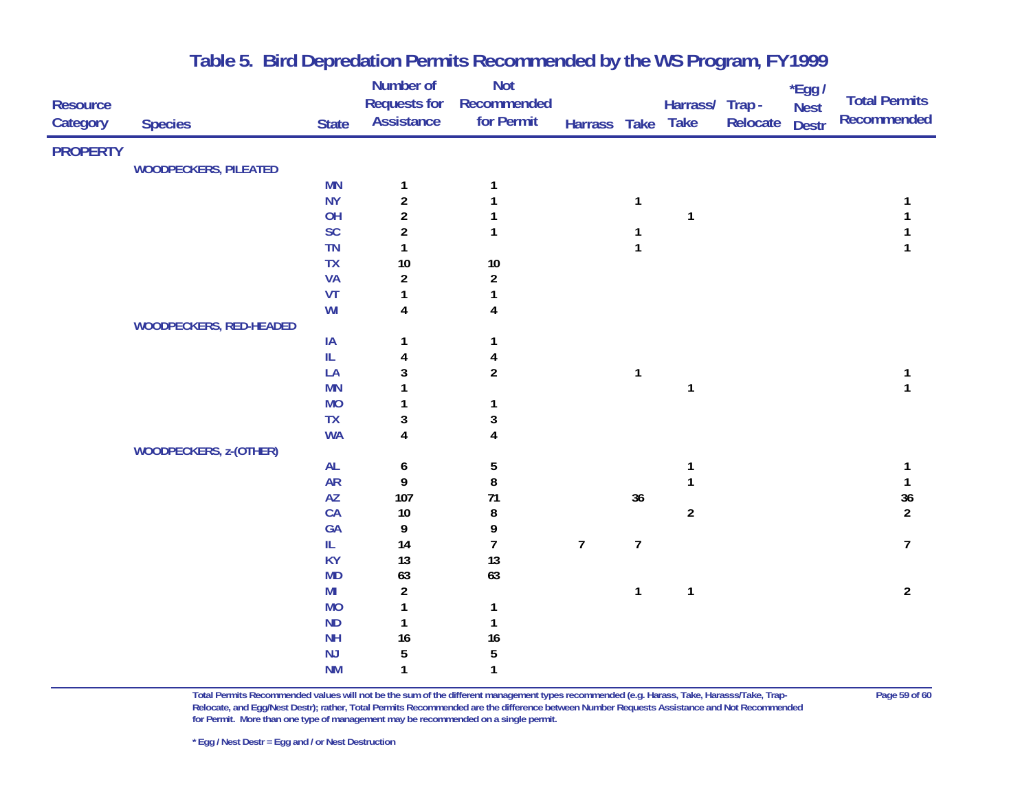# Table 5. Bird Depredation Permits Recommended by the WS Program, FY1999

| Resource Category | Species | State | Number of Requests for Assistance | Not Recommended for Permit | Harrass | Take | Harrass/ Take | Trap - Relocate | *Egg / Nest Destr | Total Permits Recommended |
|---|---|---|---|---|---|---|---|---|---|---|
| **PROPERTY** | | | | | | | | | | |
| | WOODPECKERS, PILEATED | | | | | | | | | |
| | | MN | 1 | 1 | | | | | | |
| | | NY | 2 | 1 | | 1 | | | | 1 |
| | | OH | 2 | 1 | | | 1 | | | 1 |
| | | SC | 2 | 1 | | 1 | | | | 1 |
| | | TN | 1 | | | 1 | | | | 1 |
| | | TX | 10 | 10 | | | | | | |
| | | VA | 2 | 2 | | | | | | |
| | | VT | 1 | 1 | | | | | | |
| | | WI | 4 | 4 | | | | | | |
| | WOODPECKERS, RED-HEADED | | | | | | | | | |
| | | IA | 1 | 1 | | | | | | |
| | | IL | 4 | 4 | | | | | | |
| | | LA | 3 | 2 | | 1 | | | | 1 |
| | | MN | 1 | | | | 1 | | | 1 |
| | | MO | 1 | 1 | | | | | | |
| | | TX | 3 | 3 | | | | | | |
| | | WA | 4 | 4 | | | | | | |
| | WOODPECKERS, z-(OTHER) | | | | | | | | | |
| | | AL | 6 | 5 | | | 1 | | | 1 |
| | | AR | 9 | 8 | | | 1 | | | 1 |
| | | AZ | 107 | 71 | | 36 | | | | 36 |
| | | CA | 10 | 8 | | | 2 | | | 2 |
| | | GA | 9 | 9 | | | | | | |
| | | IL | 14 | 7 | 7 | 7 | | | | 7 |
| | | KY | 13 | 13 | | | | | | |
| | | MD | 63 | 63 | | | | | | |
| | | MI | 2 | | | 1 | 1 | | | 2 |
| | | MO | 1 | 1 | | | | | | |
| | | ND | 1 | 1 | | | | | | |
| | | NH | 16 | 16 | | | | | | |
| | | NJ | 5 | 5 | | | | | | |
| | | NM | 1 | 1 | | | | | | |

**Total Permits Recommended values will not be the sum of the different management types recommended (e.g. Harass, Take, Harasss/Take, Trap-Relocate, and Egg/Nest Destr); rather, Total Permits Recommended are the difference between Number Requests Assistance and Not Recommended for Permit. More than one type of management may be recommended on a single permit.**

**\* Egg / Nest Destr = Egg and / or Nest Destruction**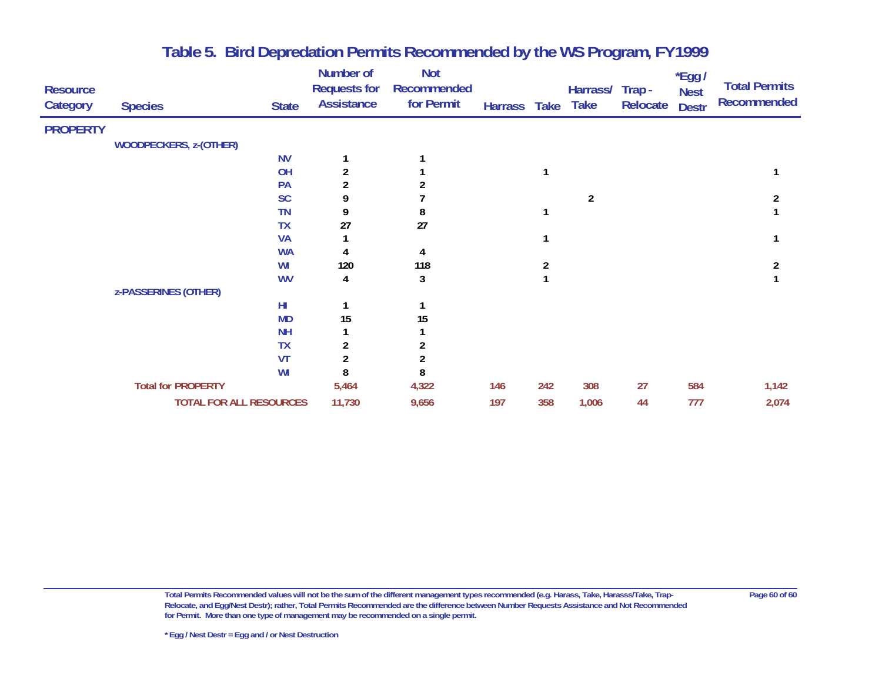# Table 5. Bird Depredation Permits Recommended by the WS Program, FY1999

| Resource Category | Species | State | Number of Requests for Assistance | Not Recommended for Permit | Harrass | Take | Harrass/ Take | Trap - Relocate | *Egg / Nest Destr | Total Permits Recommended |
|---|---|---|---|---|---|---|---|---|---|---|
| **PROPERTY** | | | | | | | | | | |
| | WOODPECKERS, z-(OTHER) | | | | | | | | | |
| | | NV | 1 | 1 | | | | | | |
| | | OH | 2 | 1 | | 1 | | | | 1 |
| | | PA | 2 | 2 | | | | | | |
| | | SC | 9 | 7 | | | 2 | | | 2 |
| | | TN | 9 | 8 | | 1 | | | | 1 |
| | | TX | 27 | 27 | | | | | | |
| | | VA | 1 | | | 1 | | | | 1 |
| | | WA | 4 | 4 | | | | | | |
| | | WI | 120 | 118 | | 2 | | | | 2 |
| | | WV | 4 | 3 | | 1 | | | | 1 |
| | z-PASSERINES (OTHER) | | | | | | | | | |
| | | HI | 1 | 1 | | | | | | |
| | | MD | 15 | 15 | | | | | | |
| | | NH | 1 | 1 | | | | | | |
| | | TX | 2 | 2 | | | | | | |
| | | VT | 2 | 2 | | | | | | |
| | | WI | 8 | 8 | | | | | | |
| | Total for PROPERTY | | 5,464 | 4,322 | 146 | 242 | 308 | 27 | 584 | 1,142 |
| | TOTAL FOR ALL RESOURCES | | 11,730 | 9,656 | 197 | 358 | 1,006 | 44 | 777 | 2,074 |

Total Permits Recommended values will not be the sum of the different management types recommended (e.g. Harass, Take, Harasss/Take, Trap-Relocate, and Egg/Nest Destr); rather, Total Permits Recommended are the difference between Number Requests Assistance and Not Recommended for Permit. More than one type of management may be recommended on a single permit.

* Egg / Nest Destr = Egg and / or Nest Destruction